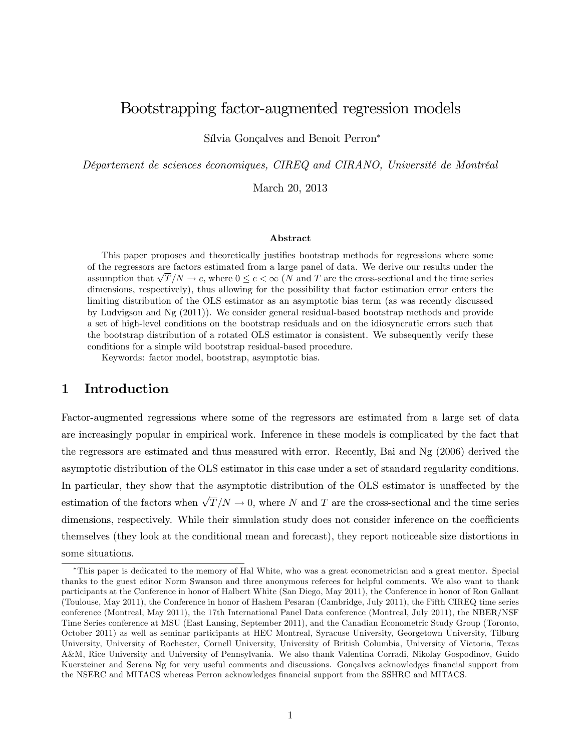# Bootstrapping factor-augmented regression models

Sílvia Gonçalves and Benoit Perron*

*Département de sciences économiques, CIREQ and CIRANO, Université de Montréal*

March 20, 2013

### Abstract

This paper proposes and theoretically justifies bootstrap methods for regressions where some of the regressors are factors estimated from a large panel of data. We derive our results under the assumption that $\sqrt{T}/N \to c$, where $0 \leq c < \infty$ ($N$ and $T$ are the cross-sectional and the time series dimensions, respectively), thus allowing for the possibility that factor estimation error enters the limiting distribution of the OLS estimator as an asymptotic bias term (as was recently discussed by Ludvigson and Ng (2011)). We consider general residual-based bootstrap methods and provide a set of high-level conditions on the bootstrap residuals and on the idiosyncratic errors such that the bootstrap distribution of a rotated OLS estimator is consistent. We subsequently verify these conditions for a simple wild bootstrap residual-based procedure.

Keywords: factor model, bootstrap, asymptotic bias.

## 1 Introduction

Factor-augmented regressions where some of the regressors are estimated from a large set of data are increasingly popular in empirical work. Inference in these models is complicated by the fact that the regressors are estimated and thus measured with error. Recently, Bai and Ng (2006) derived the asymptotic distribution of the OLS estimator in this case under a set of standard regularity conditions. In particular, they show that the asymptotic distribution of the OLS estimator is unaffected by the estimation of the factors when $\sqrt{T}/N \to 0$, where $N$ and $T$ are the cross-sectional and the time series dimensions, respectively. While their simulation study does not consider inference on the coefficients themselves (they look at the conditional mean and forecast), they report noticeable size distortions in some situations.

---

*This paper is dedicated to the memory of Hal White, who was a great econometrician and a great mentor. Special thanks to the guest editor Norm Swanson and three anonymous referees for helpful comments. We also want to thank participants at the Conference in honor of Halbert White (San Diego, May 2011), the Conference in honor of Ron Gallant (Toulouse, May 2011), the Conference in honor of Hashem Pesaran (Cambridge, July 2011), the Fifth CIREQ time series conference (Montreal, May 2011), the 17th International Panel Data conference (Montreal, July 2011), the NBER/NSF Time Series conference at MSU (East Lansing, September 2011), and the Canadian Econometric Study Group (Toronto, October 2011) as well as seminar participants at HEC Montreal, Syracuse University, Georgetown University, Tilburg University, University of Rochester, Cornell University, University of British Columbia, University of Victoria, Texas A&M, Rice University and University of Pennsylvania. We also thank Valentina Corradi, Nikolay Gospodinov, Guido Kuersteiner and Serena Ng for very useful comments and discussions. Gonçalves acknowledges financial support from the NSERC and MITACS whereas Perron acknowledges financial support from the SSHRC and MITACS.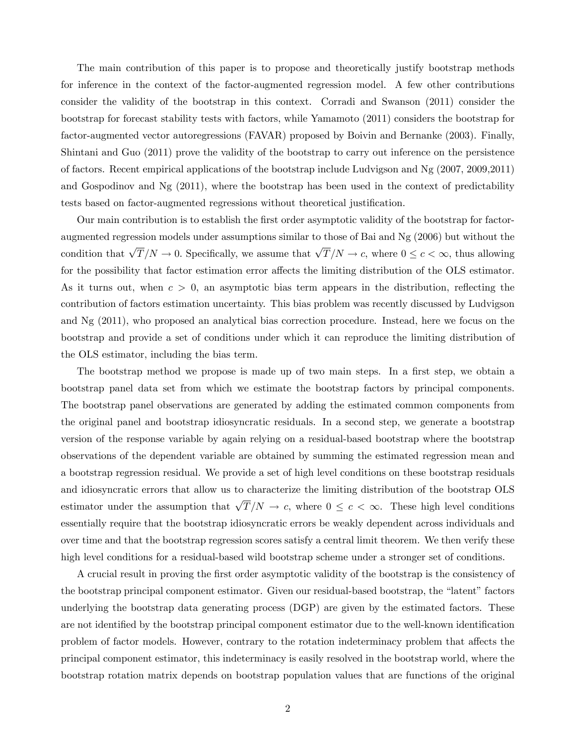The main contribution of this paper is to propose and theoretically justify bootstrap methods for inference in the context of the factor-augmented regression model. A few other contributions consider the validity of the bootstrap in this context. Corradi and Swanson (2011) consider the bootstrap for forecast stability tests with factors, while Yamamoto (2011) considers the bootstrap for factor-augmented vector autoregressions (FAVAR) proposed by Boivin and Bernanke (2003). Finally, Shintani and Guo (2011) prove the validity of the bootstrap to carry out inference on the persistence of factors. Recent empirical applications of the bootstrap include Ludvigson and Ng (2007, 2009,2011) and Gospodinov and Ng (2011), where the bootstrap has been used in the context of predictability tests based on factor-augmented regressions without theoretical justification.

Our main contribution is to establish the first order asymptotic validity of the bootstrap for factor-augmented regression models under assumptions similar to those of Bai and Ng (2006) but without the condition that $\sqrt{T}/N \to 0$. Specifically, we assume that $\sqrt{T}/N \to c$, where $0 \leq c < \infty$, thus allowing for the possibility that factor estimation error affects the limiting distribution of the OLS estimator. As it turns out, when $c > 0$, an asymptotic bias term appears in the distribution, reflecting the contribution of factors estimation uncertainty. This bias problem was recently discussed by Ludvigson and Ng (2011), who proposed an analytical bias correction procedure. Instead, here we focus on the bootstrap and provide a set of conditions under which it can reproduce the limiting distribution of the OLS estimator, including the bias term.

The bootstrap method we propose is made up of two main steps. In a first step, we obtain a bootstrap panel data set from which we estimate the bootstrap factors by principal components. The bootstrap panel observations are generated by adding the estimated common components from the original panel and bootstrap idiosyncratic residuals. In a second step, we generate a bootstrap version of the response variable by again relying on a residual-based bootstrap where the bootstrap observations of the dependent variable are obtained by summing the estimated regression mean and a bootstrap regression residual. We provide a set of high level conditions on these bootstrap residuals and idiosyncratic errors that allow us to characterize the limiting distribution of the bootstrap OLS estimator under the assumption that $\sqrt{T}/N \to c$, where $0 \leq c < \infty$. These high level conditions essentially require that the bootstrap idiosyncratic errors be weakly dependent across individuals and over time and that the bootstrap regression scores satisfy a central limit theorem. We then verify these high level conditions for a residual-based wild bootstrap scheme under a stronger set of conditions.

A crucial result in proving the first order asymptotic validity of the bootstrap is the consistency of the bootstrap principal component estimator. Given our residual-based bootstrap, the "latent" factors underlying the bootstrap data generating process (DGP) are given by the estimated factors. These are not identified by the bootstrap principal component estimator due to the well-known identification problem of factor models. However, contrary to the rotation indeterminacy problem that affects the principal component estimator, this indeterminacy is easily resolved in the bootstrap world, where the bootstrap rotation matrix depends on bootstrap population values that are functions of the original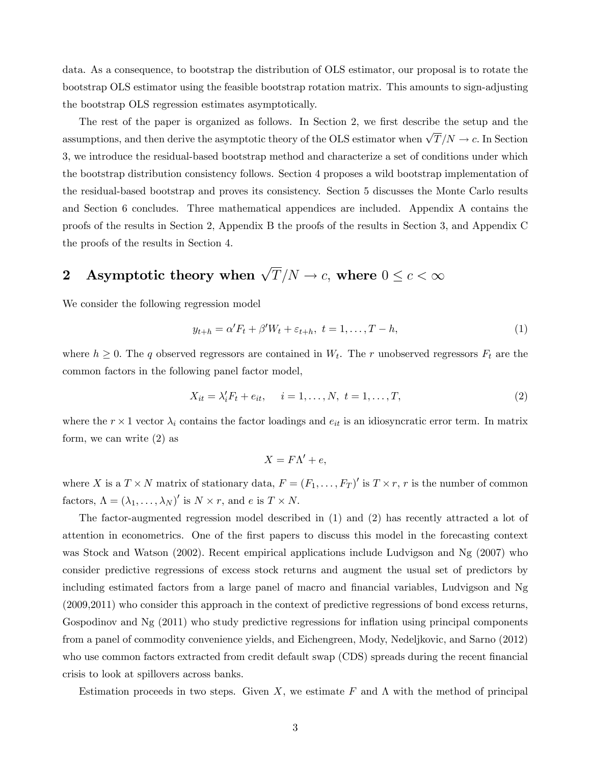data. As a consequence, to bootstrap the distribution of OLS estimator, our proposal is to rotate the bootstrap OLS estimator using the feasible bootstrap rotation matrix. This amounts to sign-adjusting the bootstrap OLS regression estimates asymptotically.

The rest of the paper is organized as follows. In Section 2, we first describe the setup and the assumptions, and then derive the asymptotic theory of the OLS estimator when $\sqrt{T}/N \to c$. In Section 3, we introduce the residual-based bootstrap method and characterize a set of conditions under which the bootstrap distribution consistency follows. Section 4 proposes a wild bootstrap implementation of the residual-based bootstrap and proves its consistency. Section 5 discusses the Monte Carlo results and Section 6 concludes. Three mathematical appendices are included. Appendix A contains the proofs of the results in Section 2, Appendix B the proofs of the results in Section 3, and Appendix C the proofs of the results in Section 4.

## 2 Asymptotic theory when $\sqrt{T}/N \to c$, where $0 \leq c < \infty$

We consider the following regression model

$$y_{t+h} = \alpha' F_t + \beta' W_t + \varepsilon_{t+h},\ t = 1, \ldots, T-h, \tag{1}$$

where $h \geq 0$. The $q$ observed regressors are contained in $W_t$. The $r$ unobserved regressors $F_t$ are the common factors in the following panel factor model,

$$X_{it} = \lambda_i' F_t + e_{it}, \quad i = 1, \ldots, N,\ t = 1, \ldots, T, \tag{2}$$

where the $r \times 1$ vector $\lambda_i$ contains the factor loadings and $e_{it}$ is an idiosyncratic error term. In matrix form, we can write (2) as

$$X = F\Lambda' + e,$$

where $X$ is a $T \times N$ matrix of stationary data, $F = (F_1, \ldots, F_T)'$ is $T \times r$, $r$ is the number of common factors, $\Lambda = (\lambda_1, \ldots, \lambda_N)'$ is $N \times r$, and $e$ is $T \times N$.

The factor-augmented regression model described in (1) and (2) has recently attracted a lot of attention in econometrics. One of the first papers to discuss this model in the forecasting context was Stock and Watson (2002). Recent empirical applications include Ludvigson and Ng (2007) who consider predictive regressions of excess stock returns and augment the usual set of predictors by including estimated factors from a large panel of macro and financial variables, Ludvigson and Ng (2009,2011) who consider this approach in the context of predictive regressions of bond excess returns, Gospodinov and Ng (2011) who study predictive regressions for inflation using principal components from a panel of commodity convenience yields, and Eichengreen, Mody, Nedeljkovic, and Sarno (2012) who use common factors extracted from credit default swap (CDS) spreads during the recent financial crisis to look at spillovers across banks.

Estimation proceeds in two steps. Given $X$, we estimate $F$ and $\Lambda$ with the method of principal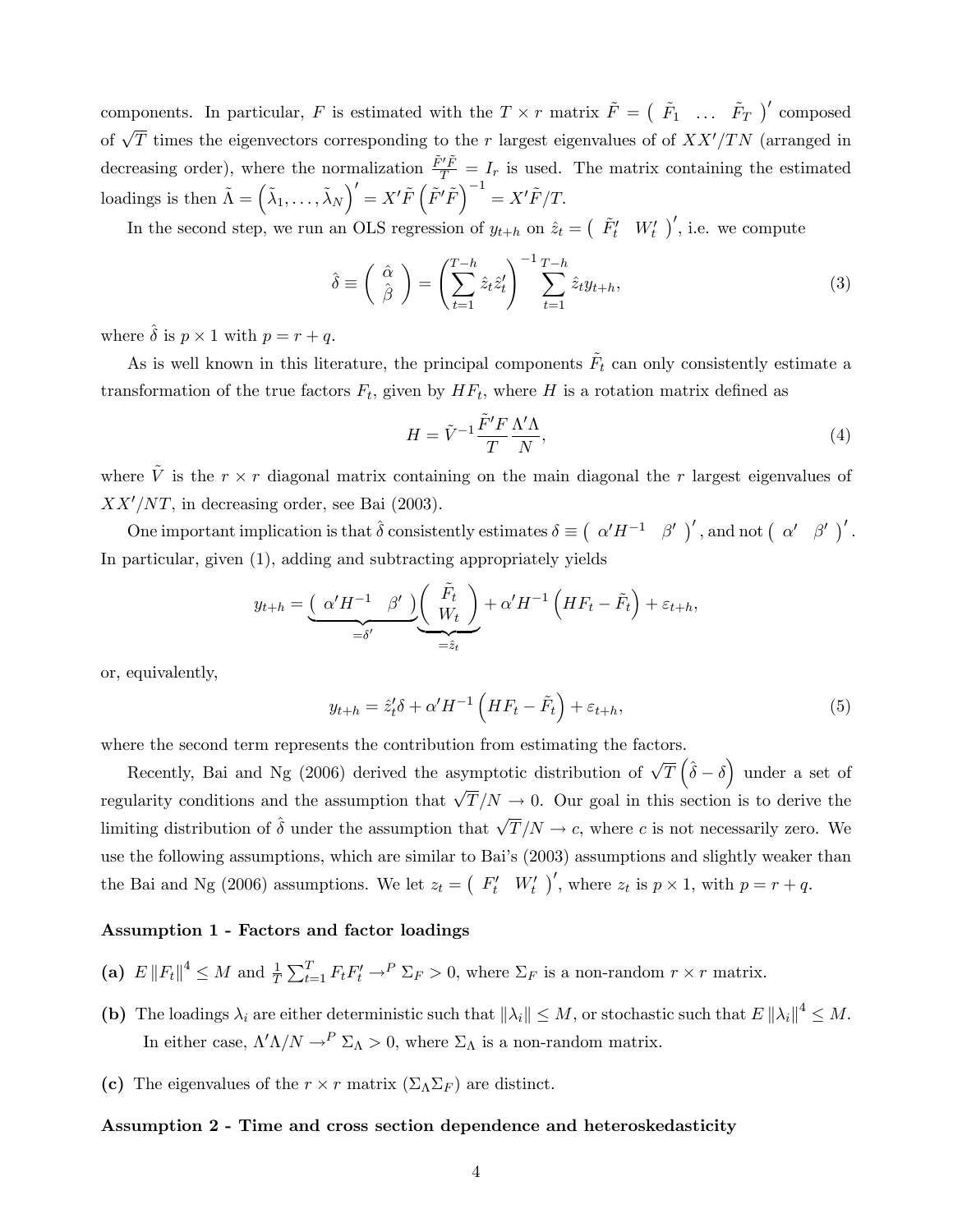components. In particular, $F$ is estimated with the $T \times r$ matrix $\tilde{F} = \left( \begin{array}{ccc} \tilde{F}_1 & \ldots & \tilde{F}_T \end{array} \right)'$ composed of $\sqrt{T}$ times the eigenvectors corresponding to the $r$ largest eigenvalues of of $XX'/TN$ (arranged in decreasing order), where the normalization $\frac{\tilde{F}'\tilde{F}}{T} = I_r$ is used. The matrix containing the estimated loadings is then $\tilde{\Lambda} = \left(\tilde{\lambda}_1, \ldots, \tilde{\lambda}_N\right)' = X'\tilde{F}\left(\tilde{F}'\tilde{F}\right)^{-1} = X'\tilde{F}/T$.

In the second step, we run an OLS regression of $y_{t+h}$ on $\hat{z}_t = \left( \begin{array}{cc} \tilde{F}_t' & W_t' \end{array} \right)'$, i.e. we compute

$$
\hat{\delta} \equiv \left( \begin{array}{c} \hat{\alpha} \\ \hat{\beta} \end{array} \right) = \left( \sum_{t=1}^{T-h} \hat{z}_t \hat{z}_t' \right)^{-1} \sum_{t=1}^{T-h} \hat{z}_t y_{t+h}, \tag{3}
$$

where $\hat{\delta}$ is $p \times 1$ with $p = r + q$.

As is well known in this literature, the principal components $\tilde{F}_t$ can only consistently estimate a transformation of the true factors $F_t$, given by $HF_t$, where $H$ is a rotation matrix defined as

$$
H = \tilde{V}^{-1} \frac{\tilde{F}'F}{T} \frac{\Lambda'\Lambda}{N}, \tag{4}
$$

where $\tilde{V}$ is the $r \times r$ diagonal matrix containing on the main diagonal the $r$ largest eigenvalues of $XX'/NT$, in decreasing order, see Bai (2003).

One important implication is that $\hat{\delta}$ consistently estimates $\delta \equiv \left( \begin{array}{cc} \alpha' H^{-1} & \beta' \end{array} \right)'$, and not $\left( \begin{array}{cc} \alpha' & \beta' \end{array} \right)'$. In particular, given (1), adding and subtracting appropriately yields

$$
y_{t+h} = \underbrace{\left( \begin{array}{cc} \alpha' H^{-1} & \beta' \end{array} \right)}_{=\delta'} \underbrace{\left( \begin{array}{c} \tilde{F}_t \\ W_t \end{array} \right)}_{=\hat{z}_t} + \alpha' H^{-1} \left( HF_t - \tilde{F}_t \right) + \varepsilon_{t+h},
$$

or, equivalently,

$$
y_{t+h} = \hat{z}_t' \delta + \alpha' H^{-1} \left( HF_t - \tilde{F}_t \right) + \varepsilon_{t+h}, \tag{5}
$$

where the second term represents the contribution from estimating the factors.

Recently, Bai and Ng (2006) derived the asymptotic distribution of $\sqrt{T}\left(\hat{\delta} - \delta\right)$ under a set of regularity conditions and the assumption that $\sqrt{T}/N \to 0$. Our goal in this section is to derive the limiting distribution of $\hat{\delta}$ under the assumption that $\sqrt{T}/N \to c$, where $c$ is not necessarily zero. We use the following assumptions, which are similar to Bai's (2003) assumptions and slightly weaker than the Bai and Ng (2006) assumptions. We let $z_t = \left( \begin{array}{cc} F_t' & W_t' \end{array} \right)'$, where $z_t$ is $p \times 1$, with $p = r + q$.

**Assumption 1 - Factors and factor loadings**

**(a)** $E\left\|F_t\right\|^4 \leq M$ and $\frac{1}{T}\sum_{t=1}^{T} F_t F_t' \to^P \Sigma_F > 0$, where $\Sigma_F$ is a non-random $r \times r$ matrix.

**(b)** The loadings $\lambda_i$ are either deterministic such that $\|\lambda_i\| \leq M$, or stochastic such that $E\|\lambda_i\|^4 \leq M$. In either case, $\Lambda'\Lambda/N \to^P \Sigma_\Lambda > 0$, where $\Sigma_\Lambda$ is a non-random matrix.

**(c)** The eigenvalues of the $r \times r$ matrix $(\Sigma_\Lambda \Sigma_F)$ are distinct.

**Assumption 2 - Time and cross section dependence and heteroskedasticity**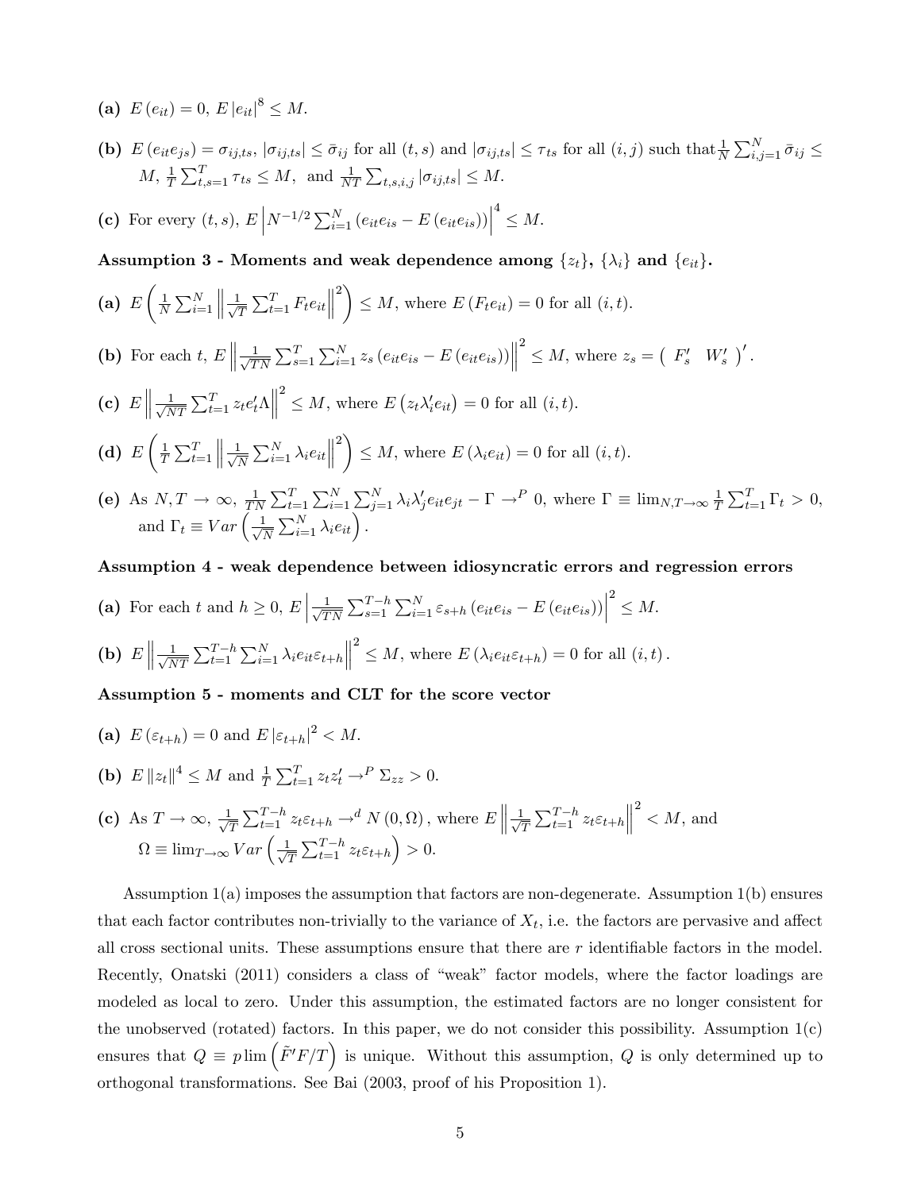**(a)** $E(e_{it}) = 0$, $E|e_{it}|^8 \leq M$.

**(b)** $E(e_{it}e_{js}) = \sigma_{ij,ts}$, $|\sigma_{ij,ts}| \leq \bar{\sigma}_{ij}$ for all $(t,s)$ and $|\sigma_{ij,ts}| \leq \tau_{ts}$ for all $(i,j)$ such that $\frac{1}{N}\sum_{i,j=1}^{N}\bar{\sigma}_{ij} \leq M$, $\frac{1}{T}\sum_{t,s=1}^{T}\tau_{ts} \leq M$, and $\frac{1}{NT}\sum_{t,s,i,j}|\sigma_{ij,ts}| \leq M$.

**(c)** For every $(t,s)$, $E\left|N^{-1/2}\sum_{i=1}^{N}(e_{it}e_{is} - E(e_{it}e_{is}))\right|^4 \leq M$.

**Assumption 3 - Moments and weak dependence among $\{z_t\}$, $\{\lambda_i\}$ and $\{e_{it}\}$.**

**(a)** $E\left(\frac{1}{N}\sum_{i=1}^{N}\left\|\frac{1}{\sqrt{T}}\sum_{t=1}^{T}F_t e_{it}\right\|^2\right) \leq M$, where $E(F_t e_{it}) = 0$ for all $(i,t)$.

**(b)** For each $t$, $E\left\|\frac{1}{\sqrt{TN}}\sum_{s=1}^{T}\sum_{i=1}^{N}z_s(e_{it}e_{is} - E(e_{it}e_{is}))\right\|^2 \leq M$, where $z_s = \begin{pmatrix} F_s' & W_s' \end{pmatrix}'$.

**(c)** $E\left\|\frac{1}{\sqrt{NT}}\sum_{t=1}^{T}z_t e_t'\Lambda\right\|^2 \leq M$, where $E(z_t\lambda_i' e_{it}) = 0$ for all $(i,t)$.

**(d)** $E\left(\frac{1}{T}\sum_{t=1}^{T}\left\|\frac{1}{\sqrt{N}}\sum_{i=1}^{N}\lambda_i e_{it}\right\|^2\right) \leq M$, where $E(\lambda_i e_{it}) = 0$ for all $(i,t)$.

**(e)** As $N,T \to \infty$, $\frac{1}{TN}\sum_{t=1}^{T}\sum_{i=1}^{N}\sum_{j=1}^{N}\lambda_i\lambda_j' e_{it}e_{jt} - \Gamma \to^P 0$, where $\Gamma \equiv \lim_{N,T\to\infty}\frac{1}{T}\sum_{t=1}^{T}\Gamma_t > 0$, and $\Gamma_t \equiv Var\left(\frac{1}{\sqrt{N}}\sum_{i=1}^{N}\lambda_i e_{it}\right)$.

**Assumption 4 - weak dependence between idiosyncratic errors and regression errors**

**(a)** For each $t$ and $h \geq 0$, $E\left|\frac{1}{\sqrt{TN}}\sum_{s=1}^{T-h}\sum_{i=1}^{N}\varepsilon_{s+h}(e_{it}e_{is} - E(e_{it}e_{is}))\right|^2 \leq M$.

**(b)** $E\left\|\frac{1}{\sqrt{NT}}\sum_{t=1}^{T-h}\sum_{i=1}^{N}\lambda_i e_{it}\varepsilon_{t+h}\right\|^2 \leq M$, where $E(\lambda_i e_{it}\varepsilon_{t+h}) = 0$ for all $(i,t)$.

**Assumption 5 - moments and CLT for the score vector**

**(a)** $E(\varepsilon_{t+h}) = 0$ and $E|\varepsilon_{t+h}|^2 < M$.

**(b)** $E\|z_t\|^4 \leq M$ and $\frac{1}{T}\sum_{t=1}^{T}z_t z_t' \to^P \Sigma_{zz} > 0$.

**(c)** As $T \to \infty$, $\frac{1}{\sqrt{T}}\sum_{t=1}^{T-h}z_t\varepsilon_{t+h} \to^d N(0,\Omega)$, where $E\left\|\frac{1}{\sqrt{T}}\sum_{t=1}^{T-h}z_t\varepsilon_{t+h}\right\|^2 < M$, and $\Omega \equiv \lim_{T\to\infty}Var\left(\frac{1}{\sqrt{T}}\sum_{t=1}^{T-h}z_t\varepsilon_{t+h}\right) > 0$.

Assumption 1(a) imposes the assumption that factors are non-degenerate. Assumption 1(b) ensures that each factor contributes non-trivially to the variance of $X_t$, i.e. the factors are pervasive and affect all cross sectional units. These assumptions ensure that there are $r$ identifiable factors in the model. Recently, Onatski (2011) considers a class of "weak" factor models, where the factor loadings are modeled as local to zero. Under this assumption, the estimated factors are no longer consistent for the unobserved (rotated) factors. In this paper, we do not consider this possibility. Assumption 1(c) ensures that $Q \equiv p\lim\left(\tilde{F}'F/T\right)$ is unique. Without this assumption, $Q$ is only determined up to orthogonal transformations. See Bai (2003, proof of his Proposition 1).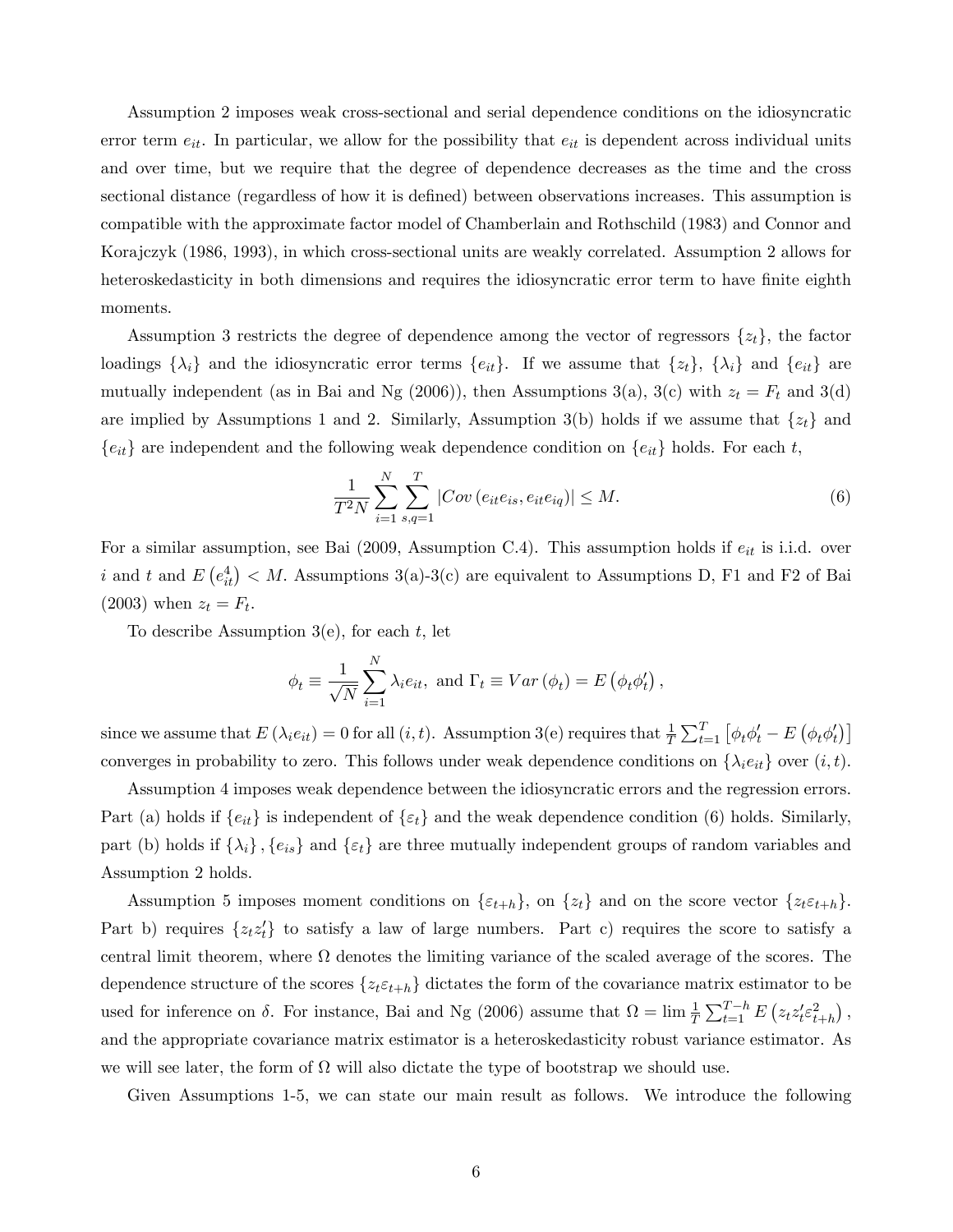Assumption 2 imposes weak cross-sectional and serial dependence conditions on the idiosyncratic error term $e_{it}$. In particular, we allow for the possibility that $e_{it}$ is dependent across individual units and over time, but we require that the degree of dependence decreases as the time and the cross sectional distance (regardless of how it is defined) between observations increases. This assumption is compatible with the approximate factor model of Chamberlain and Rothschild (1983) and Connor and Korajczyk (1986, 1993), in which cross-sectional units are weakly correlated. Assumption 2 allows for heteroskedasticity in both dimensions and requires the idiosyncratic error term to have finite eighth moments.

Assumption 3 restricts the degree of dependence among the vector of regressors $\{z_t\}$, the factor loadings $\{\lambda_i\}$ and the idiosyncratic error terms $\{e_{it}\}$. If we assume that $\{z_t\}$, $\{\lambda_i\}$ and $\{e_{it}\}$ are mutually independent (as in Bai and Ng (2006)), then Assumptions 3(a), 3(c) with $z_t = F_t$ and 3(d) are implied by Assumptions 1 and 2. Similarly, Assumption 3(b) holds if we assume that $\{z_t\}$ and $\{e_{it}\}$ are independent and the following weak dependence condition on $\{e_{it}\}$ holds. For each $t$,

$$\frac{1}{T^2 N} \sum_{i=1}^{N} \sum_{s,q=1}^{T} |Cov\left(e_{it}e_{is}, e_{it}e_{iq}\right)| \leq M. \tag{6}$$

For a similar assumption, see Bai (2009, Assumption C.4). This assumption holds if $e_{it}$ is i.i.d. over $i$ and $t$ and $E\left(e_{it}^4\right) < M$. Assumptions 3(a)-3(c) are equivalent to Assumptions D, F1 and F2 of Bai (2003) when $z_t = F_t$.

To describe Assumption 3(e), for each $t$, let

$$\phi_t \equiv \frac{1}{\sqrt{N}} \sum_{i=1}^{N} \lambda_i e_{it}, \text{ and } \Gamma_t \equiv Var\left(\phi_t\right) = E\left(\phi_t \phi_t'\right),$$

since we assume that $E\left(\lambda_i e_{it}\right) = 0$ for all $(i,t)$. Assumption 3(e) requires that $\frac{1}{T}\sum_{t=1}^{T}\left[\phi_t\phi_t' - E\left(\phi_t\phi_t'\right)\right]$ converges in probability to zero. This follows under weak dependence conditions on $\{\lambda_i e_{it}\}$ over $(i,t)$.

Assumption 4 imposes weak dependence between the idiosyncratic errors and the regression errors. Part (a) holds if $\{e_{it}\}$ is independent of $\{\varepsilon_t\}$ and the weak dependence condition (6) holds. Similarly, part (b) holds if $\{\lambda_i\}, \{e_{is}\}$ and $\{\varepsilon_t\}$ are three mutually independent groups of random variables and Assumption 2 holds.

Assumption 5 imposes moment conditions on $\{\varepsilon_{t+h}\}$, on $\{z_t\}$ and on the score vector $\{z_t\varepsilon_{t+h}\}$. Part b) requires $\{z_t z_t'\}$ to satisfy a law of large numbers. Part c) requires the score to satisfy a central limit theorem, where $\Omega$ denotes the limiting variance of the scaled average of the scores. The dependence structure of the scores $\{z_t\varepsilon_{t+h}\}$ dictates the form of the covariance matrix estimator to be used for inference on $\delta$. For instance, Bai and Ng (2006) assume that $\Omega = \lim \frac{1}{T}\sum_{t=1}^{T-h} E\left(z_t z_t' \varepsilon_{t+h}^2\right)$, and the appropriate covariance matrix estimator is a heteroskedasticity robust variance estimator. As we will see later, the form of $\Omega$ will also dictate the type of bootstrap we should use.

Given Assumptions 1-5, we can state our main result as follows. We introduce the following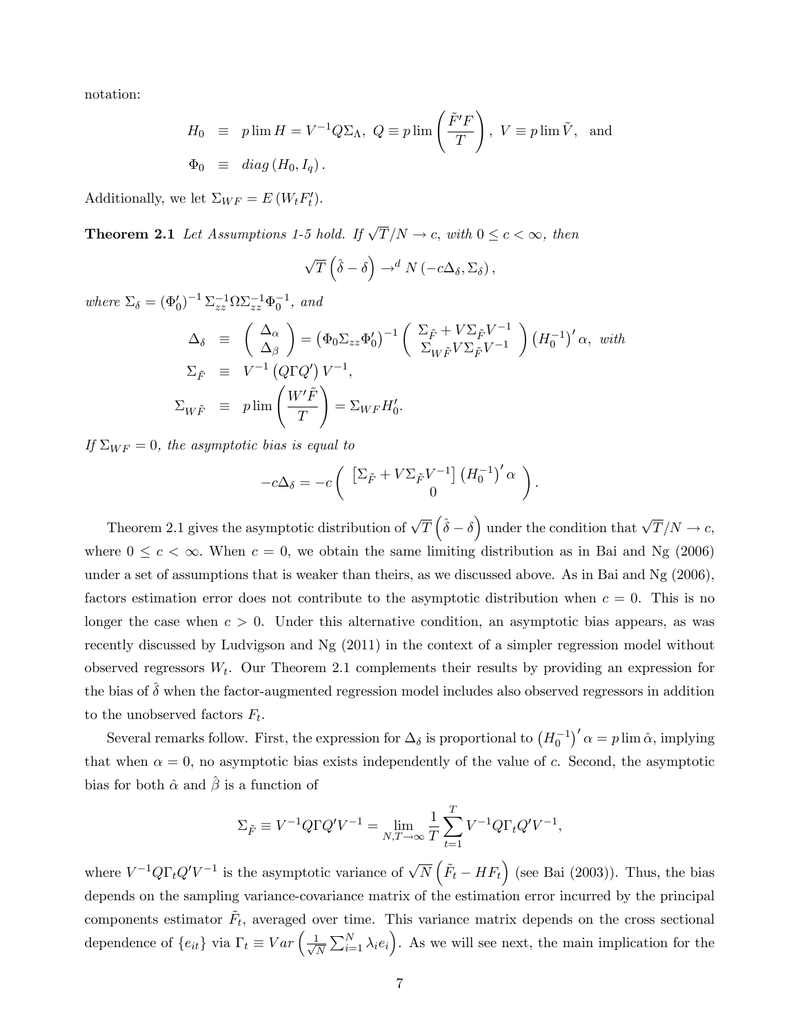notation:

$$
\begin{aligned}
H_0 &\equiv p\lim H = V^{-1} Q \Sigma_\Lambda, \; Q \equiv p\lim \left( \frac{\tilde{F}'F}{T} \right), \; V \equiv p\lim \tilde{V}, \quad \text{and} \\
\Phi_0 &\equiv diag\left(H_0, I_q\right).
\end{aligned}
$$

Additionally, we let $\Sigma_{WF} = E\left(W_t F_t'\right)$.

**Theorem 2.1** *Let Assumptions 1-5 hold. If $\sqrt{T}/N \to c$, with $0 \le c < \infty$, then*

$$
\sqrt{T}\left(\hat{\delta} - \delta\right) \to^d N\left(-c\Delta_\delta, \Sigma_\delta\right),
$$

*where $\Sigma_\delta = \left(\Phi_0'\right)^{-1} \Sigma_{zz}^{-1} \Omega \Sigma_{zz}^{-1} \Phi_0^{-1}$, and*

$$
\begin{aligned}
\Delta_\delta &\equiv \begin{pmatrix} \Delta_\alpha \\ \Delta_\beta \end{pmatrix} = \left(\Phi_0 \Sigma_{zz} \Phi_0'\right)^{-1} \begin{pmatrix} \Sigma_{\tilde{F}} + V \Sigma_{\tilde{F}} V^{-1} \\ \Sigma_{W\tilde{F}} V \Sigma_{\tilde{F}} V^{-1} \end{pmatrix} \left(H_0^{-1}\right)' \alpha, \; \textit{with} \\
\Sigma_{\tilde{F}} &\equiv V^{-1}\left(Q \Gamma Q'\right) V^{-1}, \\
\Sigma_{W\tilde{F}} &\equiv p\lim \left( \frac{W'\tilde{F}}{T} \right) = \Sigma_{WF} H_0'.
\end{aligned}
$$

*If $\Sigma_{WF} = 0$, the asymptotic bias is equal to*

$$
-c\Delta_\delta = -c \begin{pmatrix} \left[\Sigma_{\tilde{F}} + V \Sigma_{\tilde{F}} V^{-1}\right] \left(H_0^{-1}\right)' \alpha \\ 0 \end{pmatrix}.
$$

Theorem 2.1 gives the asymptotic distribution of $\sqrt{T}\left(\hat{\delta} - \delta\right)$ under the condition that $\sqrt{T}/N \to c$, where $0 \le c < \infty$. When $c = 0$, we obtain the same limiting distribution as in Bai and Ng (2006) under a set of assumptions that is weaker than theirs, as we discussed above. As in Bai and Ng (2006), factors estimation error does not contribute to the asymptotic distribution when $c = 0$. This is no longer the case when $c > 0$. Under this alternative condition, an asymptotic bias appears, as was recently discussed by Ludvigson and Ng (2011) in the context of a simpler regression model without observed regressors $W_t$. Our Theorem 2.1 complements their results by providing an expression for the bias of $\hat{\delta}$ when the factor-augmented regression model includes also observed regressors in addition to the unobserved factors $F_t$.

Several remarks follow. First, the expression for $\Delta_\delta$ is proportional to $\left(H_0^{-1}\right)' \alpha = p\lim \hat{\alpha}$, implying that when $\alpha = 0$, no asymptotic bias exists independently of the value of $c$. Second, the asymptotic bias for both $\hat{\alpha}$ and $\hat{\beta}$ is a function of

$$
\Sigma_{\tilde{F}} \equiv V^{-1} Q \Gamma Q' V^{-1} = \lim_{N,T \to \infty} \frac{1}{T} \sum_{t=1}^{T} V^{-1} Q \Gamma_t Q' V^{-1},
$$

where $V^{-1} Q \Gamma_t Q' V^{-1}$ is the asymptotic variance of $\sqrt{N}\left(\tilde{F}_t - H F_t\right)$ (see Bai (2003)). Thus, the bias depends on the sampling variance-covariance matrix of the estimation error incurred by the principal components estimator $\tilde{F}_t$, averaged over time. This variance matrix depends on the cross sectional dependence of $\{e_{it}\}$ via $\Gamma_t \equiv Var\left(\frac{1}{\sqrt{N}} \sum_{i=1}^{N} \lambda_i e_i\right)$. As we will see next, the main implication for the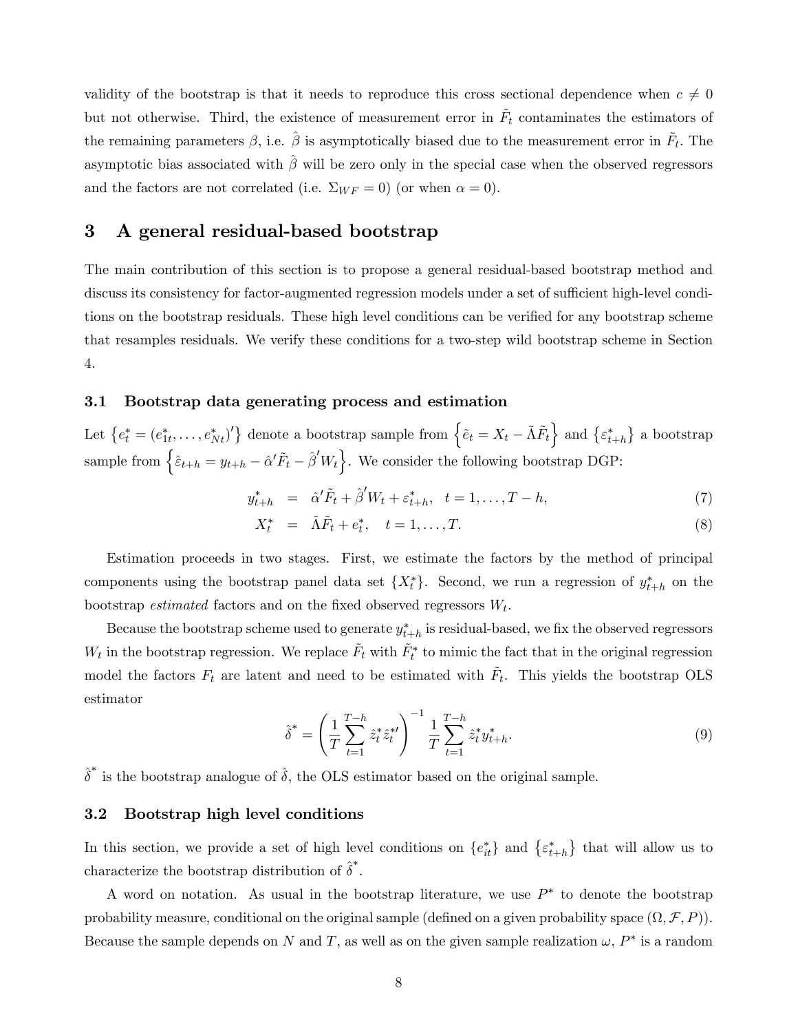validity of the bootstrap is that it needs to reproduce this cross sectional dependence when $c \neq 0$ but not otherwise. Third, the existence of measurement error in $\tilde{F}_t$ contaminates the estimators of the remaining parameters $\beta$, i.e. $\hat{\beta}$ is asymptotically biased due to the measurement error in $\tilde{F}_t$. The asymptotic bias associated with $\hat{\beta}$ will be zero only in the special case when the observed regressors and the factors are not correlated (i.e. $\Sigma_{WF} = 0$) (or when $\alpha = 0$).

## 3 A general residual-based bootstrap

The main contribution of this section is to propose a general residual-based bootstrap method and discuss its consistency for factor-augmented regression models under a set of sufficient high-level conditions on the bootstrap residuals. These high level conditions can be verified for any bootstrap scheme that resamples residuals. We verify these conditions for a two-step wild bootstrap scheme in Section 4.

### 3.1 Bootstrap data generating process and estimation

Let $\left\{e_t^* = (e_{1t}^*, \ldots, e_{Nt}^*)'\right\}$ denote a bootstrap sample from $\left\{\tilde{e}_t = X_t - \tilde{\Lambda}\tilde{F}_t\right\}$ and $\left\{\varepsilon_{t+h}^*\right\}$ a bootstrap sample from $\left\{\hat{\varepsilon}_{t+h} = y_{t+h} - \hat{\alpha}'\tilde{F}_t - \hat{\beta}'W_t\right\}$. We consider the following bootstrap DGP:

$$y_{t+h}^* = \hat{\alpha}'\tilde{F}_t + \hat{\beta}'W_t + \varepsilon_{t+h}^*, \quad t = 1, \ldots, T-h, \tag{7}$$

$$X_t^* = \tilde{\Lambda}\tilde{F}_t + e_t^*, \quad t = 1, \ldots, T. \tag{8}$$

Estimation proceeds in two stages. First, we estimate the factors by the method of principal components using the bootstrap panel data set $\{X_t^*\}$. Second, we run a regression of $y_{t+h}^*$ on the bootstrap *estimated* factors and on the fixed observed regressors $W_t$.

Because the bootstrap scheme used to generate $y_{t+h}^*$ is residual-based, we fix the observed regressors $W_t$ in the bootstrap regression. We replace $\tilde{F}_t$ with $\tilde{F}_t^*$ to mimic the fact that in the original regression model the factors $F_t$ are latent and need to be estimated with $\tilde{F}_t$. This yields the bootstrap OLS estimator

$$\hat{\delta}^* = \left(\frac{1}{T}\sum_{t=1}^{T-h} \hat{z}_t^* \hat{z}_t^{*\prime}\right)^{-1} \frac{1}{T}\sum_{t=1}^{T-h} \hat{z}_t^* y_{t+h}^*. \tag{9}$$

$\hat{\delta}^*$ is the bootstrap analogue of $\hat{\delta}$, the OLS estimator based on the original sample.

### 3.2 Bootstrap high level conditions

In this section, we provide a set of high level conditions on $\{e_{it}^*\}$ and $\left\{\varepsilon_{t+h}^*\right\}$ that will allow us to characterize the bootstrap distribution of $\hat{\delta}^*$.

A word on notation. As usual in the bootstrap literature, we use $P^*$ to denote the bootstrap probability measure, conditional on the original sample (defined on a given probability space $(\Omega, \mathcal{F}, P)$). Because the sample depends on $N$ and $T$, as well as on the given sample realization $\omega$, $P^*$ is a random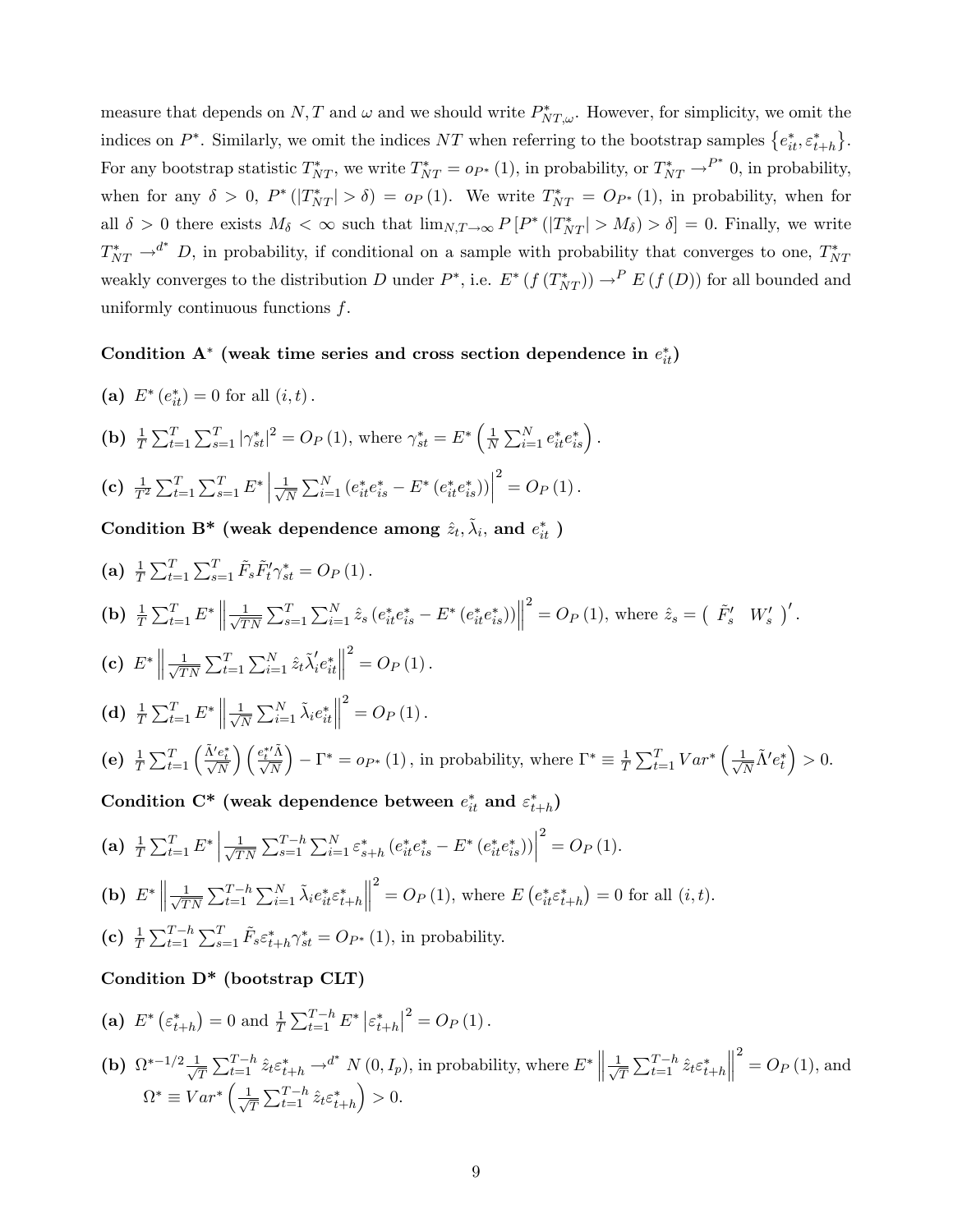measure that depends on $N, T$ and $\omega$ and we should write $P^*_{NT,\omega}$. However, for simplicity, we omit the indices on $P^*$. Similarly, we omit the indices $NT$ when referring to the bootstrap samples $\{e^*_{it}, \varepsilon^*_{t+h}\}$. For any bootstrap statistic $T^*_{NT}$, we write $T^*_{NT} = o_{P^*}(1)$, in probability, or $T^*_{NT} \to^{P^*} 0$, in probability, when for any $\delta > 0$, $P^*(|T^*_{NT}| > \delta) = o_P(1)$. We write $T^*_{NT} = O_{P^*}(1)$, in probability, when for all $\delta > 0$ there exists $M_\delta < \infty$ such that $\lim_{N,T\to\infty} P[P^*(|T^*_{NT}| > M_\delta) > \delta] = 0$. Finally, we write $T^*_{NT} \to^{d^*} D$, in probability, if conditional on a sample with probability that converges to one, $T^*_{NT}$ weakly converges to the distribution $D$ under $P^*$, i.e. $E^*(f(T^*_{NT})) \to^P E(f(D))$ for all bounded and uniformly continuous functions $f$.

**Condition A$^*$ (weak time series and cross section dependence in $e^*_{it}$)**

**(a)** $E^*(e^*_{it}) = 0$ for all $(i, t)$.

**(b)** $\frac{1}{T}\sum_{t=1}^T \sum_{s=1}^T |\gamma^*_{st}|^2 = O_P(1)$, where $\gamma^*_{st} = E^*\left(\frac{1}{N}\sum_{i=1}^N e^*_{it}e^*_{is}\right)$.

**(c)** $\frac{1}{T^2}\sum_{t=1}^T \sum_{s=1}^T E^*\left|\frac{1}{\sqrt{N}}\sum_{i=1}^N (e^*_{it}e^*_{is} - E^*(e^*_{it}e^*_{is}))\right|^2 = O_P(1)$.

**Condition B$^*$ (weak dependence among $\hat{z}_t, \tilde{\lambda}_i$, and $e^*_{it}$)**

**(a)** $\frac{1}{T}\sum_{t=1}^T \sum_{s=1}^T \tilde{F}_s \tilde{F}'_t \gamma^*_{st} = O_P(1)$.

**(b)** $\frac{1}{T}\sum_{t=1}^T E^*\left\|\frac{1}{\sqrt{TN}}\sum_{s=1}^T \sum_{i=1}^N \hat{z}_s (e^*_{it}e^*_{is} - E^*(e^*_{it}e^*_{is}))\right\|^2 = O_P(1)$, where $\hat{z}_s = \begin{pmatrix} \tilde{F}'_s & W'_s \end{pmatrix}'$.

**(c)** $E^*\left\|\frac{1}{\sqrt{TN}}\sum_{t=1}^T \sum_{i=1}^N \hat{z}_t \tilde{\lambda}'_i e^*_{it}\right\|^2 = O_P(1)$.

**(d)** $\frac{1}{T}\sum_{t=1}^T E^*\left\|\frac{1}{\sqrt{N}}\sum_{i=1}^N \tilde{\lambda}_i e^*_{it}\right\|^2 = O_P(1)$.

**(e)** $\frac{1}{T}\sum_{t=1}^T \left(\frac{\tilde{\Lambda}' e^*_t}{\sqrt{N}}\right)\left(\frac{e^{*\prime}_t \tilde{\Lambda}}{\sqrt{N}}\right) - \Gamma^* = o_{P^*}(1)$, in probability, where $\Gamma^* \equiv \frac{1}{T}\sum_{t=1}^T Var^*\left(\frac{1}{\sqrt{N}}\tilde{\Lambda}' e^*_t\right) > 0$.

**Condition C$^*$ (weak dependence between $e^*_{it}$ and $\varepsilon^*_{t+h}$)**

**(a)** $\frac{1}{T}\sum_{t=1}^T E^*\left|\frac{1}{\sqrt{TN}}\sum_{s=1}^{T-h}\sum_{i=1}^N \varepsilon^*_{s+h}(e^*_{it}e^*_{is} - E^*(e^*_{it}e^*_{is}))\right|^2 = O_P(1)$.

**(b)** $E^*\left\|\frac{1}{\sqrt{TN}}\sum_{t=1}^{T-h}\sum_{i=1}^N \tilde{\lambda}_i e^*_{it}\varepsilon^*_{t+h}\right\|^2 = O_P(1)$, where $E(e^*_{it}\varepsilon^*_{t+h}) = 0$ for all $(i, t)$.

**(c)** $\frac{1}{T}\sum_{t=1}^{T-h}\sum_{s=1}^T \tilde{F}_s \varepsilon^*_{t+h}\gamma^*_{st} = O_{P^*}(1)$, in probability.

**Condition D$^*$ (bootstrap CLT)**

**(a)** $E^*(\varepsilon^*_{t+h}) = 0$ and $\frac{1}{T}\sum_{t=1}^{T-h} E^*|\varepsilon^*_{t+h}|^2 = O_P(1)$.

**(b)** $\Omega^{*-1/2}\frac{1}{\sqrt{T}}\sum_{t=1}^{T-h}\hat{z}_t\varepsilon^*_{t+h} \to^{d^*} N(0, I_p)$, in probability, where $E^*\left\|\frac{1}{\sqrt{T}}\sum_{t=1}^{T-h}\hat{z}_t\varepsilon^*_{t+h}\right\|^2 = O_P(1)$, and $\Omega^* \equiv Var^*\left(\frac{1}{\sqrt{T}}\sum_{t=1}^{T-h}\hat{z}_t\varepsilon^*_{t+h}\right) > 0$.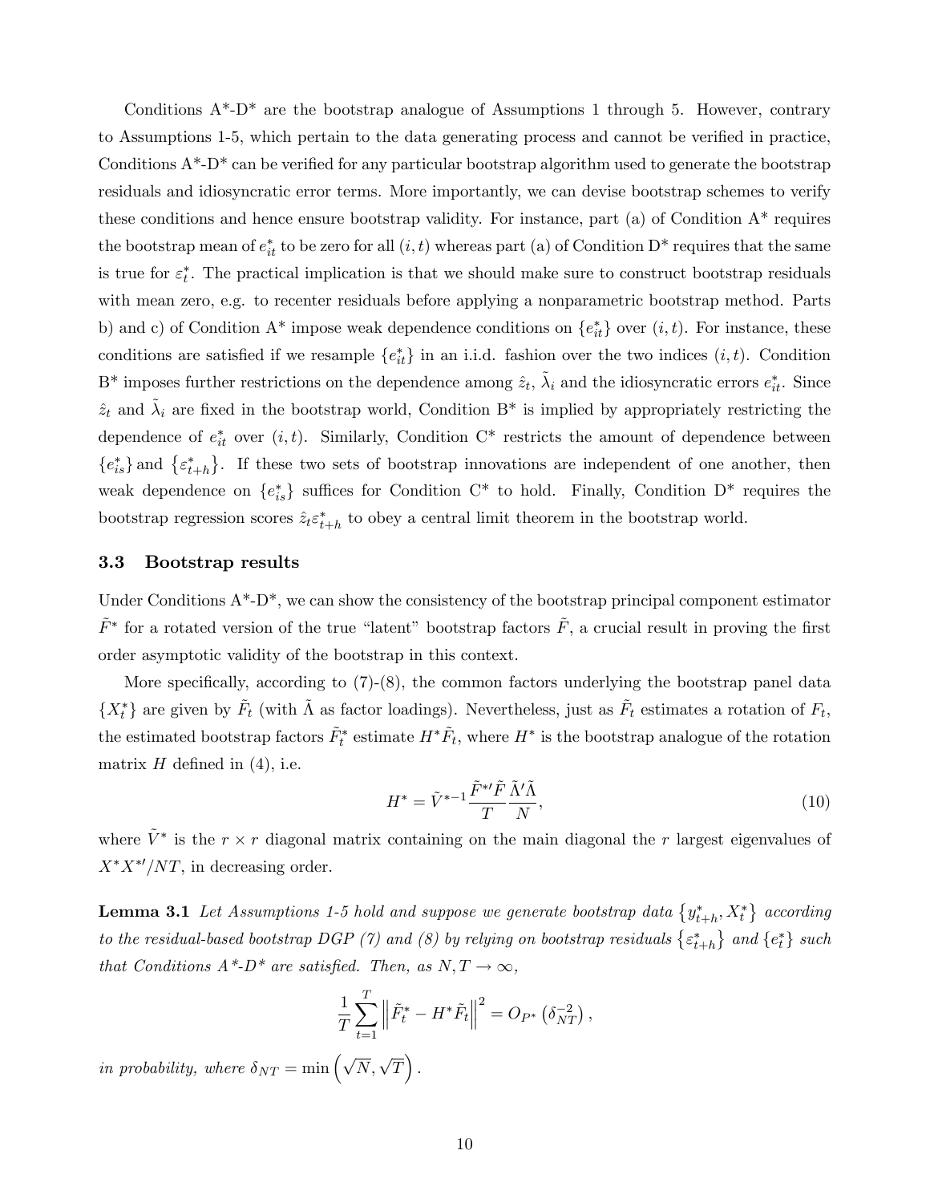Conditions A*-D* are the bootstrap analogue of Assumptions 1 through 5. However, contrary to Assumptions 1-5, which pertain to the data generating process and cannot be verified in practice, Conditions A*-D* can be verified for any particular bootstrap algorithm used to generate the bootstrap residuals and idiosyncratic error terms. More importantly, we can devise bootstrap schemes to verify these conditions and hence ensure bootstrap validity. For instance, part (a) of Condition A* requires the bootstrap mean of $e_{it}^*$ to be zero for all $(i,t)$ whereas part (a) of Condition D* requires that the same is true for $\varepsilon_t^*$. The practical implication is that we should make sure to construct bootstrap residuals with mean zero, e.g. to recenter residuals before applying a nonparametric bootstrap method. Parts b) and c) of Condition A* impose weak dependence conditions on $\{e_{it}^*\}$ over $(i,t)$. For instance, these conditions are satisfied if we resample $\{e_{it}^*\}$ in an i.i.d. fashion over the two indices $(i,t)$. Condition B* imposes further restrictions on the dependence among $\hat{z}_t$, $\tilde{\lambda}_i$ and the idiosyncratic errors $e_{it}^*$. Since $\hat{z}_t$ and $\tilde{\lambda}_i$ are fixed in the bootstrap world, Condition B* is implied by appropriately restricting the dependence of $e_{it}^*$ over $(i,t)$. Similarly, Condition C* restricts the amount of dependence between $\{e_{is}^*\}$ and $\{\varepsilon_{t+h}^*\}$. If these two sets of bootstrap innovations are independent of one another, then weak dependence on $\{e_{is}^*\}$ suffices for Condition C* to hold. Finally, Condition D* requires the bootstrap regression scores $\hat{z}_t\varepsilon_{t+h}^*$ to obey a central limit theorem in the bootstrap world.

### 3.3 Bootstrap results

Under Conditions A*-D*, we can show the consistency of the bootstrap principal component estimator $\tilde{F}^*$ for a rotated version of the true "latent" bootstrap factors $\tilde{F}$, a crucial result in proving the first order asymptotic validity of the bootstrap in this context.

More specifically, according to (7)-(8), the common factors underlying the bootstrap panel data $\{X_t^*\}$ are given by $\tilde{F}_t$ (with $\tilde{\Lambda}$ as factor loadings). Nevertheless, just as $\tilde{F}_t$ estimates a rotation of $F_t$, the estimated bootstrap factors $\tilde{F}_t^*$ estimate $H^*\tilde{F}_t$, where $H^*$ is the bootstrap analogue of the rotation matrix $H$ defined in (4), i.e.

$$H^* = \tilde{V}^{*-1}\frac{\tilde{F}^{*\prime}\tilde{F}}{T}\frac{\tilde{\Lambda}'\tilde{\Lambda}}{N}, \tag{10}$$

where $\tilde{V}^*$ is the $r\times r$ diagonal matrix containing on the main diagonal the $r$ largest eigenvalues of $X^*X^{*\prime}/NT$, in decreasing order.

**Lemma 3.1** *Let Assumptions 1-5 hold and suppose we generate bootstrap data $\{y_{t+h}^*, X_t^*\}$ according to the residual-based bootstrap DGP (7) and (8) by relying on bootstrap residuals $\{\varepsilon_{t+h}^*\}$ and $\{e_t^*\}$ such that Conditions A*-D* are satisfied. Then, as $N,T\to\infty$,*

$$\frac{1}{T}\sum_{t=1}^{T}\left\|\tilde{F}_t^* - H^*\tilde{F}_t\right\|^2 = O_{P^*}\left(\delta_{NT}^{-2}\right),$$

*in probability, where $\delta_{NT} = \min\left(\sqrt{N},\sqrt{T}\right)$.*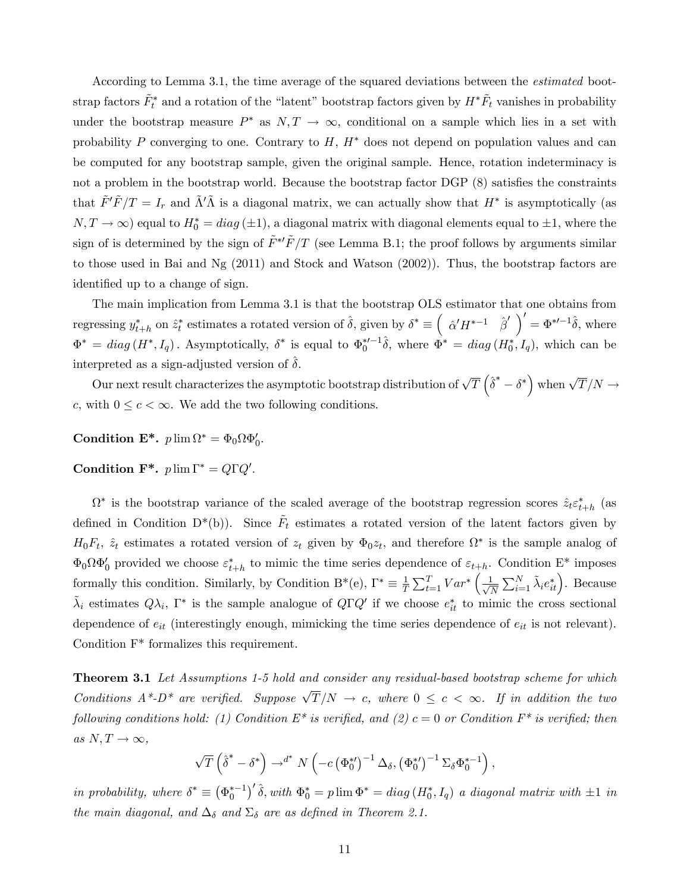According to Lemma 3.1, the time average of the squared deviations between the *estimated* bootstrap factors $\tilde{F}_t^*$ and a rotation of the "latent" bootstrap factors given by $H^*\tilde{F}_t$ vanishes in probability under the bootstrap measure $P^*$ as $N, T \to \infty$, conditional on a sample which lies in a set with probability $P$ converging to one. Contrary to $H$, $H^*$ does not depend on population values and can be computed for any bootstrap sample, given the original sample. Hence, rotation indeterminacy is not a problem in the bootstrap world. Because the bootstrap factor DGP (8) satisfies the constraints that $\tilde{F}'\tilde{F}/T = I_r$ and $\tilde{\Lambda}'\tilde{\Lambda}$ is a diagonal matrix, we can actually show that $H^*$ is asymptotically (as $N, T \to \infty$) equal to $H_0^* = diag\,(\pm 1)$, a diagonal matrix with diagonal elements equal to $\pm 1$, where the sign of is determined by the sign of $\tilde{F}^{*\prime}\tilde{F}/T$ (see Lemma B.1; the proof follows by arguments similar to those used in Bai and Ng (2011) and Stock and Watson (2002)). Thus, the bootstrap factors are identified up to a change of sign.

The main implication from Lemma 3.1 is that the bootstrap OLS estimator that one obtains from regressing $y_{t+h}^*$ on $\hat{z}_t^*$ estimates a rotated version of $\hat{\delta}$, given by $\delta^* \equiv \begin{pmatrix} \hat{\alpha}'H^{*-1} & \hat{\beta}' \end{pmatrix}' = \Phi^{*\prime -1}\hat{\delta}$, where $\Phi^* = diag\,(H^*, I_q)$. Asymptotically, $\delta^*$ is equal to $\Phi_0^{*\prime -1}\hat{\delta}$, where $\Phi^* = diag\,(H_0^*, I_q)$, which can be interpreted as a sign-adjusted version of $\hat{\delta}$.

Our next result characterizes the asymptotic bootstrap distribution of $\sqrt{T}\left(\hat{\delta}^* - \delta^*\right)$ when $\sqrt{T}/N \to c$, with $0 \le c < \infty$. We add the two following conditions.

**Condition E\*.** $p\lim \Omega^* = \Phi_0 \Omega \Phi_0'$.

**Condition F\*.** $p\lim \Gamma^* = Q\Gamma Q'$.

$\Omega^*$ is the bootstrap variance of the scaled average of the bootstrap regression scores $\hat{z}_t\varepsilon_{t+h}^*$ (as defined in Condition D\*(b)). Since $\tilde{F}_t$ estimates a rotated version of the latent factors given by $H_0F_t$, $\hat{z}_t$ estimates a rotated version of $z_t$ given by $\Phi_0 z_t$, and therefore $\Omega^*$ is the sample analog of $\Phi_0\Omega\Phi_0'$ provided we choose $\varepsilon_{t+h}^*$ to mimic the time series dependence of $\varepsilon_{t+h}$. Condition E\* imposes formally this condition. Similarly, by Condition B\*(e), $\Gamma^* \equiv \frac{1}{T}\sum_{t=1}^{T} Var^*\left(\frac{1}{\sqrt{N}}\sum_{i=1}^{N}\tilde{\lambda}_i e_{it}^*\right)$. Because $\tilde{\lambda}_i$ estimates $Q\lambda_i$, $\Gamma^*$ is the sample analogue of $Q\Gamma Q'$ if we choose $e_{it}^*$ to mimic the cross sectional dependence of $e_{it}$ (interestingly enough, mimicking the time series dependence of $e_{it}$ is not relevant). Condition F\* formalizes this requirement.

**Theorem 3.1** *Let Assumptions 1-5 hold and consider any residual-based bootstrap scheme for which Conditions A\*-D\* are verified. Suppose $\sqrt{T}/N \to c$, where $0 \le c < \infty$. If in addition the two following conditions hold: (1) Condition E\* is verified, and (2) $c = 0$ or Condition F\* is verified; then as $N, T \to \infty$,*

$$\sqrt{T}\left(\hat{\delta}^* - \delta^*\right) \to^{d^*} N\left(-c\left(\Phi_0^{*\prime}\right)^{-1}\Delta_\delta, \left(\Phi_0^{*\prime}\right)^{-1}\Sigma_\delta \Phi_0^{*-1}\right),$$

*in probability, where $\delta^* \equiv \left(\Phi_0^{*-1}\right)'\hat{\delta}$, with $\Phi_0^* = p\lim \Phi^* = diag\,(H_0^*, I_q)$ a diagonal matrix with $\pm 1$ in the main diagonal, and $\Delta_\delta$ and $\Sigma_\delta$ are as defined in Theorem 2.1.*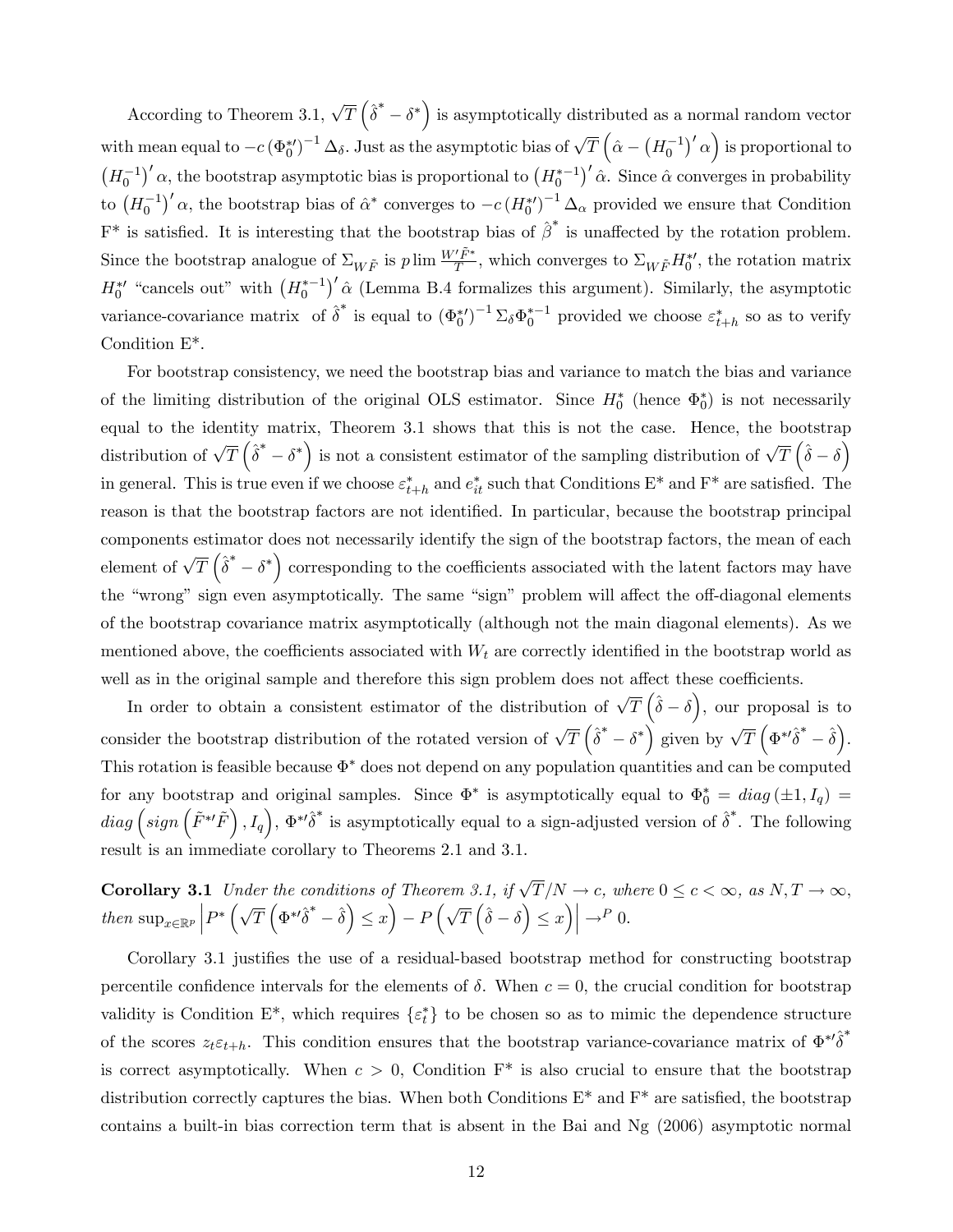According to Theorem 3.1, $\sqrt{T}\left(\hat{\delta}^* - \delta^*\right)$ is asymptotically distributed as a normal random vector with mean equal to $-c\left(\Phi_0^{*\prime}\right)^{-1}\Delta_\delta$. Just as the asymptotic bias of $\sqrt{T}\left(\hat{\alpha} - \left(H_0^{-1}\right)'\alpha\right)$ is proportional to $\left(H_0^{-1}\right)'\alpha$, the bootstrap asymptotic bias is proportional to $\left(H_0^{*-1}\right)'\hat{\alpha}$. Since $\hat{\alpha}$ converges in probability to $\left(H_0^{-1}\right)'\alpha$, the bootstrap bias of $\hat{\alpha}^*$ converges to $-c\left(H_0^{*\prime}\right)^{-1}\Delta_\alpha$ provided we ensure that Condition F$^*$ is satisfied. It is interesting that the bootstrap bias of $\hat{\beta}^*$ is unaffected by the rotation problem. Since the bootstrap analogue of $\Sigma_{W\tilde{F}}$ is $p\lim \frac{W'\tilde{F}^*}{T}$, which converges to $\Sigma_{W\tilde{F}}H_0^{*\prime}$, the rotation matrix $H_0^{*\prime}$ "cancels out" with $\left(H_0^{*-1}\right)'\hat{\alpha}$ (Lemma B.4 formalizes this argument). Similarly, the asymptotic variance-covariance matrix of $\hat{\delta}^*$ is equal to $\left(\Phi_0^{*\prime}\right)^{-1}\Sigma_\delta\Phi_0^{*-1}$ provided we choose $\varepsilon_{t+h}^*$ so as to verify Condition E$^*$.

For bootstrap consistency, we need the bootstrap bias and variance to match the bias and variance of the limiting distribution of the original OLS estimator. Since $H_0^*$ (hence $\Phi_0^*$) is not necessarily equal to the identity matrix, Theorem 3.1 shows that this is not the case. Hence, the bootstrap distribution of $\sqrt{T}\left(\hat{\delta}^* - \delta^*\right)$ is not a consistent estimator of the sampling distribution of $\sqrt{T}\left(\hat{\delta} - \delta\right)$ in general. This is true even if we choose $\varepsilon_{t+h}^*$ and $e_{it}^*$ such that Conditions E$^*$ and F$^*$ are satisfied. The reason is that the bootstrap factors are not identified. In particular, because the bootstrap principal components estimator does not necessarily identify the sign of the bootstrap factors, the mean of each element of $\sqrt{T}\left(\hat{\delta}^* - \delta^*\right)$ corresponding to the coefficients associated with the latent factors may have the "wrong" sign even asymptotically. The same "sign" problem will affect the off-diagonal elements of the bootstrap covariance matrix asymptotically (although not the main diagonal elements). As we mentioned above, the coefficients associated with $W_t$ are correctly identified in the bootstrap world as well as in the original sample and therefore this sign problem does not affect these coefficients.

In order to obtain a consistent estimator of the distribution of $\sqrt{T}\left(\hat{\delta} - \delta\right)$, our proposal is to consider the bootstrap distribution of the rotated version of $\sqrt{T}\left(\hat{\delta}^* - \delta^*\right)$ given by $\sqrt{T}\left(\Phi^{*\prime}\hat{\delta}^* - \hat{\delta}\right)$. This rotation is feasible because $\Phi^*$ does not depend on any population quantities and can be computed for any bootstrap and original samples. Since $\Phi^*$ is asymptotically equal to $\Phi_0^* = diag\left(\pm 1, I_q\right) = diag\left(sign\left(\tilde{F}^{*\prime}\tilde{F}\right), I_q\right)$, $\Phi^{*\prime}\hat{\delta}^*$ is asymptotically equal to a sign-adjusted version of $\hat{\delta}^*$. The following result is an immediate corollary to Theorems 2.1 and 3.1.

**Corollary 3.1** *Under the conditions of Theorem 3.1, if $\sqrt{T}/N \to c$, where $0 \le c < \infty$, as $N, T \to \infty$, then* $\sup_{x\in\mathbb{R}^p}\left|P^*\left(\sqrt{T}\left(\Phi^{*\prime}\hat{\delta}^* - \hat{\delta}\right) \le x\right) - P\left(\sqrt{T}\left(\hat{\delta} - \delta\right) \le x\right)\right| \to^P 0.$

Corollary 3.1 justifies the use of a residual-based bootstrap method for constructing bootstrap percentile confidence intervals for the elements of $\delta$. When $c = 0$, the crucial condition for bootstrap validity is Condition E$^*$, which requires $\{\varepsilon_t^*\}$ to be chosen so as to mimic the dependence structure of the scores $z_t\varepsilon_{t+h}$. This condition ensures that the bootstrap variance-covariance matrix of $\Phi^{*\prime}\hat{\delta}^*$ is correct asymptotically. When $c > 0$, Condition F$^*$ is also crucial to ensure that the bootstrap distribution correctly captures the bias. When both Conditions E$^*$ and F$^*$ are satisfied, the bootstrap contains a built-in bias correction term that is absent in the Bai and Ng (2006) asymptotic normal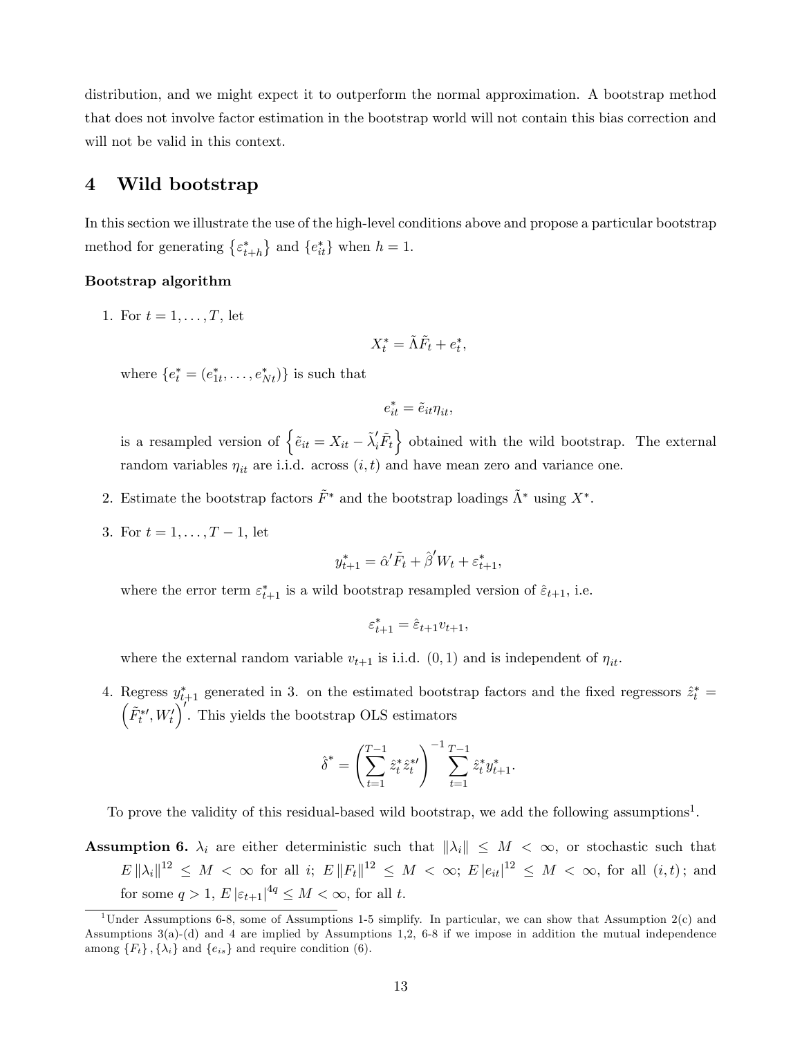distribution, and we might expect it to outperform the normal approximation. A bootstrap method that does not involve factor estimation in the bootstrap world will not contain this bias correction and will not be valid in this context.

## 4 Wild bootstrap

In this section we illustrate the use of the high-level conditions above and propose a particular bootstrap method for generating $\{\varepsilon^*_{t+h}\}$ and $\{e^*_{it}\}$ when $h = 1$.

**Bootstrap algorithm**

1. For $t = 1, \ldots, T$, let

$$X^*_t = \tilde{\Lambda}\tilde{F}_t + e^*_t,$$

where $\{e^*_t = (e^*_{1t}, \ldots, e^*_{Nt})\}$ is such that

$$e^*_{it} = \tilde{e}_{it}\eta_{it},$$

is a resampled version of $\left\{\tilde{e}_{it} = X_{it} - \tilde{\lambda}'_i\tilde{F}_t\right\}$ obtained with the wild bootstrap. The external random variables $\eta_{it}$ are i.i.d. across $(i, t)$ and have mean zero and variance one.

2. Estimate the bootstrap factors $\tilde{F}^*$ and the bootstrap loadings $\tilde{\Lambda}^*$ using $X^*$.

3. For $t = 1, \ldots, T-1$, let

$$y^*_{t+1} = \hat{\alpha}'\tilde{F}_t + \hat{\beta}'W_t + \varepsilon^*_{t+1},$$

where the error term $\varepsilon^*_{t+1}$ is a wild bootstrap resampled version of $\hat{\varepsilon}_{t+1}$, i.e.

$$\varepsilon^*_{t+1} = \hat{\varepsilon}_{t+1}v_{t+1},$$

where the external random variable $v_{t+1}$ is i.i.d. $(0, 1)$ and is independent of $\eta_{it}$.

4. Regress $y^*_{t+1}$ generated in 3. on the estimated bootstrap factors and the fixed regressors $\hat{z}^*_t = \left(\tilde{F}^{*\prime}_t, W'_t\right)'$. This yields the bootstrap OLS estimators

$$\hat{\delta}^* = \left(\sum_{t=1}^{T-1}\hat{z}^*_t\hat{z}^{*\prime}_t\right)^{-1}\sum_{t=1}^{T-1}\hat{z}^*_t y^*_{t+1}.$$

To prove the validity of this residual-based wild bootstrap, we add the following assumptions[1].

**Assumption 6.** $\lambda_i$ are either deterministic such that $\|\lambda_i\| \leq M < \infty$, or stochastic such that $E\|\lambda_i\|^{12} \leq M < \infty$ for all $i$; $E\|F_t\|^{12} \leq M < \infty$; $E|e_{it}|^{12} \leq M < \infty$, for all $(i, t)$; and for some $q > 1$, $E|\varepsilon_{t+1}|^{4q} \leq M < \infty$, for all $t$.

[1] Under Assumptions 6-8, some of Assumptions 1-5 simplify. In particular, we can show that Assumption 2(c) and Assumptions 3(a)-(d) and 4 are implied by Assumptions 1,2, 6-8 if we impose in addition the mutual independence among $\{F_t\}, \{\lambda_i\}$ and $\{e_{is}\}$ and require condition (6).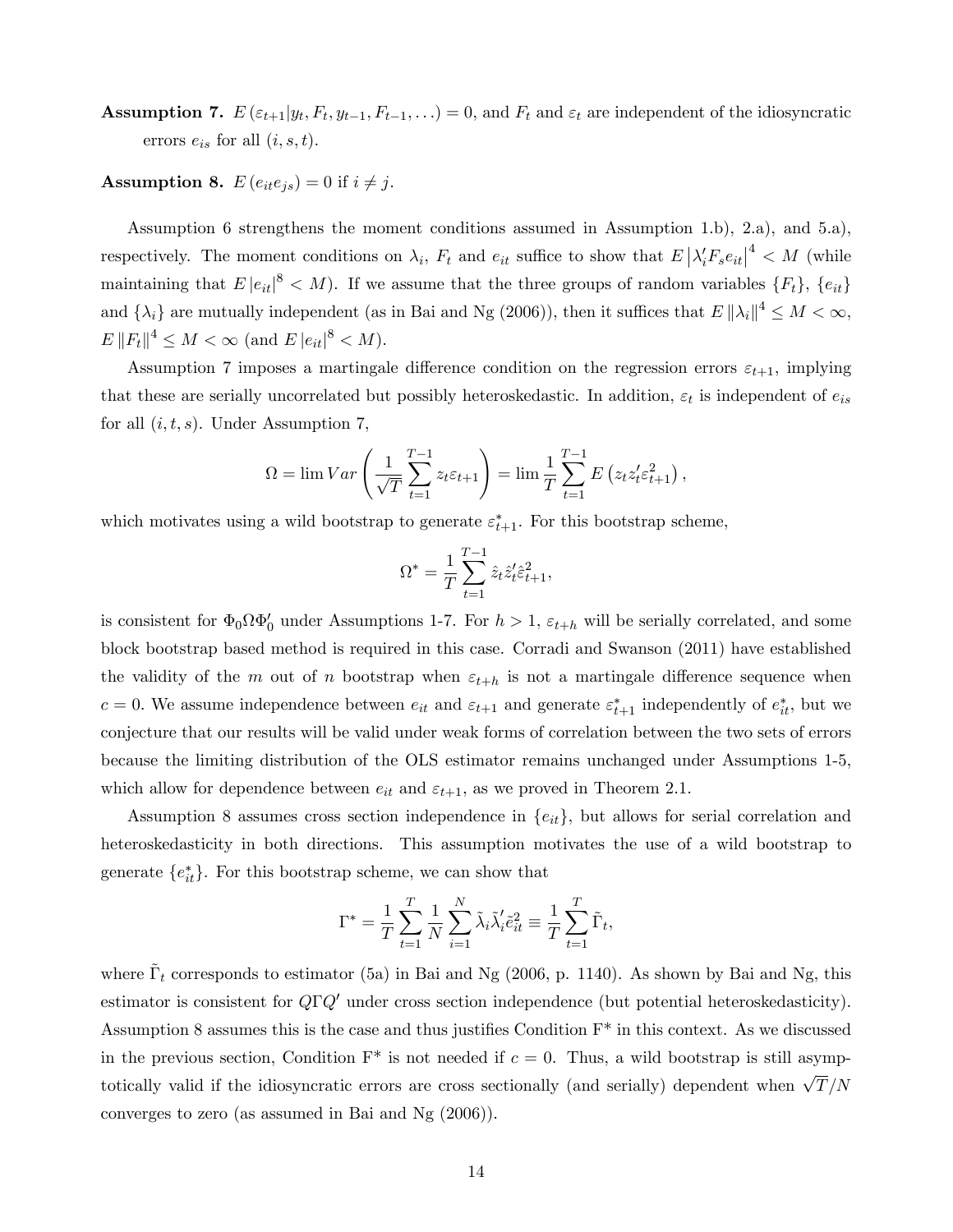**Assumption 7.** $E(\varepsilon_{t+1}|y_t, F_t, y_{t-1}, F_{t-1}, \ldots) = 0$, and $F_t$ and $\varepsilon_t$ are independent of the idiosyncratic errors $e_{is}$ for all $(i, s, t)$.

**Assumption 8.** $E(e_{it}e_{js}) = 0$ if $i \neq j$.

Assumption 6 strengthens the moment conditions assumed in Assumption 1.b), 2.a), and 5.a), respectively. The moment conditions on $\lambda_i$, $F_t$ and $e_{it}$ suffice to show that $E|\lambda_i' F_s e_{it}|^4 < M$ (while maintaining that $E|e_{it}|^8 < M$). If we assume that the three groups of random variables $\{F_t\}$, $\{e_{it}\}$ and $\{\lambda_i\}$ are mutually independent (as in Bai and Ng (2006)), then it suffices that $E\|\lambda_i\|^4 \leq M < \infty$, $E\|F_t\|^4 \leq M < \infty$ (and $E|e_{it}|^8 < M$).

Assumption 7 imposes a martingale difference condition on the regression errors $\varepsilon_{t+1}$, implying that these are serially uncorrelated but possibly heteroskedastic. In addition, $\varepsilon_t$ is independent of $e_{is}$ for all $(i, t, s)$. Under Assumption 7,

$$\Omega = \lim Var\left(\frac{1}{\sqrt{T}}\sum_{t=1}^{T-1} z_t \varepsilon_{t+1}\right) = \lim \frac{1}{T}\sum_{t=1}^{T-1} E\left(z_t z_t' \varepsilon_{t+1}^2\right),$$

which motivates using a wild bootstrap to generate $\varepsilon_{t+1}^*$. For this bootstrap scheme,

$$\Omega^* = \frac{1}{T}\sum_{t=1}^{T-1} \hat{z}_t \hat{z}_t' \hat{\varepsilon}_{t+1}^2,$$

is consistent for $\Phi_0 \Omega \Phi_0'$ under Assumptions 1-7. For $h > 1$, $\varepsilon_{t+h}$ will be serially correlated, and some block bootstrap based method is required in this case. Corradi and Swanson (2011) have established the validity of the $m$ out of $n$ bootstrap when $\varepsilon_{t+h}$ is not a martingale difference sequence when $c = 0$. We assume independence between $e_{it}$ and $\varepsilon_{t+1}$ and generate $\varepsilon_{t+1}^*$ independently of $e_{it}^*$, but we conjecture that our results will be valid under weak forms of correlation between the two sets of errors because the limiting distribution of the OLS estimator remains unchanged under Assumptions 1-5, which allow for dependence between $e_{it}$ and $\varepsilon_{t+1}$, as we proved in Theorem 2.1.

Assumption 8 assumes cross section independence in $\{e_{it}\}$, but allows for serial correlation and heteroskedasticity in both directions. This assumption motivates the use of a wild bootstrap to generate $\{e_{it}^*\}$. For this bootstrap scheme, we can show that

$$\Gamma^* = \frac{1}{T}\sum_{t=1}^{T} \frac{1}{N}\sum_{i=1}^{N} \tilde{\lambda}_i \tilde{\lambda}_i' \tilde{e}_{it}^2 \equiv \frac{1}{T}\sum_{t=1}^{T} \tilde{\Gamma}_t,$$

where $\tilde{\Gamma}_t$ corresponds to estimator (5a) in Bai and Ng (2006, p. 1140). As shown by Bai and Ng, this estimator is consistent for $Q\Gamma Q'$ under cross section independence (but potential heteroskedasticity). Assumption 8 assumes this is the case and thus justifies Condition F* in this context. As we discussed in the previous section, Condition F* is not needed if $c = 0$. Thus, a wild bootstrap is still asymptotically valid if the idiosyncratic errors are cross sectionally (and serially) dependent when $\sqrt{T}/N$ converges to zero (as assumed in Bai and Ng (2006)).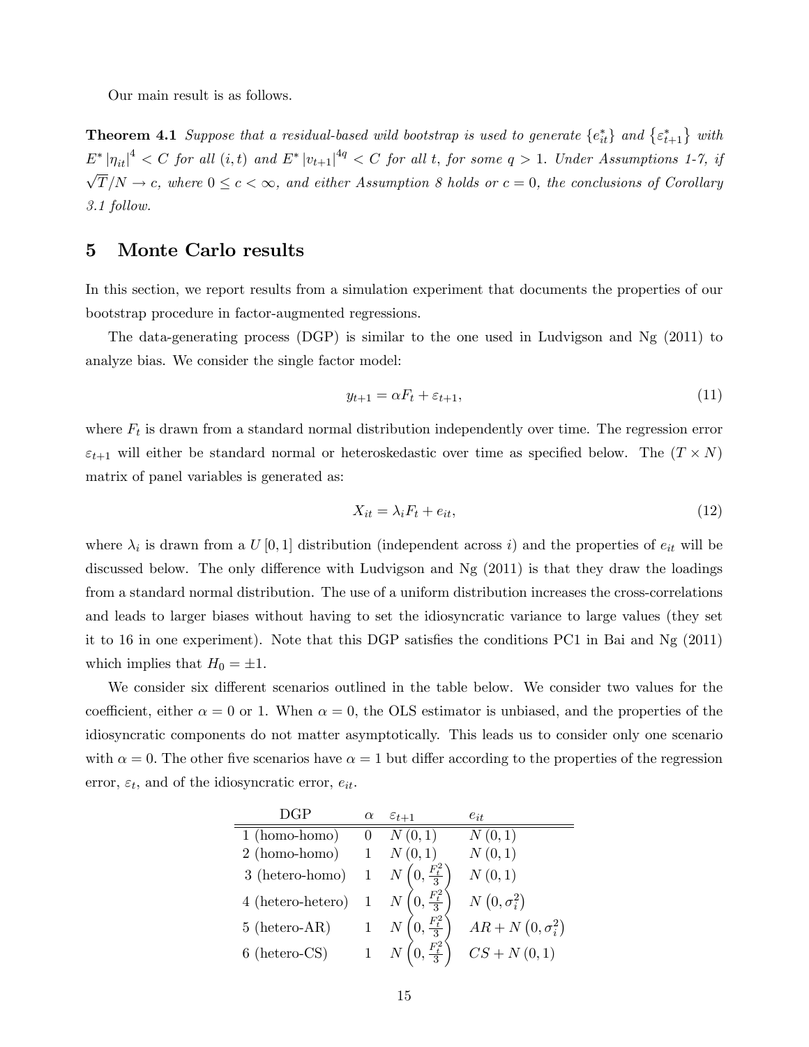Our main result is as follows.

**Theorem 4.1** *Suppose that a residual-based wild bootstrap is used to generate $\{e_{it}^*\}$ and $\{\varepsilon_{t+1}^*\}$ with $E^* |\eta_{it}|^4 < C$ for all $(i,t)$ and $E^* |v_{t+1}|^{4q} < C$ for all $t$, for some $q > 1$. Under Assumptions 1-7, if $\sqrt{T}/N \to c$, where $0 \leq c < \infty$, and either Assumption 8 holds or $c = 0$, the conclusions of Corollary 3.1 follow.*

## 5 Monte Carlo results

In this section, we report results from a simulation experiment that documents the properties of our bootstrap procedure in factor-augmented regressions.

The data-generating process (DGP) is similar to the one used in Ludvigson and Ng (2011) to analyze bias. We consider the single factor model:

$$y_{t+1} = \alpha F_t + \varepsilon_{t+1}, \tag{11}$$

where $F_t$ is drawn from a standard normal distribution independently over time. The regression error $\varepsilon_{t+1}$ will either be standard normal or heteroskedastic over time as specified below. The $(T \times N)$ matrix of panel variables is generated as:

$$X_{it} = \lambda_i F_t + e_{it}, \tag{12}$$

where $\lambda_i$ is drawn from a $U[0,1]$ distribution (independent across $i$) and the properties of $e_{it}$ will be discussed below. The only difference with Ludvigson and Ng (2011) is that they draw the loadings from a standard normal distribution. The use of a uniform distribution increases the cross-correlations and leads to larger biases without having to set the idiosyncratic variance to large values (they set it to 16 in one experiment). Note that this DGP satisfies the conditions PC1 in Bai and Ng (2011) which implies that $H_0 = \pm 1$.

We consider six different scenarios outlined in the table below. We consider two values for the coefficient, either $\alpha = 0$ or 1. When $\alpha = 0$, the OLS estimator is unbiased, and the properties of the idiosyncratic components do not matter asymptotically. This leads us to consider only one scenario with $\alpha = 0$. The other five scenarios have $\alpha = 1$ but differ according to the properties of the regression error, $\varepsilon_t$, and of the idiosyncratic error, $e_{it}$.

| DGP | $\alpha$ | $\varepsilon_{t+1}$ | $e_{it}$ |
|---|---|---|---|
| 1 (homo-homo) | 0 | $N(0,1)$ | $N(0,1)$ |
| 2 (homo-homo) | 1 | $N(0,1)$ | $N(0,1)$ |
| 3 (hetero-homo) | 1 | $N\left(0, \frac{F_t^2}{3}\right)$ | $N(0,1)$ |
| 4 (hetero-hetero) | 1 | $N\left(0, \frac{F_t^2}{3}\right)$ | $N\left(0, \sigma_i^2\right)$ |
| 5 (hetero-AR) | 1 | $N\left(0, \frac{F_t^2}{3}\right)$ | $AR + N\left(0, \sigma_i^2\right)$ |
| 6 (hetero-CS) | 1 | $N\left(0, \frac{F_t^2}{3}\right)$ | $CS + N(0,1)$ |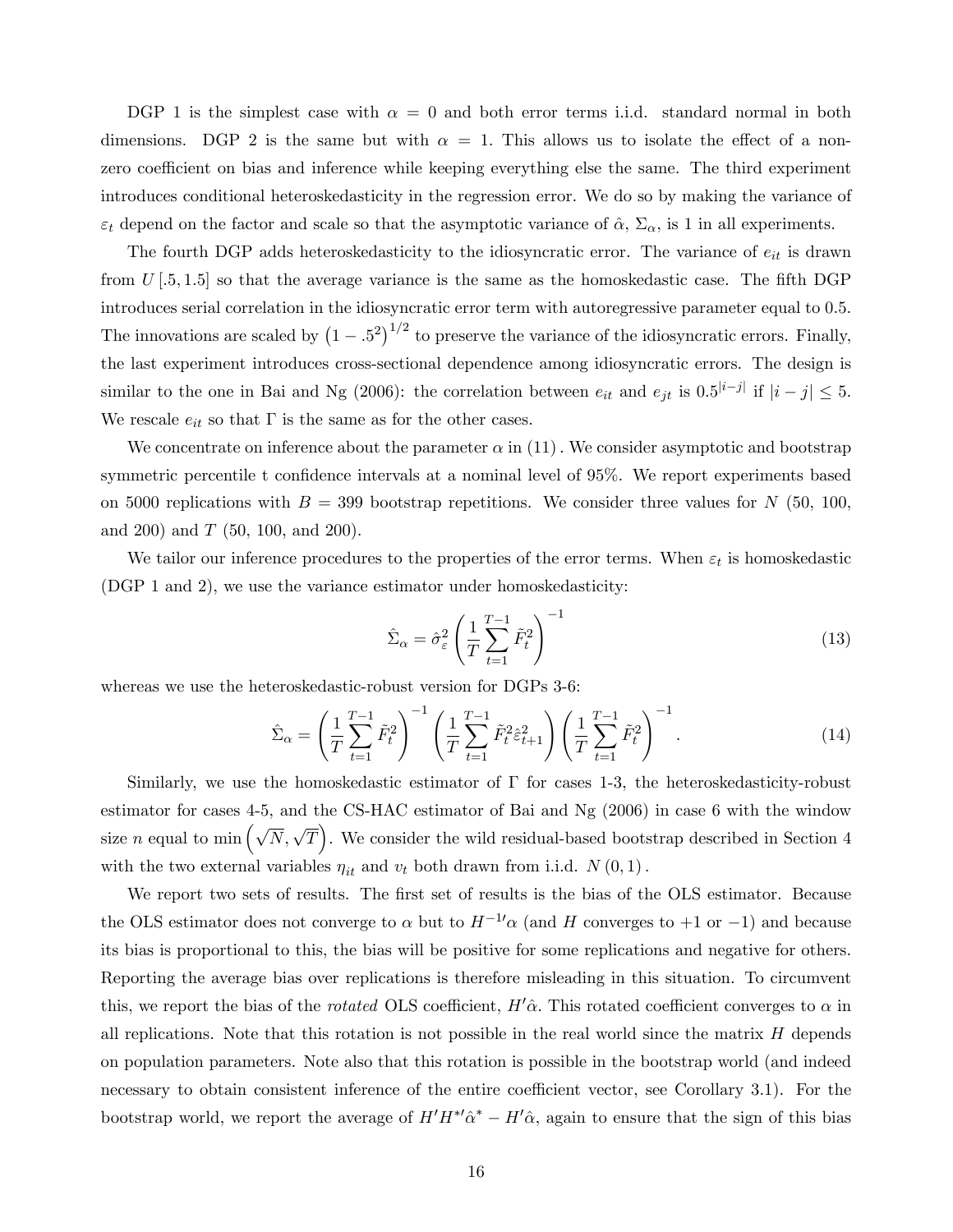DGP 1 is the simplest case with $\alpha = 0$ and both error terms i.i.d. standard normal in both dimensions. DGP 2 is the same but with $\alpha = 1$. This allows us to isolate the effect of a non-zero coefficient on bias and inference while keeping everything else the same. The third experiment introduces conditional heteroskedasticity in the regression error. We do so by making the variance of $\varepsilon_t$ depend on the factor and scale so that the asymptotic variance of $\hat{\alpha}$, $\Sigma_\alpha$, is 1 in all experiments.

The fourth DGP adds heteroskedasticity to the idiosyncratic error. The variance of $e_{it}$ is drawn from $U[.5, 1.5]$ so that the average variance is the same as the homoskedastic case. The fifth DGP introduces serial correlation in the idiosyncratic error term with autoregressive parameter equal to 0.5. The innovations are scaled by $\left(1 - .5^2\right)^{1/2}$ to preserve the variance of the idiosyncratic errors. Finally, the last experiment introduces cross-sectional dependence among idiosyncratic errors. The design is similar to the one in Bai and Ng (2006): the correlation between $e_{it}$ and $e_{jt}$ is $0.5^{|i-j|}$ if $|i - j| \leq 5$. We rescale $e_{it}$ so that $\Gamma$ is the same as for the other cases.

We concentrate on inference about the parameter $\alpha$ in (11). We consider asymptotic and bootstrap symmetric percentile t confidence intervals at a nominal level of 95%. We report experiments based on 5000 replications with $B = 399$ bootstrap repetitions. We consider three values for $N$ (50, 100, and 200) and $T$ (50, 100, and 200).

We tailor our inference procedures to the properties of the error terms. When $\varepsilon_t$ is homoskedastic (DGP 1 and 2), we use the variance estimator under homoskedasticity:

$$\hat{\Sigma}_\alpha = \hat{\sigma}_\varepsilon^2 \left( \frac{1}{T} \sum_{t=1}^{T-1} \tilde{F}_t^2 \right)^{-1} \tag{13}$$

whereas we use the heteroskedastic-robust version for DGPs 3-6:

$$\hat{\Sigma}_\alpha = \left( \frac{1}{T} \sum_{t=1}^{T-1} \tilde{F}_t^2 \right)^{-1} \left( \frac{1}{T} \sum_{t=1}^{T-1} \tilde{F}_t^2 \hat{\varepsilon}_{t+1}^2 \right) \left( \frac{1}{T} \sum_{t=1}^{T-1} \tilde{F}_t^2 \right)^{-1}. \tag{14}$$

Similarly, we use the homoskedastic estimator of $\Gamma$ for cases 1-3, the heteroskedasticity-robust estimator for cases 4-5, and the CS-HAC estimator of Bai and Ng (2006) in case 6 with the window size $n$ equal to $\min\left(\sqrt{N}, \sqrt{T}\right)$. We consider the wild residual-based bootstrap described in Section 4 with the two external variables $\eta_{it}$ and $v_t$ both drawn from i.i.d. $N(0, 1)$.

We report two sets of results. The first set of results is the bias of the OLS estimator. Because the OLS estimator does not converge to $\alpha$ but to $H^{-1\prime}\alpha$ (and $H$ converges to $+1$ or $-1$) and because its bias is proportional to this, the bias will be positive for some replications and negative for others. Reporting the average bias over replications is therefore misleading in this situation. To circumvent this, we report the bias of the *rotated* OLS coefficient, $H'\hat{\alpha}$. This rotated coefficient converges to $\alpha$ in all replications. Note that this rotation is not possible in the real world since the matrix $H$ depends on population parameters. Note also that this rotation is possible in the bootstrap world (and indeed necessary to obtain consistent inference of the entire coefficient vector, see Corollary 3.1). For the bootstrap world, we report the average of $H'H^{*\prime}\hat{\alpha}^* - H'\hat{\alpha}$, again to ensure that the sign of this bias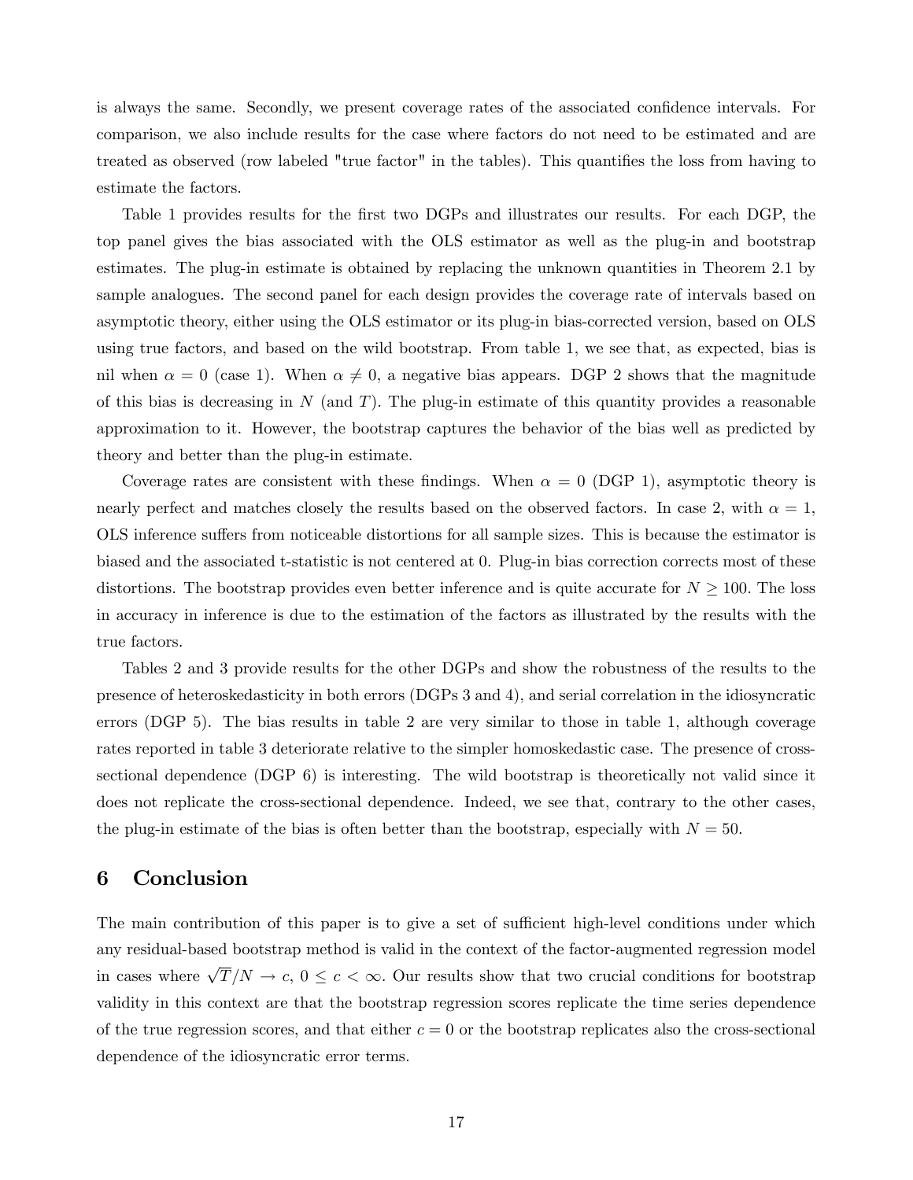is always the same. Secondly, we present coverage rates of the associated confidence intervals. For comparison, we also include results for the case where factors do not need to be estimated and are treated as observed (row labeled "true factor" in the tables). This quantifies the loss from having to estimate the factors.

Table 1 provides results for the first two DGPs and illustrates our results. For each DGP, the top panel gives the bias associated with the OLS estimator as well as the plug-in and bootstrap estimates. The plug-in estimate is obtained by replacing the unknown quantities in Theorem 2.1 by sample analogues. The second panel for each design provides the coverage rate of intervals based on asymptotic theory, either using the OLS estimator or its plug-in bias-corrected version, based on OLS using true factors, and based on the wild bootstrap. From table 1, we see that, as expected, bias is nil when $\alpha = 0$ (case 1). When $\alpha \neq 0$, a negative bias appears. DGP 2 shows that the magnitude of this bias is decreasing in $N$ (and $T$). The plug-in estimate of this quantity provides a reasonable approximation to it. However, the bootstrap captures the behavior of the bias well as predicted by theory and better than the plug-in estimate.

Coverage rates are consistent with these findings. When $\alpha = 0$ (DGP 1), asymptotic theory is nearly perfect and matches closely the results based on the observed factors. In case 2, with $\alpha = 1$, OLS inference suffers from noticeable distortions for all sample sizes. This is because the estimator is biased and the associated t-statistic is not centered at 0. Plug-in bias correction corrects most of these distortions. The bootstrap provides even better inference and is quite accurate for $N \geq 100$. The loss in accuracy in inference is due to the estimation of the factors as illustrated by the results with the true factors.

Tables 2 and 3 provide results for the other DGPs and show the robustness of the results to the presence of heteroskedasticity in both errors (DGPs 3 and 4), and serial correlation in the idiosyncratic errors (DGP 5). The bias results in table 2 are very similar to those in table 1, although coverage rates reported in table 3 deteriorate relative to the simpler homoskedastic case. The presence of cross-sectional dependence (DGP 6) is interesting. The wild bootstrap is theoretically not valid since it does not replicate the cross-sectional dependence. Indeed, we see that, contrary to the other cases, the plug-in estimate of the bias is often better than the bootstrap, especially with $N = 50$.

## 6 Conclusion

The main contribution of this paper is to give a set of sufficient high-level conditions under which any residual-based bootstrap method is valid in the context of the factor-augmented regression model in cases where $\sqrt{T}/N \to c$, $0 \leq c < \infty$. Our results show that two crucial conditions for bootstrap validity in this context are that the bootstrap regression scores replicate the time series dependence of the true regression scores, and that either $c = 0$ or the bootstrap replicates also the cross-sectional dependence of the idiosyncratic error terms.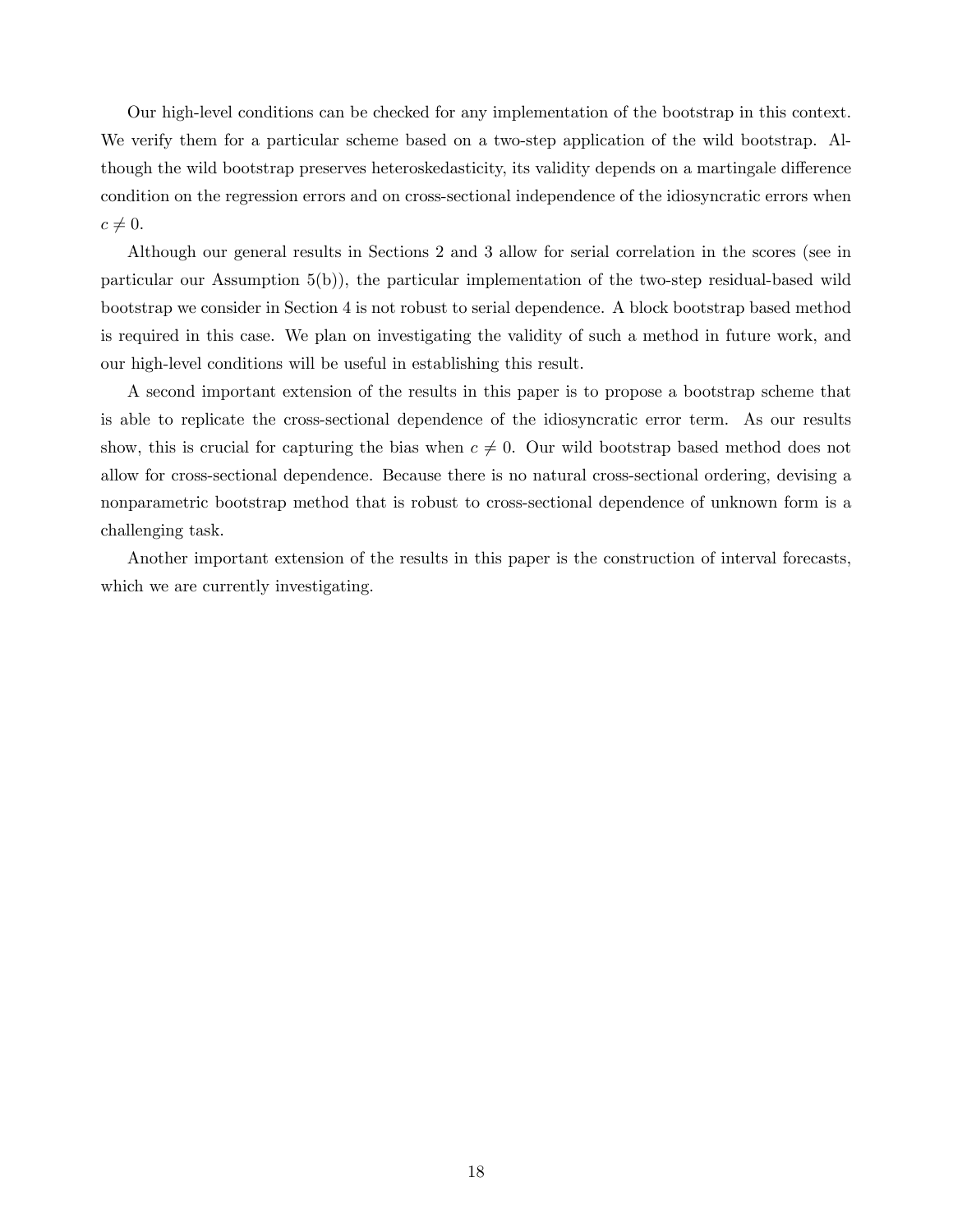Our high-level conditions can be checked for any implementation of the bootstrap in this context. We verify them for a particular scheme based on a two-step application of the wild bootstrap. Although the wild bootstrap preserves heteroskedasticity, its validity depends on a martingale difference condition on the regression errors and on cross-sectional independence of the idiosyncratic errors when $c \neq 0$.

Although our general results in Sections 2 and 3 allow for serial correlation in the scores (see in particular our Assumption 5(b)), the particular implementation of the two-step residual-based wild bootstrap we consider in Section 4 is not robust to serial dependence. A block bootstrap based method is required in this case. We plan on investigating the validity of such a method in future work, and our high-level conditions will be useful in establishing this result.

A second important extension of the results in this paper is to propose a bootstrap scheme that is able to replicate the cross-sectional dependence of the idiosyncratic error term. As our results show, this is crucial for capturing the bias when $c \neq 0$. Our wild bootstrap based method does not allow for cross-sectional dependence. Because there is no natural cross-sectional ordering, devising a nonparametric bootstrap method that is robust to cross-sectional dependence of unknown form is a challenging task.

Another important extension of the results in this paper is the construction of interval forecasts, which we are currently investigating.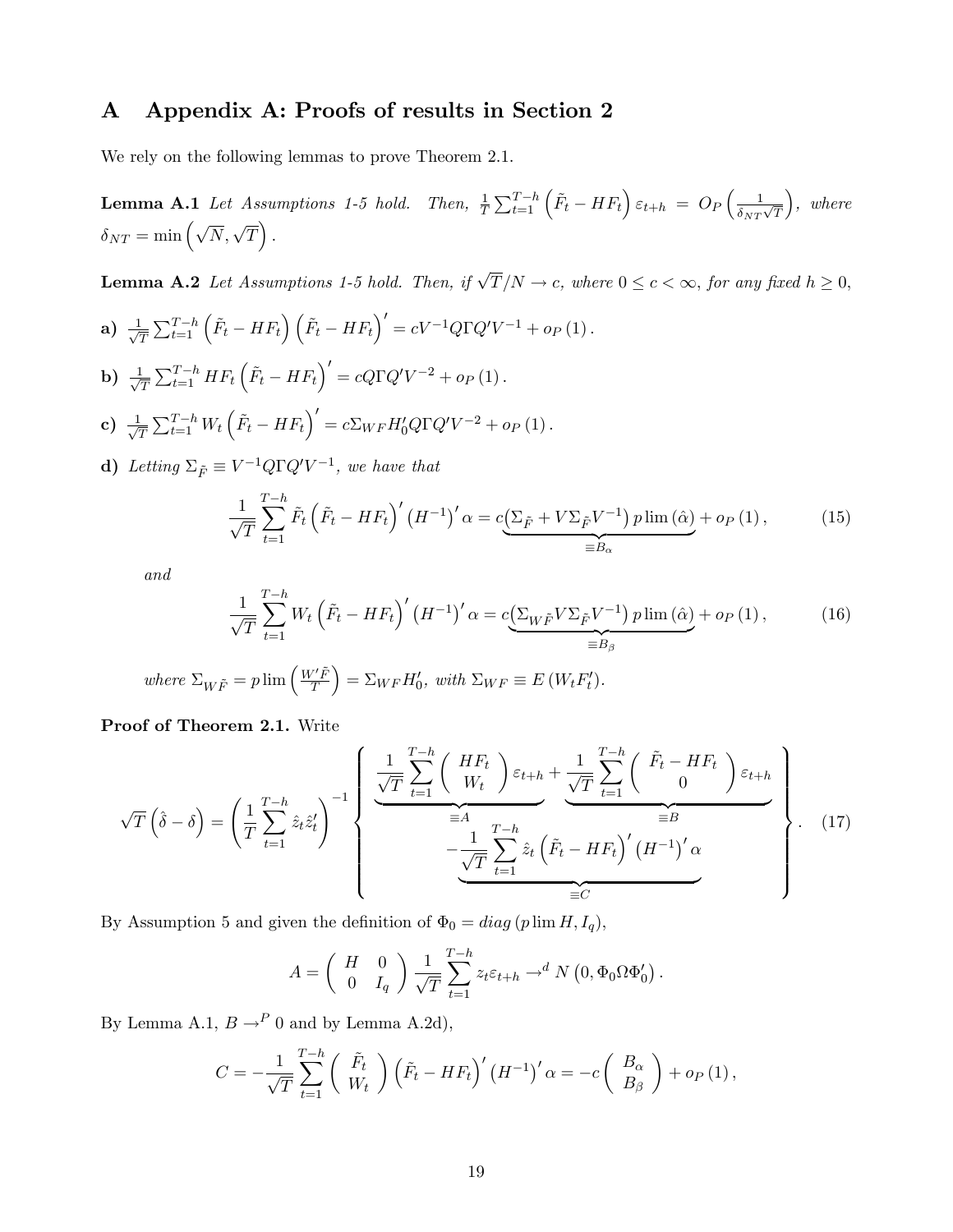# A Appendix A: Proofs of results in Section 2

We rely on the following lemmas to prove Theorem 2.1.

**Lemma A.1** *Let Assumptions 1-5 hold. Then,* $\frac{1}{T}\sum_{t=1}^{T-h}\left(\tilde{F}_t - HF_t\right)\varepsilon_{t+h} = O_P\left(\frac{1}{\delta_{NT}\sqrt{T}}\right)$*, where* $\delta_{NT} = \min\left(\sqrt{N}, \sqrt{T}\right)$.

**Lemma A.2** *Let Assumptions 1-5 hold. Then, if* $\sqrt{T}/N \to c$*, where* $0 \leq c < \infty$*, for any fixed* $h \geq 0$*,*

**a)** $\frac{1}{\sqrt{T}}\sum_{t=1}^{T-h}\left(\tilde{F}_t - HF_t\right)\left(\tilde{F}_t - HF_t\right)' = cV^{-1}Q\Gamma Q'V^{-1} + o_P(1)$.

**b)** $\frac{1}{\sqrt{T}}\sum_{t=1}^{T-h}HF_t\left(\tilde{F}_t - HF_t\right)' = cQ\Gamma Q'V^{-2} + o_P(1)$.

**c)** $\frac{1}{\sqrt{T}}\sum_{t=1}^{T-h}W_t\left(\tilde{F}_t - HF_t\right)' = c\Sigma_{WF}H_0'Q\Gamma Q'V^{-2} + o_P(1)$.

**d)** *Letting* $\Sigma_{\tilde{F}} \equiv V^{-1}Q\Gamma Q'V^{-1}$*, we have that*

$$\frac{1}{\sqrt{T}}\sum_{t=1}^{T-h}\tilde{F}_t\left(\tilde{F}_t - HF_t\right)'\left(H^{-1}\right)'\alpha = c\underbrace{\left(\Sigma_{\tilde{F}} + V\Sigma_{\tilde{F}}V^{-1}\right)p\lim\left(\hat{\alpha}\right)}_{\equiv B_\alpha} + o_P(1), \tag{15}$$

*and*

$$\frac{1}{\sqrt{T}}\sum_{t=1}^{T-h}W_t\left(\tilde{F}_t - HF_t\right)'\left(H^{-1}\right)'\alpha = c\underbrace{\left(\Sigma_{W\tilde{F}}V\Sigma_{\tilde{F}}V^{-1}\right)p\lim\left(\hat{\alpha}\right)}_{\equiv B_\beta} + o_P(1), \tag{16}$$

*where* $\Sigma_{W\tilde{F}} = p\lim\left(\frac{W'\tilde{F}}{T}\right) = \Sigma_{WF}H_0'$*, with* $\Sigma_{WF} \equiv E\left(W_tF_t'\right)$.

**Proof of Theorem 2.1.** Write

$$\sqrt{T}\left(\hat{\delta} - \delta\right) = \left(\frac{1}{T}\sum_{t=1}^{T-h}\hat{z}_t\hat{z}_t'\right)^{-1}\left\{\begin{array}{c}\underbrace{\frac{1}{\sqrt{T}}\sum_{t=1}^{T-h}\begin{pmatrix}HF_t\\W_t\end{pmatrix}\varepsilon_{t+h}}_{\equiv A} + \underbrace{\frac{1}{\sqrt{T}}\sum_{t=1}^{T-h}\begin{pmatrix}\tilde{F}_t - HF_t\\0\end{pmatrix}\varepsilon_{t+h}}_{\equiv B}\\ \underbrace{-\frac{1}{\sqrt{T}}\sum_{t=1}^{T-h}\hat{z}_t\left(\tilde{F}_t - HF_t\right)'\left(H^{-1}\right)'\alpha}_{\equiv C}\end{array}\right\}. \tag{17}$$

By Assumption 5 and given the definition of $\Phi_0 = diag\left(p\lim H, I_q\right)$,

$$A = \begin{pmatrix}H & 0\\0 & I_q\end{pmatrix}\frac{1}{\sqrt{T}}\sum_{t=1}^{T-h}z_t\varepsilon_{t+h} \to^d N\left(0, \Phi_0\Omega\Phi_0'\right).$$

By Lemma A.1, $B \to^P 0$ and by Lemma A.2d),

$$C = -\frac{1}{\sqrt{T}}\sum_{t=1}^{T-h}\begin{pmatrix}\tilde{F}_t\\W_t\end{pmatrix}\left(\tilde{F}_t - HF_t\right)'\left(H^{-1}\right)'\alpha = -c\begin{pmatrix}B_\alpha\\B_\beta\end{pmatrix} + o_P(1),$$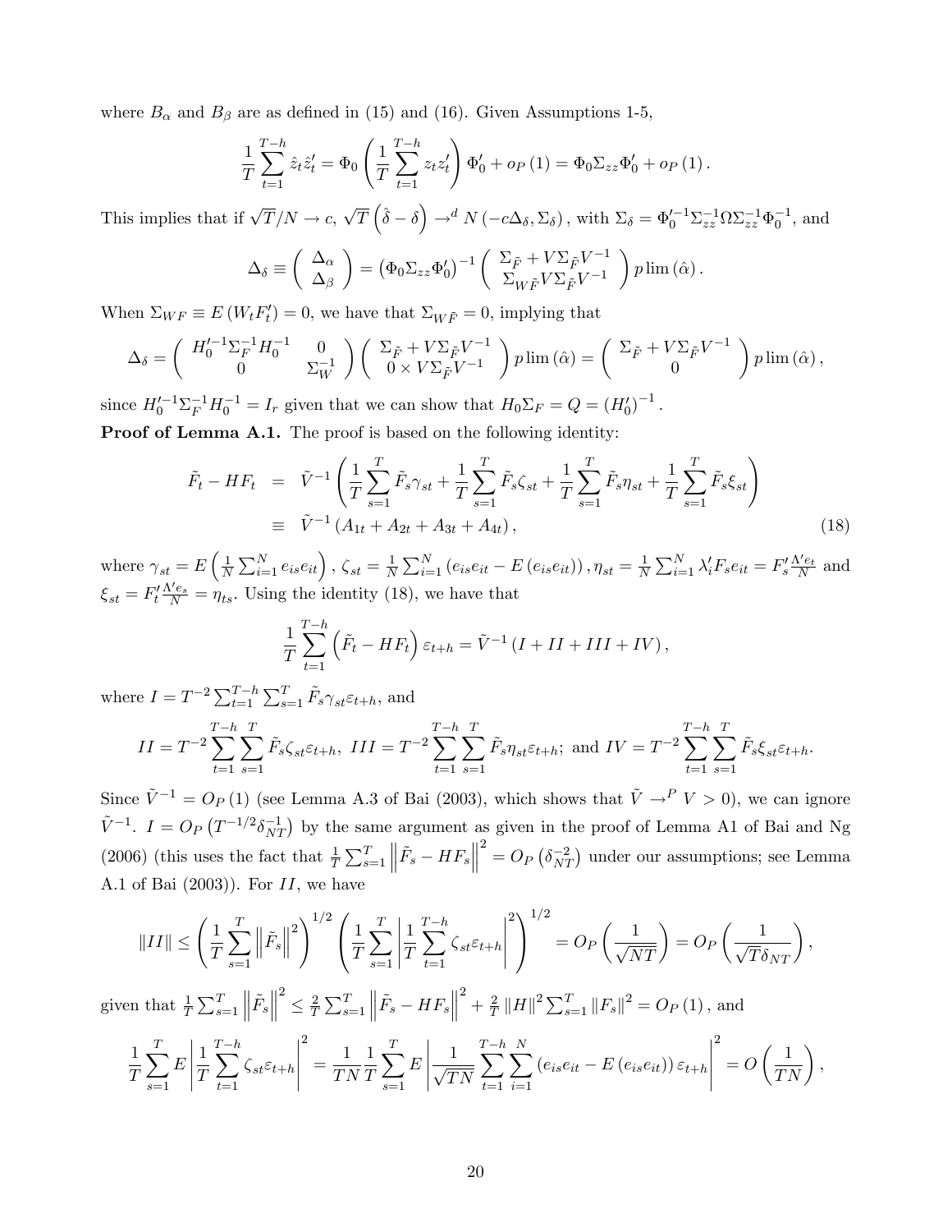where $B_\alpha$ and $B_\beta$ are as defined in (15) and (16). Given Assumptions 1-5,

$$\frac{1}{T}\sum_{t=1}^{T-h}\hat{z}_t\hat{z}_t' = \Phi_0\left(\frac{1}{T}\sum_{t=1}^{T-h}z_tz_t'\right)\Phi_0' + o_P(1) = \Phi_0\Sigma_{zz}\Phi_0' + o_P(1).$$

This implies that if $\sqrt{T}/N \to c$, $\sqrt{T}\left(\hat{\delta}-\delta\right) \to^d N\left(-c\Delta_\delta, \Sigma_\delta\right)$, with $\Sigma_\delta = \Phi_0'^{-1}\Sigma_{zz}^{-1}\Omega\Sigma_{zz}^{-1}\Phi_0^{-1}$, and

$$\Delta_\delta \equiv \begin{pmatrix}\Delta_\alpha \\ \Delta_\beta\end{pmatrix} = \left(\Phi_0\Sigma_{zz}\Phi_0'\right)^{-1}\begin{pmatrix}\Sigma_{\tilde{F}} + V\Sigma_{\tilde{F}}V^{-1} \\ \Sigma_{W\tilde{F}}V\Sigma_{\tilde{F}}V^{-1}\end{pmatrix} p\lim\left(\hat{\alpha}\right).$$

When $\Sigma_{WF} \equiv E\left(W_tF_t'\right) = 0$, we have that $\Sigma_{W\tilde{F}} = 0$, implying that

$$\Delta_\delta = \begin{pmatrix} H_0'^{-1}\Sigma_F^{-1}H_0^{-1} & 0 \\ 0 & \Sigma_W^{-1}\end{pmatrix}\begin{pmatrix}\Sigma_{\tilde{F}} + V\Sigma_{\tilde{F}}V^{-1} \\ 0\times V\Sigma_{\tilde{F}}V^{-1}\end{pmatrix} p\lim\left(\hat{\alpha}\right) = \begin{pmatrix}\Sigma_{\tilde{F}} + V\Sigma_{\tilde{F}}V^{-1} \\ 0\end{pmatrix} p\lim\left(\hat{\alpha}\right),$$

since $H_0'^{-1}\Sigma_F^{-1}H_0^{-1} = I_r$ given that we can show that $H_0\Sigma_F = Q = \left(H_0'\right)^{-1}$.

**Proof of Lemma A.1.** The proof is based on the following identity:

$$\begin{aligned}\tilde{F}_t - HF_t &= \tilde{V}^{-1}\left(\frac{1}{T}\sum_{s=1}^{T}\tilde{F}_s\gamma_{st} + \frac{1}{T}\sum_{s=1}^{T}\tilde{F}_s\zeta_{st} + \frac{1}{T}\sum_{s=1}^{T}\tilde{F}_s\eta_{st} + \frac{1}{T}\sum_{s=1}^{T}\tilde{F}_s\xi_{st}\right) \\ &\equiv \tilde{V}^{-1}\left(A_{1t} + A_{2t} + A_{3t} + A_{4t}\right), \end{aligned} \tag{18}$$

where $\gamma_{st} = E\left(\frac{1}{N}\sum_{i=1}^{N}e_{is}e_{it}\right)$, $\zeta_{st} = \frac{1}{N}\sum_{i=1}^{N}\left(e_{is}e_{it} - E\left(e_{is}e_{it}\right)\right)$, $\eta_{st} = \frac{1}{N}\sum_{i=1}^{N}\lambda_i'F_se_{it} = F_s'\frac{\Lambda'e_t}{N}$ and $\xi_{st} = F_t'\frac{\Lambda'e_s}{N} = \eta_{ts}$. Using the identity (18), we have that

$$\frac{1}{T}\sum_{t=1}^{T-h}\left(\tilde{F}_t - HF_t\right)\varepsilon_{t+h} = \tilde{V}^{-1}\left(I + II + III + IV\right),$$

where $I = T^{-2}\sum_{t=1}^{T-h}\sum_{s=1}^{T}\tilde{F}_s\gamma_{st}\varepsilon_{t+h}$, and

$$II = T^{-2}\sum_{t=1}^{T-h}\sum_{s=1}^{T}\tilde{F}_s\zeta_{st}\varepsilon_{t+h},\ III = T^{-2}\sum_{t=1}^{T-h}\sum_{s=1}^{T}\tilde{F}_s\eta_{st}\varepsilon_{t+h};\text{ and } IV = T^{-2}\sum_{t=1}^{T-h}\sum_{s=1}^{T}\tilde{F}_s\xi_{st}\varepsilon_{t+h}.$$

Since $\tilde{V}^{-1} = O_P(1)$ (see Lemma A.3 of Bai (2003), which shows that $\tilde{V} \to^P V > 0$), we can ignore $\tilde{V}^{-1}$. $I = O_P\left(T^{-1/2}\delta_{NT}^{-1}\right)$ by the same argument as given in the proof of Lemma A1 of Bai and Ng (2006) (this uses the fact that $\frac{1}{T}\sum_{s=1}^{T}\left\|\tilde{F}_s - HF_s\right\|^2 = O_P\left(\delta_{NT}^{-2}\right)$ under our assumptions; see Lemma A.1 of Bai (2003)). For $II$, we have

$$\|II\| \le \left(\frac{1}{T}\sum_{s=1}^{T}\left\|\tilde{F}_s\right\|^2\right)^{1/2}\left(\frac{1}{T}\sum_{s=1}^{T}\left|\frac{1}{T}\sum_{t=1}^{T-h}\zeta_{st}\varepsilon_{t+h}\right|^2\right)^{1/2} = O_P\left(\frac{1}{\sqrt{NT}}\right) = O_P\left(\frac{1}{\sqrt{T}\delta_{NT}}\right),$$

given that $\frac{1}{T}\sum_{s=1}^{T}\left\|\tilde{F}_s\right\|^2 \le \frac{2}{T}\sum_{s=1}^{T}\left\|\tilde{F}_s - HF_s\right\|^2 + \frac{2}{T}\|H\|^2\sum_{s=1}^{T}\|F_s\|^2 = O_P(1)$, and

$$\frac{1}{T}\sum_{s=1}^{T}E\left|\frac{1}{T}\sum_{t=1}^{T-h}\zeta_{st}\varepsilon_{t+h}\right|^2 = \frac{1}{TN}\frac{1}{T}\sum_{s=1}^{T}E\left|\frac{1}{\sqrt{TN}}\sum_{t=1}^{T-h}\sum_{i=1}^{N}\left(e_{is}e_{it} - E\left(e_{is}e_{it}\right)\right)\varepsilon_{t+h}\right|^2 = O\left(\frac{1}{TN}\right),$$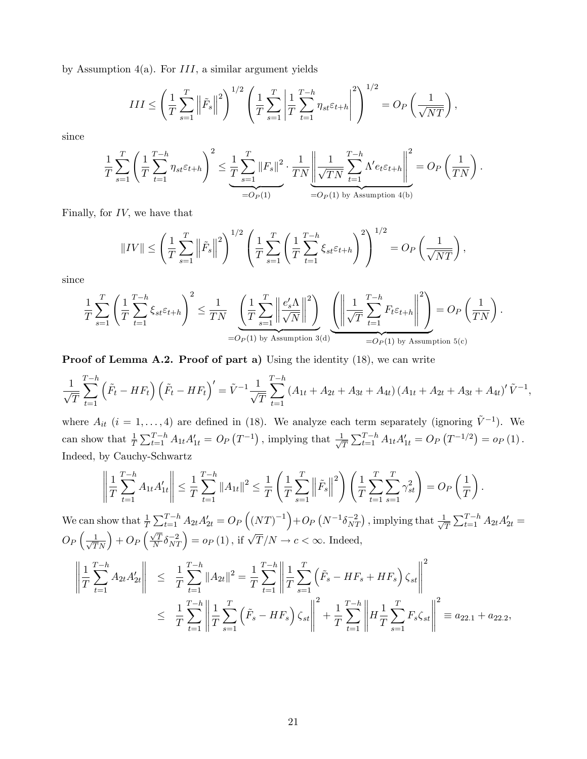by Assumption 4(a). For $III$, a similar argument yields

$$III \leq \left( \frac{1}{T} \sum_{s=1}^{T} \left\| \tilde{F}_s \right\|^2 \right)^{1/2} \left( \frac{1}{T} \sum_{s=1}^{T} \left| \frac{1}{T} \sum_{t=1}^{T-h} \eta_{st} \varepsilon_{t+h} \right|^2 \right)^{1/2} = O_P \left( \frac{1}{\sqrt{NT}} \right),$$

since

$$\frac{1}{T} \sum_{s=1}^{T} \left( \frac{1}{T} \sum_{t=1}^{T-h} \eta_{st} \varepsilon_{t+h} \right)^2 \leq \underbrace{\frac{1}{T} \sum_{s=1}^{T} \left\| F_s \right\|^2}_{=O_P(1)} \cdot \frac{1}{TN} \underbrace{\left\| \frac{1}{\sqrt{TN}} \sum_{t=1}^{T-h} \Lambda' e_t \varepsilon_{t+h} \right\|^2}_{=O_P(1) \text{ by Assumption 4(b)}} = O_P \left( \frac{1}{TN} \right).$$

Finally, for $IV$, we have that

$$\| IV \| \leq \left( \frac{1}{T} \sum_{s=1}^{T} \left\| \tilde{F}_s \right\|^2 \right)^{1/2} \left( \frac{1}{T} \sum_{s=1}^{T} \left( \frac{1}{T} \sum_{t=1}^{T-h} \xi_{st} \varepsilon_{t+h} \right)^2 \right)^{1/2} = O_P \left( \frac{1}{\sqrt{NT}} \right),$$

since

$$\frac{1}{T} \sum_{s=1}^{T} \left( \frac{1}{T} \sum_{t=1}^{T-h} \xi_{st} \varepsilon_{t+h} \right)^2 \leq \frac{1}{TN} \underbrace{\left( \frac{1}{T} \sum_{s=1}^{T} \left\| \frac{e_s' \Lambda}{\sqrt{N}} \right\|^2 \right)}_{=O_P(1) \text{ by Assumption 3(d)}} \underbrace{\left( \left\| \frac{1}{\sqrt{T}} \sum_{t=1}^{T-h} F_t \varepsilon_{t+h} \right\|^2 \right)}_{=O_P(1) \text{ by Assumption 5(c)}} = O_P \left( \frac{1}{TN} \right).$$

**Proof of Lemma A.2. Proof of part a)** Using the identity (18), we can write

$$\frac{1}{\sqrt{T}} \sum_{t=1}^{T-h} \left( \tilde{F}_t - H F_t \right) \left( \tilde{F}_t - H F_t \right)' = \tilde{V}^{-1} \frac{1}{\sqrt{T}} \sum_{t=1}^{T-h} \left( A_{1t} + A_{2t} + A_{3t} + A_{4t} \right) \left( A_{1t} + A_{2t} + A_{3t} + A_{4t} \right)' \tilde{V}^{-1},$$

where $A_{it}$ ($i = 1, \ldots, 4$) are defined in (18). We analyze each term separately (ignoring $\tilde{V}^{-1}$). We can show that $\frac{1}{T} \sum_{t=1}^{T-h} A_{1t} A_{1t}' = O_P \left( T^{-1} \right)$, implying that $\frac{1}{\sqrt{T}} \sum_{t=1}^{T-h} A_{1t} A_{1t}' = O_P \left( T^{-1/2} \right) = o_P (1)$. Indeed, by Cauchy-Schwartz

$$\left\| \frac{1}{T} \sum_{t=1}^{T-h} A_{1t} A_{1t}' \right\| \leq \frac{1}{T} \sum_{t=1}^{T-h} \left\| A_{1t} \right\|^2 \leq \frac{1}{T} \left( \frac{1}{T} \sum_{s=1}^{T} \left\| \tilde{F}_s \right\|^2 \right) \left( \frac{1}{T} \sum_{t=1}^{T} \sum_{s=1}^{T} \gamma_{st}^2 \right) = O_P \left( \frac{1}{T} \right).$$

We can show that $\frac{1}{T} \sum_{t=1}^{T-h} A_{2t} A_{2t}' = O_P \left( (NT)^{-1} \right) + O_P \left( N^{-1} \delta_{NT}^{-2} \right)$, implying that $\frac{1}{\sqrt{T}} \sum_{t=1}^{T-h} A_{2t} A_{2t}' = O_P \left( \frac{1}{\sqrt{T} N} \right) + O_P \left( \frac{\sqrt{T}}{N} \delta_{NT}^{-2} \right) = o_P (1)$, if $\sqrt{T}/N \to c < \infty$. Indeed,

$$\begin{aligned} \left\| \frac{1}{T} \sum_{t=1}^{T-h} A_{2t} A_{2t}' \right\| &\leq \frac{1}{T} \sum_{t=1}^{T-h} \left\| A_{2t} \right\|^2 = \frac{1}{T} \sum_{t=1}^{T-h} \left\| \frac{1}{T} \sum_{s=1}^{T} \left( \tilde{F}_s - H F_s + H F_s \right) \zeta_{st} \right\|^2 \\ &\leq \frac{1}{T} \sum_{t=1}^{T-h} \left\| \frac{1}{T} \sum_{s=1}^{T} \left( \tilde{F}_s - H F_s \right) \zeta_{st} \right\|^2 + \frac{1}{T} \sum_{t=1}^{T-h} \left\| H \frac{1}{T} \sum_{s=1}^{T} F_s \zeta_{st} \right\|^2 \equiv a_{22.1} + a_{22.2}, \end{aligned}$$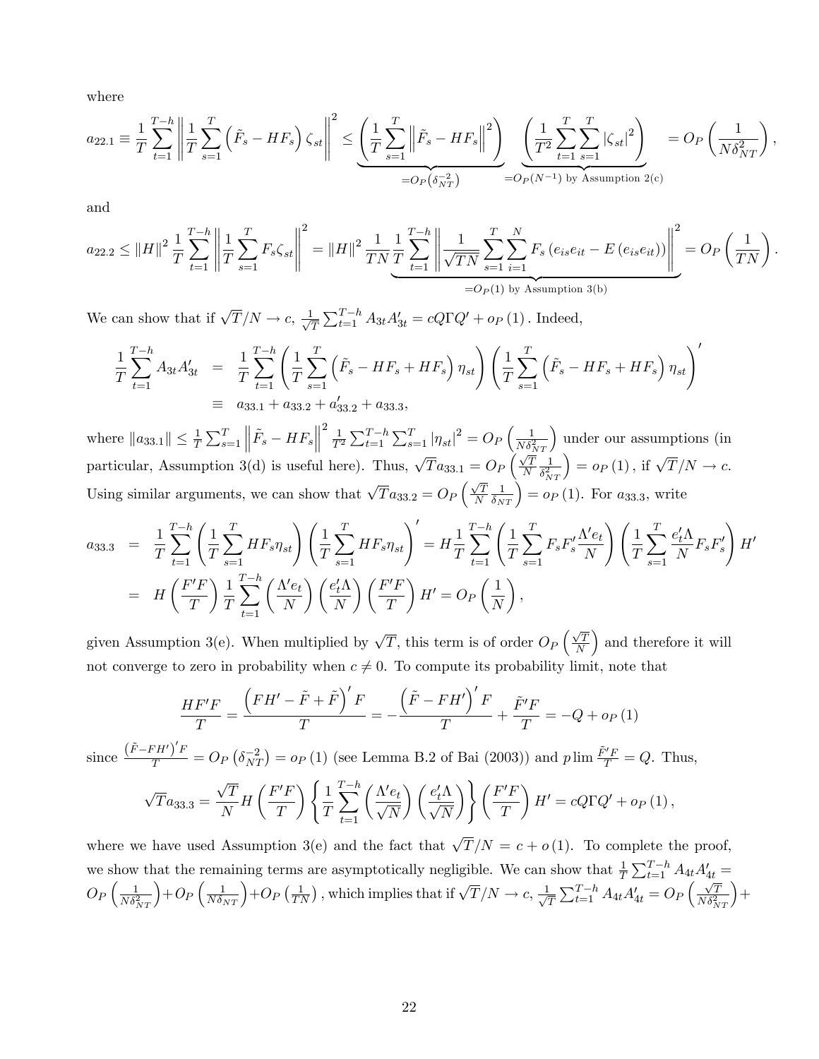where

$$a_{22.1} \equiv \frac{1}{T}\sum_{t=1}^{T-h}\left\|\frac{1}{T}\sum_{s=1}^{T}\left(\tilde{F}_s - HF_s\right)\zeta_{st}\right\|^2 \leq \underbrace{\left(\frac{1}{T}\sum_{s=1}^{T}\left\|\tilde{F}_s - HF_s\right\|^2\right)}_{=O_P\left(\delta_{NT}^{-2}\right)} \underbrace{\left(\frac{1}{T^2}\sum_{t=1}^{T}\sum_{s=1}^{T}\left|\zeta_{st}\right|^2\right)}_{=O_P(N^{-1}) \text{ by Assumption 2(c)}} = O_P\left(\frac{1}{N\delta_{NT}^2}\right),$$

and

$$a_{22.2} \leq \|H\|^2 \frac{1}{T}\sum_{t=1}^{T-h}\left\|\frac{1}{T}\sum_{s=1}^{T}F_s\zeta_{st}\right\|^2 = \|H\|^2 \frac{1}{TN}\underbrace{\frac{1}{T}\sum_{t=1}^{T-h}\left\|\frac{1}{\sqrt{TN}}\sum_{s=1}^{T}\sum_{i=1}^{N}F_s\left(e_{is}e_{it} - E\left(e_{is}e_{it}\right)\right)\right\|^2}_{=O_P(1) \text{ by Assumption 3(b)}} = O_P\left(\frac{1}{TN}\right).$$

We can show that if $\sqrt{T}/N \to c$, $\frac{1}{\sqrt{T}}\sum_{t=1}^{T-h} A_{3t}A_{3t}' = cQ\Gamma Q' + o_P(1)$. Indeed,

$$\begin{aligned}
\frac{1}{T}\sum_{t=1}^{T-h} A_{3t}A_{3t}' &= \frac{1}{T}\sum_{t=1}^{T-h}\left(\frac{1}{T}\sum_{s=1}^{T}\left(\tilde{F}_s - HF_s + HF_s\right)\eta_{st}\right)\left(\frac{1}{T}\sum_{s=1}^{T}\left(\tilde{F}_s - HF_s + HF_s\right)\eta_{st}\right)' \\
&\equiv a_{33.1} + a_{33.2} + a_{33.2}' + a_{33.3},
\end{aligned}$$

where $\|a_{33.1}\| \leq \frac{1}{T}\sum_{s=1}^{T}\left\|\tilde{F}_s - HF_s\right\|^2 \frac{1}{T^2}\sum_{t=1}^{T-h}\sum_{s=1}^{T}\left|\eta_{st}\right|^2 = O_P\left(\frac{1}{N\delta_{NT}^2}\right)$ under our assumptions (in particular, Assumption 3(d) is useful here). Thus, $\sqrt{T}a_{33.1} = O_P\left(\frac{\sqrt{T}}{N}\frac{1}{\delta_{NT}^2}\right) = o_P(1)$, if $\sqrt{T}/N \to c$. Using similar arguments, we can show that $\sqrt{T}a_{33.2} = O_P\left(\frac{\sqrt{T}}{N}\frac{1}{\delta_{NT}}\right) = o_P(1)$. For $a_{33.3}$, write

$$\begin{aligned}
a_{33.3} &= \frac{1}{T}\sum_{t=1}^{T-h}\left(\frac{1}{T}\sum_{s=1}^{T}HF_s\eta_{st}\right)\left(\frac{1}{T}\sum_{s=1}^{T}HF_s\eta_{st}\right)' = H\frac{1}{T}\sum_{t=1}^{T-h}\left(\frac{1}{T}\sum_{s=1}^{T}F_sF_s'\frac{\Lambda' e_t}{N}\right)\left(\frac{1}{T}\sum_{s=1}^{T}\frac{e_t'\Lambda}{N}F_sF_s'\right)H' \\
&= H\left(\frac{F'F}{T}\right)\frac{1}{T}\sum_{t=1}^{T-h}\left(\frac{\Lambda' e_t}{N}\right)\left(\frac{e_t'\Lambda}{N}\right)\left(\frac{F'F}{T}\right)H' = O_P\left(\frac{1}{N}\right),
\end{aligned}$$

given Assumption 3(e). When multiplied by $\sqrt{T}$, this term is of order $O_P\left(\frac{\sqrt{T}}{N}\right)$ and therefore it will not converge to zero in probability when $c \neq 0$. To compute its probability limit, note that

$$\frac{HF'F}{T} = \frac{\left(FH' - \tilde{F} + \tilde{F}\right)'F}{T} = -\frac{\left(\tilde{F} - FH'\right)'F}{T} + \frac{\tilde{F}'F}{T} = -Q + o_P(1)$$

since $\frac{\left(\tilde{F} - FH'\right)'F}{T} = O_P\left(\delta_{NT}^{-2}\right) = o_P(1)$ (see Lemma B.2 of Bai (2003)) and $p\lim \frac{\tilde{F}'F}{T} = Q$. Thus,

$$\sqrt{T}a_{33.3} = \frac{\sqrt{T}}{N}H\left(\frac{F'F}{T}\right)\left\{\frac{1}{T}\sum_{t=1}^{T-h}\left(\frac{\Lambda' e_t}{\sqrt{N}}\right)\left(\frac{e_t'\Lambda}{\sqrt{N}}\right)\right\}\left(\frac{F'F}{T}\right)H' = cQ\Gamma Q' + o_P(1),$$

where we have used Assumption 3(e) and the fact that $\sqrt{T}/N = c + o(1)$. To complete the proof, we show that the remaining terms are asymptotically negligible. We can show that $\frac{1}{T}\sum_{t=1}^{T-h} A_{4t}A_{4t}' = O_P\left(\frac{1}{N\delta_{NT}^2}\right) + O_P\left(\frac{1}{N\delta_{NT}}\right) + O_P\left(\frac{1}{TN}\right)$, which implies that if $\sqrt{T}/N \to c$, $\frac{1}{\sqrt{T}}\sum_{t=1}^{T-h} A_{4t}A_{4t}' = O_P\left(\frac{\sqrt{T}}{N\delta_{NT}^2}\right) +$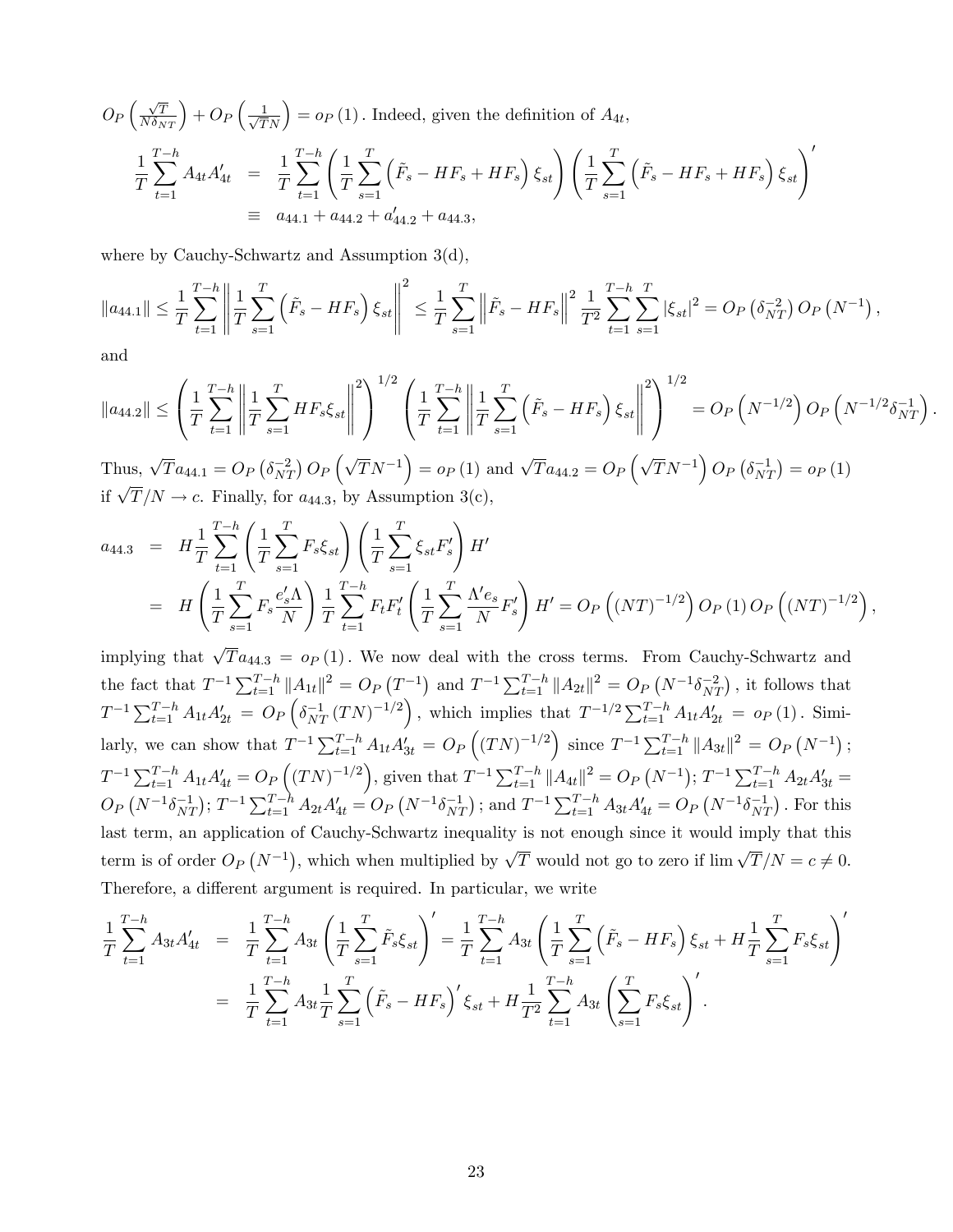$O_P\left(\frac{\sqrt{T}}{N\delta_{NT}}\right) + O_P\left(\frac{1}{\sqrt{T}N}\right) = o_P(1)$. Indeed, given the definition of $A_{4t}$,

$$
\begin{aligned}
\frac{1}{T}\sum_{t=1}^{T-h} A_{4t}A_{4t}' &= \frac{1}{T}\sum_{t=1}^{T-h}\left(\frac{1}{T}\sum_{s=1}^{T}\left(\tilde{F}_s - HF_s + HF_s\right)\xi_{st}\right)\left(\frac{1}{T}\sum_{s=1}^{T}\left(\tilde{F}_s - HF_s + HF_s\right)\xi_{st}\right)' \\
&\equiv a_{44.1} + a_{44.2} + a_{44.2}' + a_{44.3},
\end{aligned}
$$

where by Cauchy-Schwartz and Assumption 3(d),

$$
\|a_{44.1}\| \leq \frac{1}{T}\sum_{t=1}^{T-h}\left\|\frac{1}{T}\sum_{s=1}^{T}\left(\tilde{F}_s - HF_s\right)\xi_{st}\right\|^2 \leq \frac{1}{T}\sum_{s=1}^{T}\left\|\tilde{F}_s - HF_s\right\|^2 \frac{1}{T^2}\sum_{t=1}^{T-h}\sum_{s=1}^{T}|\xi_{st}|^2 = O_P\left(\delta_{NT}^{-2}\right)O_P\left(N^{-1}\right),
$$

and

$$
\|a_{44.2}\| \leq \left(\frac{1}{T}\sum_{t=1}^{T-h}\left\|\frac{1}{T}\sum_{s=1}^{T}HF_s\xi_{st}\right\|^2\right)^{1/2}\left(\frac{1}{T}\sum_{t=1}^{T-h}\left\|\frac{1}{T}\sum_{s=1}^{T}\left(\tilde{F}_s - HF_s\right)\xi_{st}\right\|^2\right)^{1/2} = O_P\left(N^{-1/2}\right)O_P\left(N^{-1/2}\delta_{NT}^{-1}\right).
$$

Thus, $\sqrt{T}a_{44.1} = O_P\left(\delta_{NT}^{-2}\right)O_P\left(\sqrt{T}N^{-1}\right) = o_P(1)$ and $\sqrt{T}a_{44.2} = O_P\left(\sqrt{T}N^{-1}\right)O_P\left(\delta_{NT}^{-1}\right) = o_P(1)$ if $\sqrt{T}/N \to c$. Finally, for $a_{44.3}$, by Assumption 3(c),

$$
\begin{aligned}
a_{44.3} &= H\frac{1}{T}\sum_{t=1}^{T-h}\left(\frac{1}{T}\sum_{s=1}^{T}F_s\xi_{st}\right)\left(\frac{1}{T}\sum_{s=1}^{T}\xi_{st}F_s'\right)H' \\
&= H\left(\frac{1}{T}\sum_{s=1}^{T}F_s\frac{e_s'\Lambda}{N}\right)\frac{1}{T}\sum_{t=1}^{T-h}F_tF_t'\left(\frac{1}{T}\sum_{s=1}^{T}\frac{\Lambda' e_s}{N}F_s'\right)H' = O_P\left((NT)^{-1/2}\right)O_P(1)\,O_P\left((NT)^{-1/2}\right),
\end{aligned}
$$

implying that $\sqrt{T}a_{44.3} = o_P(1)$. We now deal with the cross terms. From Cauchy-Schwartz and the fact that $T^{-1}\sum_{t=1}^{T-h}\|A_{1t}\|^2 = O_P\left(T^{-1}\right)$ and $T^{-1}\sum_{t=1}^{T-h}\|A_{2t}\|^2 = O_P\left(N^{-1}\delta_{NT}^{-2}\right)$, it follows that $T^{-1}\sum_{t=1}^{T-h}A_{1t}A_{2t}' = O_P\left(\delta_{NT}^{-1}(TN)^{-1/2}\right)$, which implies that $T^{-1/2}\sum_{t=1}^{T-h}A_{1t}A_{2t}' = o_P(1)$. Similarly, we can show that $T^{-1}\sum_{t=1}^{T-h}A_{1t}A_{3t}' = O_P\left((TN)^{-1/2}\right)$ since $T^{-1}\sum_{t=1}^{T-h}\|A_{3t}\|^2 = O_P\left(N^{-1}\right)$; $T^{-1}\sum_{t=1}^{T-h}A_{1t}A_{4t}' = O_P\left((TN)^{-1/2}\right)$, given that $T^{-1}\sum_{t=1}^{T-h}\|A_{4t}\|^2 = O_P\left(N^{-1}\right)$; $T^{-1}\sum_{t=1}^{T-h}A_{2t}A_{3t}' = O_P\left(N^{-1}\delta_{NT}^{-1}\right)$; $T^{-1}\sum_{t=1}^{T-h}A_{2t}A_{4t}' = O_P\left(N^{-1}\delta_{NT}^{-1}\right)$; and $T^{-1}\sum_{t=1}^{T-h}A_{3t}A_{4t}' = O_P\left(N^{-1}\delta_{NT}^{-1}\right)$. For this last term, an application of Cauchy-Schwartz inequality is not enough since it would imply that this term is of order $O_P\left(N^{-1}\right)$, which when multiplied by $\sqrt{T}$ would not go to zero if $\lim\sqrt{T}/N = c \neq 0$. Therefore, a different argument is required. In particular, we write

$$
\begin{aligned}
\frac{1}{T}\sum_{t=1}^{T-h}A_{3t}A_{4t}' &= \frac{1}{T}\sum_{t=1}^{T-h}A_{3t}\left(\frac{1}{T}\sum_{s=1}^{T}\tilde{F}_s\xi_{st}\right)' = \frac{1}{T}\sum_{t=1}^{T-h}A_{3t}\left(\frac{1}{T}\sum_{s=1}^{T}\left(\tilde{F}_s - HF_s\right)\xi_{st} + H\frac{1}{T}\sum_{s=1}^{T}F_s\xi_{st}\right)' \\
&= \frac{1}{T}\sum_{t=1}^{T-h}A_{3t}\frac{1}{T}\sum_{s=1}^{T}\left(\tilde{F}_s - HF_s\right)'\xi_{st} + H\frac{1}{T^2}\sum_{t=1}^{T-h}A_{3t}\left(\sum_{s=1}^{T}F_s\xi_{st}\right)'.
\end{aligned}
$$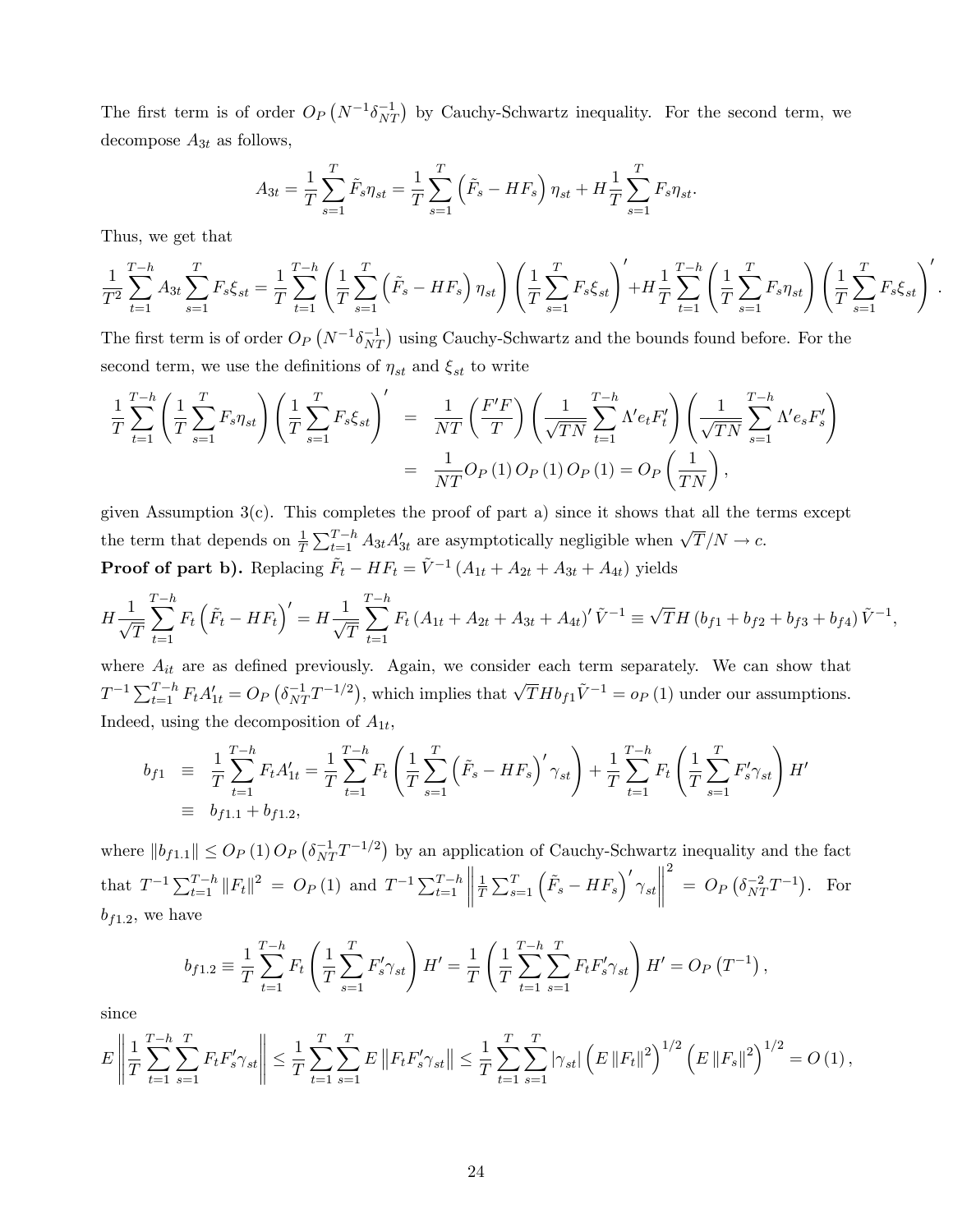The first term is of order $O_P\left(N^{-1}\delta_{NT}^{-1}\right)$ by Cauchy-Schwartz inequality. For the second term, we decompose $A_{3t}$ as follows,

$$A_{3t} = \frac{1}{T}\sum_{s=1}^{T}\tilde{F}_s\eta_{st} = \frac{1}{T}\sum_{s=1}^{T}\left(\tilde{F}_s - HF_s\right)\eta_{st} + H\frac{1}{T}\sum_{s=1}^{T}F_s\eta_{st}.$$

Thus, we get that

$$\frac{1}{T^2}\sum_{t=1}^{T-h}A_{3t}\sum_{s=1}^{T}F_s\xi_{st} = \frac{1}{T}\sum_{t=1}^{T-h}\left(\frac{1}{T}\sum_{s=1}^{T}\left(\tilde{F}_s - HF_s\right)\eta_{st}\right)\left(\frac{1}{T}\sum_{s=1}^{T}F_s\xi_{st}\right)' + H\frac{1}{T}\sum_{t=1}^{T-h}\left(\frac{1}{T}\sum_{s=1}^{T}F_s\eta_{st}\right)\left(\frac{1}{T}\sum_{s=1}^{T}F_s\xi_{st}\right)'.$$

The first term is of order $O_P\left(N^{-1}\delta_{NT}^{-1}\right)$ using Cauchy-Schwartz and the bounds found before. For the second term, we use the definitions of $\eta_{st}$ and $\xi_{st}$ to write

$$\begin{aligned}
\frac{1}{T}\sum_{t=1}^{T-h}\left(\frac{1}{T}\sum_{s=1}^{T}F_s\eta_{st}\right)\left(\frac{1}{T}\sum_{s=1}^{T}F_s\xi_{st}\right)' &= \frac{1}{NT}\left(\frac{F'F}{T}\right)\left(\frac{1}{\sqrt{TN}}\sum_{t=1}^{T-h}\Lambda' e_t F_t'\right)\left(\frac{1}{\sqrt{TN}}\sum_{s=1}^{T-h}\Lambda' e_s F_s'\right) \\
&= \frac{1}{NT}O_P(1)\,O_P(1)\,O_P(1) = O_P\left(\frac{1}{TN}\right),
\end{aligned}$$

given Assumption 3(c). This completes the proof of part a) since it shows that all the terms except the term that depends on $\frac{1}{T}\sum_{t=1}^{T-h}A_{3t}A_{3t}'$ are asymptotically negligible when $\sqrt{T}/N \to c$.

**Proof of part b).** Replacing $\tilde{F}_t - HF_t = \tilde{V}^{-1}\left(A_{1t} + A_{2t} + A_{3t} + A_{4t}\right)$ yields

$$H\frac{1}{\sqrt{T}}\sum_{t=1}^{T-h}F_t\left(\tilde{F}_t - HF_t\right)' = H\frac{1}{\sqrt{T}}\sum_{t=1}^{T-h}F_t\left(A_{1t} + A_{2t} + A_{3t} + A_{4t}\right)'\tilde{V}^{-1} \equiv \sqrt{T}H\left(b_{f1} + b_{f2} + b_{f3} + b_{f4}\right)\tilde{V}^{-1},$$

where $A_{it}$ are as defined previously. Again, we consider each term separately. We can show that $T^{-1}\sum_{t=1}^{T-h}F_t A_{1t}' = O_P\left(\delta_{NT}^{-1}T^{-1/2}\right)$, which implies that $\sqrt{T}Hb_{f1}\tilde{V}^{-1} = o_P(1)$ under our assumptions. Indeed, using the decomposition of $A_{1t}$,

$$\begin{aligned}
b_{f1} &\equiv \frac{1}{T}\sum_{t=1}^{T-h}F_t A_{1t}' = \frac{1}{T}\sum_{t=1}^{T-h}F_t\left(\frac{1}{T}\sum_{s=1}^{T}\left(\tilde{F}_s - HF_s\right)'\gamma_{st}\right) + \frac{1}{T}\sum_{t=1}^{T-h}F_t\left(\frac{1}{T}\sum_{s=1}^{T}F_s'\gamma_{st}\right)H' \\
&\equiv b_{f1.1} + b_{f1.2},
\end{aligned}$$

where $\|b_{f1.1}\| \le O_P(1)\,O_P\left(\delta_{NT}^{-1}T^{-1/2}\right)$ by an application of Cauchy-Schwartz inequality and the fact that $T^{-1}\sum_{t=1}^{T-h}\|F_t\|^2 = O_P(1)$ and $T^{-1}\sum_{t=1}^{T-h}\left\|\frac{1}{T}\sum_{s=1}^{T}\left(\tilde{F}_s - HF_s\right)'\gamma_{st}\right\|^2 = O_P\left(\delta_{NT}^{-2}T^{-1}\right)$. For $b_{f1.2}$, we have

$$b_{f1.2} \equiv \frac{1}{T}\sum_{t=1}^{T-h}F_t\left(\frac{1}{T}\sum_{s=1}^{T}F_s'\gamma_{st}\right)H' = \frac{1}{T}\left(\frac{1}{T}\sum_{t=1}^{T-h}\sum_{s=1}^{T}F_tF_s'\gamma_{st}\right)H' = O_P\left(T^{-1}\right),$$

since

$$E\left\|\frac{1}{T}\sum_{t=1}^{T-h}\sum_{s=1}^{T}F_tF_s'\gamma_{st}\right\| \le \frac{1}{T}\sum_{t=1}^{T}\sum_{s=1}^{T}E\left\|F_tF_s'\gamma_{st}\right\| \le \frac{1}{T}\sum_{t=1}^{T}\sum_{s=1}^{T}|\gamma_{st}|\left(E\|F_t\|^2\right)^{1/2}\left(E\|F_s\|^2\right)^{1/2} = O(1),$$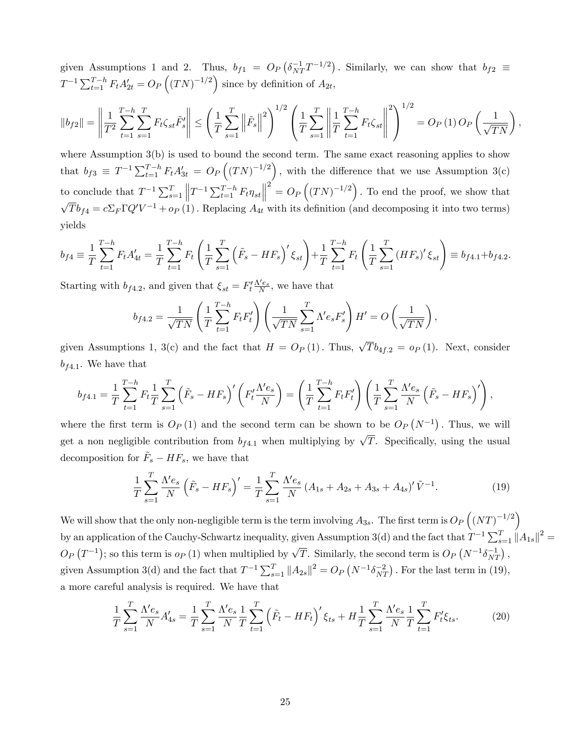given Assumptions 1 and 2. Thus, $b_{f1} = O_P\left(\delta_{NT}^{-1}T^{-1/2}\right)$. Similarly, we can show that $b_{f2} \equiv T^{-1}\sum_{t=1}^{T-h} F_t A_{2t}' = O_P\left((TN)^{-1/2}\right)$ since by definition of $A_{2t}$,

$$\|b_{f2}\| = \left\|\frac{1}{T^2}\sum_{t=1}^{T-h}\sum_{s=1}^{T} F_t \zeta_{st}\tilde{F}_s'\right\| \le \left(\frac{1}{T}\sum_{s=1}^{T}\left\|\tilde{F}_s\right\|^2\right)^{1/2}\left(\frac{1}{T}\sum_{s=1}^{T}\left\|\frac{1}{T}\sum_{t=1}^{T-h} F_t\zeta_{st}\right\|^2\right)^{1/2} = O_P(1)\, O_P\left(\frac{1}{\sqrt{TN}}\right),$$

where Assumption 3(b) is used to bound the second term. The same exact reasoning applies to show that $b_{f3} \equiv T^{-1}\sum_{t=1}^{T-h} F_t A_{3t}' = O_P\left((TN)^{-1/2}\right)$, with the difference that we use Assumption 3(c) to conclude that $T^{-1}\sum_{s=1}^{T}\left\|T^{-1}\sum_{t=1}^{T-h} F_t\eta_{st}\right\|^2 = O_P\left((TN)^{-1/2}\right)$. To end the proof, we show that $\sqrt{T}b_{f4} = c\Sigma_F\Gamma Q' V^{-1} + o_P(1)$. Replacing $A_{4t}$ with its definition (and decomposing it into two terms) yields

$$b_{f4} \equiv \frac{1}{T}\sum_{t=1}^{T-h} F_t A_{4t}' = \frac{1}{T}\sum_{t=1}^{T-h} F_t\left(\frac{1}{T}\sum_{s=1}^{T}\left(\tilde{F}_s - HF_s\right)'\xi_{st}\right) + \frac{1}{T}\sum_{t=1}^{T-h} F_t\left(\frac{1}{T}\sum_{s=1}^{T}\left(HF_s\right)'\xi_{st}\right) \equiv b_{f4.1} + b_{f4.2}.$$

Starting with $b_{f4.2}$, and given that $\xi_{st} = F_t'\frac{\Lambda' e_s}{N}$, we have that

$$b_{f4.2} = \frac{1}{\sqrt{TN}}\left(\frac{1}{T}\sum_{t=1}^{T-h} F_t F_t'\right)\left(\frac{1}{\sqrt{TN}}\sum_{s=1}^{T}\Lambda' e_s F_s'\right)H' = O\left(\frac{1}{\sqrt{TN}}\right),$$

given Assumptions 1, 3(c) and the fact that $H = O_P(1)$. Thus, $\sqrt{T}b_{4f.2} = o_P(1)$. Next, consider $b_{f4.1}$. We have that

$$b_{f4.1} = \frac{1}{T}\sum_{t=1}^{T-h} F_t \frac{1}{T}\sum_{s=1}^{T}\left(\tilde{F}_s - HF_s\right)'\left(F_t'\frac{\Lambda' e_s}{N}\right) = \left(\frac{1}{T}\sum_{t=1}^{T-h} F_t F_t'\right)\left(\frac{1}{T}\sum_{s=1}^{T}\frac{\Lambda' e_s}{N}\left(\tilde{F}_s - HF_s\right)'\right),$$

where the first term is $O_P(1)$ and the second term can be shown to be $O_P\left(N^{-1}\right)$. Thus, we will get a non negligible contribution from $b_{f4.1}$ when multiplying by $\sqrt{T}$. Specifically, using the usual decomposition for $\tilde{F}_s - HF_s$, we have that

$$\frac{1}{T}\sum_{s=1}^{T}\frac{\Lambda' e_s}{N}\left(\tilde{F}_s - HF_s\right)' = \frac{1}{T}\sum_{s=1}^{T}\frac{\Lambda' e_s}{N}\left(A_{1s} + A_{2s} + A_{3s} + A_{4s}\right)'\tilde{V}^{-1}. \tag{19}$$

We will show that the only non-negligible term is the term involving $A_{3s}$. The first term is $O_P\left((NT)^{-1/2}\right)$ by an application of the Cauchy-Schwartz inequality, given Assumption 3(d) and the fact that $T^{-1}\sum_{s=1}^{T}\|A_{1s}\|^2 = O_P\left(T^{-1}\right)$; so this term is $o_P(1)$ when multiplied by $\sqrt{T}$. Similarly, the second term is $O_P\left(N^{-1}\delta_{NT}^{-1}\right)$, given Assumption 3(d) and the fact that $T^{-1}\sum_{s=1}^{T}\|A_{2s}\|^2 = O_P\left(N^{-1}\delta_{NT}^{-2}\right)$. For the last term in (19), a more careful analysis is required. We have that

$$\frac{1}{T}\sum_{s=1}^{T}\frac{\Lambda' e_s}{N}A_{4s}' = \frac{1}{T}\sum_{s=1}^{T}\frac{\Lambda' e_s}{N}\frac{1}{T}\sum_{t=1}^{T}\left(\tilde{F}_t - HF_t\right)'\xi_{ts} + H\frac{1}{T}\sum_{s=1}^{T}\frac{\Lambda' e_s}{N}\frac{1}{T}\sum_{t=1}^{T} F_t'\xi_{ts}. \tag{20}$$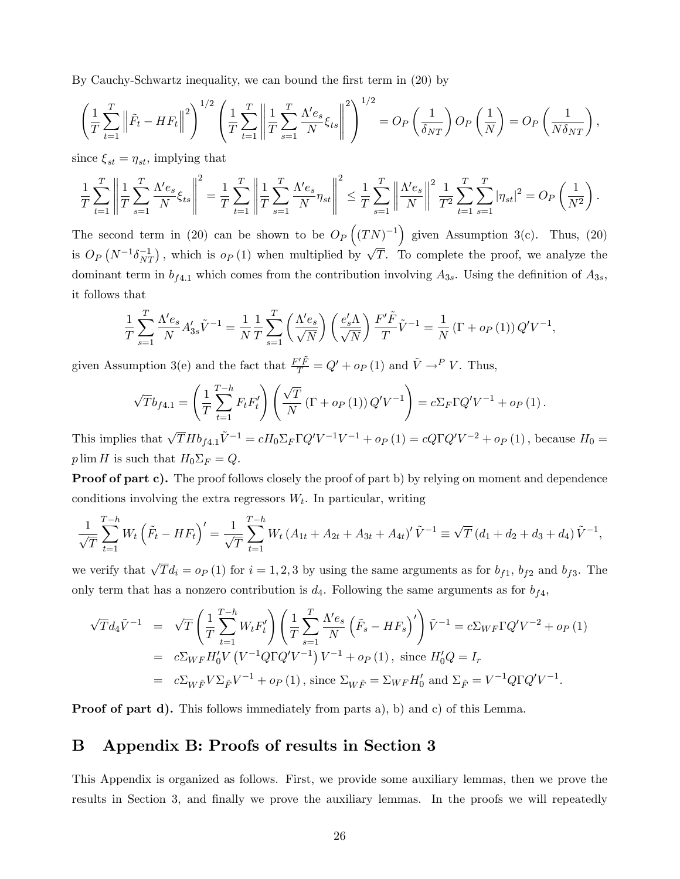By Cauchy-Schwartz inequality, we can bound the first term in (20) by

$$\left(\frac{1}{T}\sum_{t=1}^{T}\left\|\tilde{F}_t - HF_t\right\|^2\right)^{1/2}\left(\frac{1}{T}\sum_{t=1}^{T}\left\|\frac{1}{T}\sum_{s=1}^{T}\frac{\Lambda' e_s}{N}\xi_{ts}\right\|^2\right)^{1/2} = O_P\left(\frac{1}{\delta_{NT}}\right)O_P\left(\frac{1}{N}\right) = O_P\left(\frac{1}{N\delta_{NT}}\right),$$

since $\xi_{st} = \eta_{st}$, implying that

$$\frac{1}{T}\sum_{t=1}^{T}\left\|\frac{1}{T}\sum_{s=1}^{T}\frac{\Lambda' e_s}{N}\xi_{ts}\right\|^2 = \frac{1}{T}\sum_{t=1}^{T}\left\|\frac{1}{T}\sum_{s=1}^{T}\frac{\Lambda' e_s}{N}\eta_{st}\right\|^2 \leq \frac{1}{T}\sum_{s=1}^{T}\left\|\frac{\Lambda' e_s}{N}\right\|^2\frac{1}{T^2}\sum_{t=1}^{T}\sum_{s=1}^{T}|\eta_{st}|^2 = O_P\left(\frac{1}{N^2}\right).$$

The second term in (20) can be shown to be $O_P\left((TN)^{-1}\right)$ given Assumption 3(c). Thus, (20) is $O_P\left(N^{-1}\delta_{NT}^{-1}\right)$, which is $o_P(1)$ when multiplied by $\sqrt{T}$. To complete the proof, we analyze the dominant term in $b_{f4.1}$ which comes from the contribution involving $A_{3s}$. Using the definition of $A_{3s}$, it follows that

$$\frac{1}{T}\sum_{s=1}^{T}\frac{\Lambda' e_s}{N}A_{3s}'\tilde{V}^{-1} = \frac{1}{N}\frac{1}{T}\sum_{s=1}^{T}\left(\frac{\Lambda' e_s}{\sqrt{N}}\right)\left(\frac{e_s'\Lambda}{\sqrt{N}}\right)\frac{F'\tilde{F}}{T}\tilde{V}^{-1} = \frac{1}{N}\left(\Gamma + o_P(1)\right)Q'V^{-1},$$

given Assumption 3(e) and the fact that $\frac{F'\tilde{F}}{T} = Q' + o_P(1)$ and $\tilde{V} \to^P V$. Thus,

$$\sqrt{T}b_{f4.1} = \left(\frac{1}{T}\sum_{t=1}^{T-h}F_tF_t'\right)\left(\frac{\sqrt{T}}{N}\left(\Gamma + o_P(1)\right)Q'V^{-1}\right) = c\Sigma_F\Gamma Q'V^{-1} + o_P(1).$$

This implies that $\sqrt{T}Hb_{f4.1}\tilde{V}^{-1} = cH_0\Sigma_F\Gamma Q'V^{-1}V^{-1} + o_P(1) = cQ\Gamma Q'V^{-2} + o_P(1)$, because $H_0 = p\lim H$ is such that $H_0\Sigma_F = Q$.

**Proof of part c).** The proof follows closely the proof of part b) by relying on moment and dependence conditions involving the extra regressors $W_t$. In particular, writing

$$\frac{1}{\sqrt{T}}\sum_{t=1}^{T-h}W_t\left(\tilde{F}_t - HF_t\right)' = \frac{1}{\sqrt{T}}\sum_{t=1}^{T-h}W_t\left(A_{1t} + A_{2t} + A_{3t} + A_{4t}\right)'\tilde{V}^{-1} \equiv \sqrt{T}\left(d_1 + d_2 + d_3 + d_4\right)\tilde{V}^{-1},$$

we verify that $\sqrt{T}d_i = o_P(1)$ for $i = 1, 2, 3$ by using the same arguments as for $b_{f1}$, $b_{f2}$ and $b_{f3}$. The only term that has a nonzero contribution is $d_4$. Following the same arguments as for $b_{f4}$,

$$\begin{aligned}
\sqrt{T}d_4\tilde{V}^{-1} &= \sqrt{T}\left(\frac{1}{T}\sum_{t=1}^{T-h}W_tF_t'\right)\left(\frac{1}{T}\sum_{s=1}^{T}\frac{\Lambda' e_s}{N}\left(\tilde{F}_s - HF_s\right)'\right)\tilde{V}^{-1} = c\Sigma_{WF}\Gamma Q'V^{-2} + o_P(1) \\
&= c\Sigma_{WF}H_0'V\left(V^{-1}Q\Gamma Q'V^{-1}\right)V^{-1} + o_P(1), \text{ since } H_0'Q = I_r \\
&= c\Sigma_{W\tilde{F}}V\Sigma_{\tilde{F}}V^{-1} + o_P(1), \text{ since } \Sigma_{W\tilde{F}} = \Sigma_{WF}H_0' \text{ and } \Sigma_{\tilde{F}} = V^{-1}Q\Gamma Q'V^{-1}.
\end{aligned}$$

**Proof of part d).** This follows immediately from parts a), b) and c) of this Lemma.

# B Appendix B: Proofs of results in Section 3

This Appendix is organized as follows. First, we provide some auxiliary lemmas, then we prove the results in Section 3, and finally we prove the auxiliary lemmas. In the proofs we will repeatedly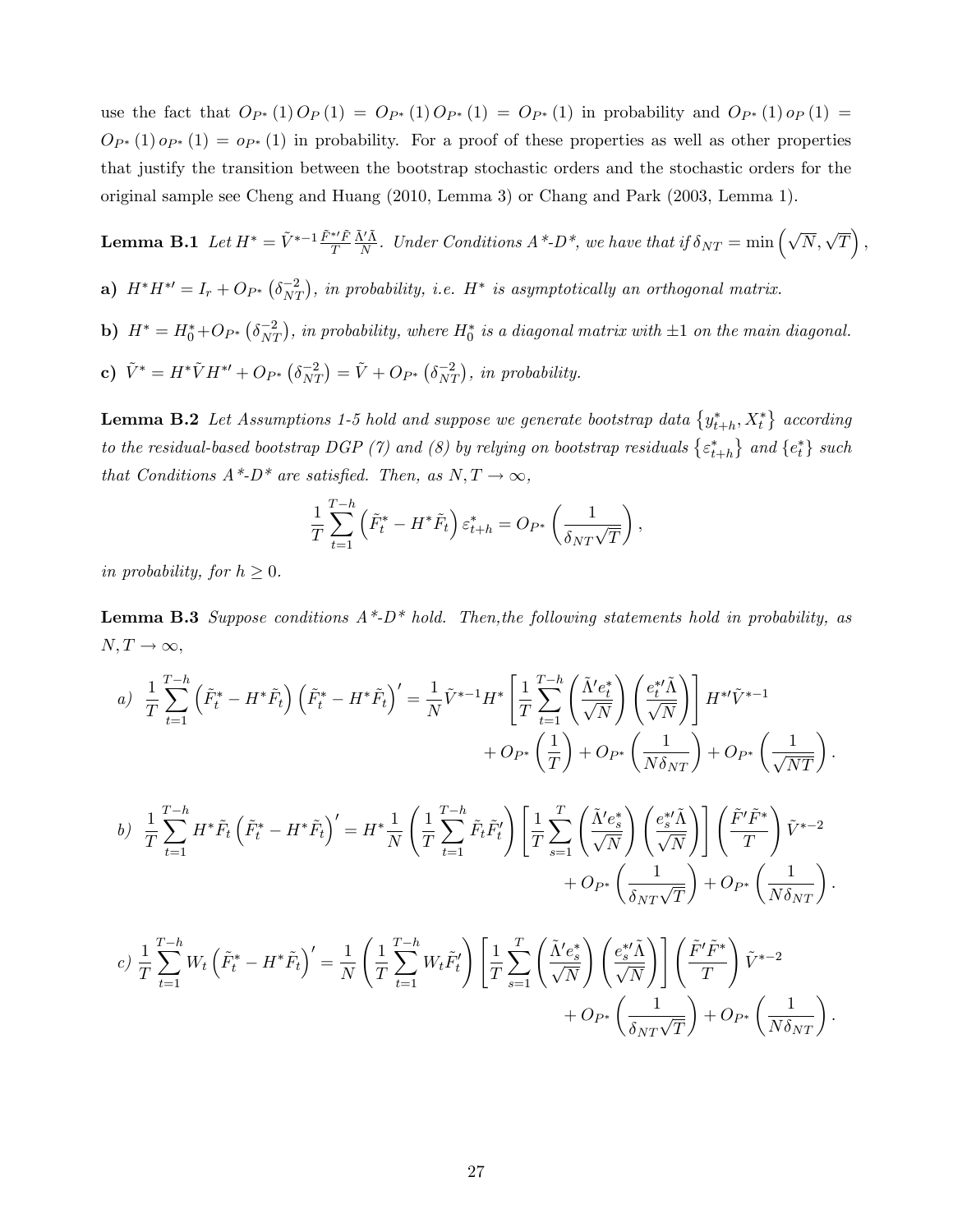use the fact that $O_{P^*}(1) O_P(1) = O_{P^*}(1) O_{P^*}(1) = O_{P^*}(1)$ in probability and $O_{P^*}(1) o_P(1) = O_{P^*}(1) o_{P^*}(1) = o_{P^*}(1)$ in probability. For a proof of these properties as well as other properties that justify the transition between the bootstrap stochastic orders and the stochastic orders for the original sample see Cheng and Huang (2010, Lemma 3) or Chang and Park (2003, Lemma 1).

**Lemma B.1** *Let $H^* = \tilde{V}^{*-1} \frac{\tilde{F}^{*\prime}\tilde{F}}{T} \frac{\tilde{\Lambda}'\tilde{\Lambda}}{N}$. Under Conditions A\*-D\*, we have that if $\delta_{NT} = \min\left(\sqrt{N}, \sqrt{T}\right)$,*

**a)** *$H^* H^{*\prime} = I_r + O_{P^*}\left(\delta_{NT}^{-2}\right)$, in probability, i.e. $H^*$ is asymptotically an orthogonal matrix.*

**b)** *$H^* = H_0^* + O_{P^*}\left(\delta_{NT}^{-2}\right)$, in probability, where $H_0^*$ is a diagonal matrix with $\pm 1$ on the main diagonal.*

**c)** *$\tilde{V}^* = H^* \tilde{V} H^{*\prime} + O_{P^*}\left(\delta_{NT}^{-2}\right) = \tilde{V} + O_{P^*}\left(\delta_{NT}^{-2}\right)$, in probability.*

**Lemma B.2** *Let Assumptions 1-5 hold and suppose we generate bootstrap data $\left\{y_{t+h}^*, X_t^*\right\}$ according to the residual-based bootstrap DGP (7) and (8) by relying on bootstrap residuals $\left\{\varepsilon_{t+h}^*\right\}$ and $\{e_t^*\}$ such that Conditions A\*-D\* are satisfied. Then, as $N, T \to \infty$,*

$$
\frac{1}{T}\sum_{t=1}^{T-h}\left(\tilde{F}_t^* - H^*\tilde{F}_t\right)\varepsilon_{t+h}^* = O_{P^*}\left(\frac{1}{\delta_{NT}\sqrt{T}}\right),
$$

*in probability, for $h \geq 0$.*

**Lemma B.3** *Suppose conditions A\*-D\* hold. Then,the following statements hold in probability, as $N, T \to \infty$,*

*a)*
$$
\frac{1}{T}\sum_{t=1}^{T-h}\left(\tilde{F}_t^* - H^*\tilde{F}_t\right)\left(\tilde{F}_t^* - H^*\tilde{F}_t\right)' = \frac{1}{N}\tilde{V}^{*-1}H^*\left[\frac{1}{T}\sum_{t=1}^{T-h}\left(\frac{\tilde{\Lambda}'e_t^*}{\sqrt{N}}\right)\left(\frac{e_t^{*\prime}\tilde{\Lambda}}{\sqrt{N}}\right)\right]H^{*\prime}\tilde{V}^{*-1} + O_{P^*}\left(\frac{1}{T}\right) + O_{P^*}\left(\frac{1}{N\delta_{NT}}\right) + O_{P^*}\left(\frac{1}{\sqrt{NT}}\right).
$$

*b)*
$$
\frac{1}{T}\sum_{t=1}^{T-h}H^*\tilde{F}_t\left(\tilde{F}_t^* - H^*\tilde{F}_t\right)' = H^*\frac{1}{N}\left(\frac{1}{T}\sum_{t=1}^{T-h}\tilde{F}_t\tilde{F}_t'\right)\left[\frac{1}{T}\sum_{s=1}^{T}\left(\frac{\tilde{\Lambda}'e_s^*}{\sqrt{N}}\right)\left(\frac{e_s^{*\prime}\tilde{\Lambda}}{\sqrt{N}}\right)\right]\left(\frac{\tilde{F}'\tilde{F}^*}{T}\right)\tilde{V}^{*-2} + O_{P^*}\left(\frac{1}{\delta_{NT}\sqrt{T}}\right) + O_{P^*}\left(\frac{1}{N\delta_{NT}}\right).
$$

*c)*
$$
\frac{1}{T}\sum_{t=1}^{T-h}W_t\left(\tilde{F}_t^* - H^*\tilde{F}_t\right)' = \frac{1}{N}\left(\frac{1}{T}\sum_{t=1}^{T-h}W_t\tilde{F}_t'\right)\left[\frac{1}{T}\sum_{s=1}^{T}\left(\frac{\tilde{\Lambda}'e_s^*}{\sqrt{N}}\right)\left(\frac{e_s^{*\prime}\tilde{\Lambda}}{\sqrt{N}}\right)\right]\left(\frac{\tilde{F}'\tilde{F}^*}{T}\right)\tilde{V}^{*-2} + O_{P^*}\left(\frac{1}{\delta_{NT}\sqrt{T}}\right) + O_{P^*}\left(\frac{1}{N\delta_{NT}}\right).
$$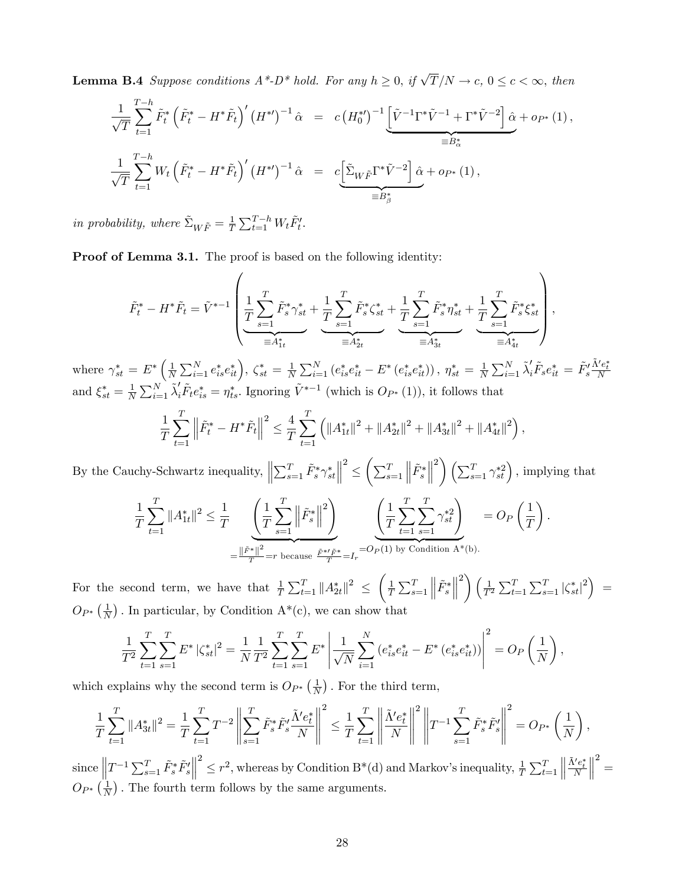**Lemma B.4** *Suppose conditions A\*-D\* hold. For any $h \geq 0$, if $\sqrt{T}/N \to c$, $0 \leq c < \infty$, then*

$$\frac{1}{\sqrt{T}} \sum_{t=1}^{T-h} \tilde{F}_t^* \left(\tilde{F}_t^* - H^* \tilde{F}_t\right)' \left(H^{*\prime}\right)^{-1} \hat{\alpha} \;\; = \;\; c \left(H_0^{*\prime}\right)^{-1} \underbrace{\left[\tilde{V}^{-1} \Gamma^* \tilde{V}^{-1} + \Gamma^* \tilde{V}^{-2}\right] \hat{\alpha}}_{\equiv B_\alpha^*} + o_{P^*}(1),$$

$$\frac{1}{\sqrt{T}} \sum_{t=1}^{T-h} W_t \left(\tilde{F}_t^* - H^* \tilde{F}_t\right)' \left(H^{*\prime}\right)^{-1} \hat{\alpha} \;\; = \;\; c \underbrace{\left[\tilde{\Sigma}_{W\tilde{F}} \Gamma^* \tilde{V}^{-2}\right] \hat{\alpha}}_{\equiv B_\beta^*} + o_{P^*}(1),$$

*in probability, where $\tilde{\Sigma}_{W\tilde{F}} = \frac{1}{T} \sum_{t=1}^{T-h} W_t \tilde{F}_t'$.*

**Proof of Lemma 3.1.** The proof is based on the following identity:

$$\tilde{F}_t^* - H^* \tilde{F}_t = \tilde{V}^{*-1} \left( \underbrace{\frac{1}{T} \sum_{s=1}^T \tilde{F}_s^* \gamma_{st}^*}_{\equiv A_{1t}^*} + \underbrace{\frac{1}{T} \sum_{s=1}^T \tilde{F}_s^* \zeta_{st}^*}_{\equiv A_{2t}^*} + \underbrace{\frac{1}{T} \sum_{s=1}^T \tilde{F}_s^* \eta_{st}^*}_{\equiv A_{3t}^*} + \underbrace{\frac{1}{T} \sum_{s=1}^T \tilde{F}_s^* \xi_{st}^*}_{\equiv A_{4t}^*} \right),$$

where $\gamma_{st}^* = E^*\left(\frac{1}{N} \sum_{i=1}^N e_{is}^* e_{it}^*\right)$, $\zeta_{st}^* = \frac{1}{N} \sum_{i=1}^N \left(e_{is}^* e_{it}^* - E^*\left(e_{is}^* e_{it}^*\right)\right)$, $\eta_{st}^* = \frac{1}{N} \sum_{i=1}^N \tilde{\lambda}_i' \tilde{F}_s e_{it}^* = \tilde{F}_s' \frac{\tilde{\Lambda}' e_t^*}{N}$ and $\xi_{st}^* = \frac{1}{N} \sum_{i=1}^N \tilde{\lambda}_i' \tilde{F}_t e_{is}^* = \eta_{ts}^*$. Ignoring $\tilde{V}^{*-1}$ (which is $O_{P^*}(1)$), it follows that

$$\frac{1}{T} \sum_{t=1}^T \left\| \tilde{F}_t^* - H^* \tilde{F}_t \right\|^2 \leq \frac{4}{T} \sum_{t=1}^T \left( \left\|A_{1t}^*\right\|^2 + \left\|A_{2t}^*\right\|^2 + \left\|A_{3t}^*\right\|^2 + \left\|A_{4t}^*\right\|^2 \right),$$

By the Cauchy-Schwartz inequality, $\left\| \sum_{s=1}^T \tilde{F}_s^* \gamma_{st}^* \right\|^2 \leq \left( \sum_{s=1}^T \left\| \tilde{F}_s^* \right\|^2 \right) \left( \sum_{s=1}^T \gamma_{st}^{*2} \right)$, implying that

$$\frac{1}{T} \sum_{t=1}^T \left\|A_{1t}^*\right\|^2 \leq \frac{1}{T} \underbrace{\left( \frac{1}{T} \sum_{s=1}^T \left\| \tilde{F}_s^* \right\|^2 \right)}_{= \frac{\|\tilde{F}^*\|^2}{T} = r \text{ because } \frac{\tilde{F}^{*\prime} \tilde{F}^*}{T} = I_r} \underbrace{\left( \frac{1}{T} \sum_{t=1}^T \sum_{s=1}^T \gamma_{st}^{*2} \right)}_{= O_P(1) \text{ by Condition A*(b).}} = O_P\left(\frac{1}{T}\right).$$

For the second term, we have that $\frac{1}{T} \sum_{t=1}^T \left\|A_{2t}^*\right\|^2 \leq \left( \frac{1}{T} \sum_{s=1}^T \left\| \tilde{F}_s^* \right\|^2 \right) \left( \frac{1}{T^2} \sum_{t=1}^T \sum_{s=1}^T \left|\zeta_{st}^*\right|^2 \right) = O_{P^*}\left(\frac{1}{N}\right)$. In particular, by Condition A\*(c), we can show that

$$\frac{1}{T^2} \sum_{t=1}^T \sum_{s=1}^T E^* \left|\zeta_{st}^*\right|^2 = \frac{1}{N} \frac{1}{T^2} \sum_{t=1}^T \sum_{s=1}^T E^* \left| \frac{1}{\sqrt{N}} \sum_{i=1}^N \left(e_{is}^* e_{it}^* - E^*\left(e_{is}^* e_{it}^*\right)\right) \right|^2 = O_P\left(\frac{1}{N}\right),$$

which explains why the second term is $O_{P^*}\left(\frac{1}{N}\right)$. For the third term,

$$\frac{1}{T} \sum_{t=1}^T \left\|A_{3t}^*\right\|^2 = \frac{1}{T} \sum_{t=1}^T T^{-2} \left\| \sum_{s=1}^T \tilde{F}_s^* \tilde{F}_s' \frac{\tilde{\Lambda}' e_t^*}{N} \right\|^2 \leq \frac{1}{T} \sum_{t=1}^T \left\| \frac{\tilde{\Lambda}' e_t^*}{N} \right\|^2 \left\| T^{-1} \sum_{s=1}^T \tilde{F}_s^* \tilde{F}_s' \right\|^2 = O_{P^*}\left(\frac{1}{N}\right),$$

since $\left\| T^{-1} \sum_{s=1}^T \tilde{F}_s^* \tilde{F}_s' \right\|^2 \leq r^2$, whereas by Condition B\*(d) and Markov's inequality, $\frac{1}{T} \sum_{t=1}^T \left\| \frac{\tilde{\Lambda}' e_t^*}{N} \right\|^2 = O_{P^*}\left(\frac{1}{N}\right)$. The fourth term follows by the same arguments.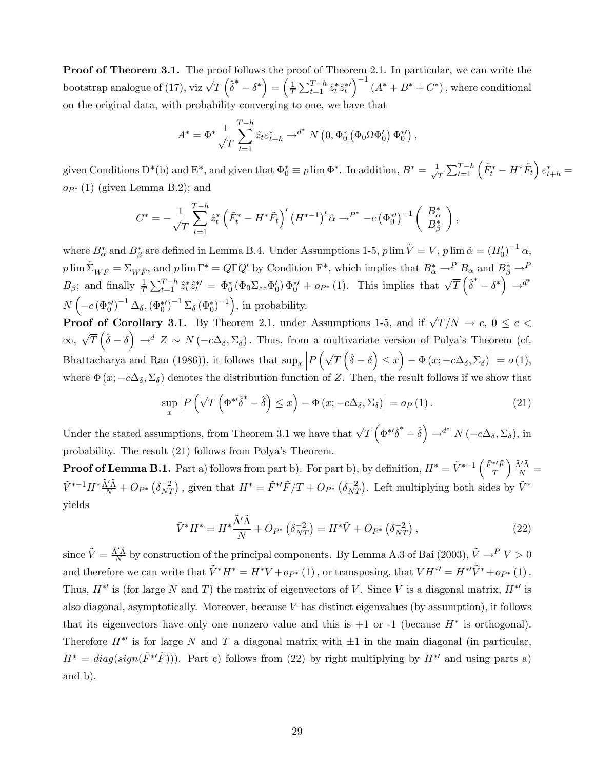**Proof of Theorem 3.1.** The proof follows the proof of Theorem 2.1. In particular, we can write the bootstrap analogue of (17), viz $\sqrt{T}\left(\hat{\delta}^{*}-\delta^{*}\right)=\left(\frac{1}{T}\sum_{t=1}^{T-h}\hat{z}_t^{*}\hat{z}_t^{*\prime}\right)^{-1}\left(A^{*}+B^{*}+C^{*}\right)$, where conditional on the original data, with probability converging to one, we have that

$$A^{*}=\Phi^{*}\frac{1}{\sqrt{T}}\sum_{t=1}^{T-h}\hat{z}_t\varepsilon_{t+h}^{*}\rightarrow^{d^{*}}N\left(0,\Phi_0^{*}\left(\Phi_0\Omega\Phi_0^{\prime}\right)\Phi_0^{*\prime}\right),$$

given Conditions D*(b) and E*, and given that $\Phi_0^{*}\equiv p\lim\Phi^{*}$. In addition, $B^{*}=\frac{1}{\sqrt{T}}\sum_{t=1}^{T-h}\left(\tilde{F}_t^{*}-H^{*}\tilde{F}_t\right)\varepsilon_{t+h}^{*}=o_{P^{*}}(1)$ (given Lemma B.2); and

$$C^{*}=-\frac{1}{\sqrt{T}}\sum_{t=1}^{T-h}\hat{z}_t^{*}\left(\tilde{F}_t^{*}-H^{*}\tilde{F}_t\right)^{\prime}\left(H^{*-1}\right)^{\prime}\hat{\alpha}\rightarrow^{P^{*}}-c\left(\Phi_0^{*\prime}\right)^{-1}\begin{pmatrix}B_{\alpha}^{*}\\B_{\beta}^{*}\end{pmatrix},$$

where $B_{\alpha}^{*}$ and $B_{\beta}^{*}$ are defined in Lemma B.4. Under Assumptions 1-5, $p\lim\tilde{V}=V$, $p\lim\hat{\alpha}=\left(H_0^{\prime}\right)^{-1}\alpha$, $p\lim\tilde{\Sigma}_{W\tilde{F}}=\Sigma_{W\tilde{F}}$, and $p\lim\Gamma^{*}=Q\Gamma Q^{\prime}$ by Condition F*, which implies that $B_{\alpha}^{*}\rightarrow^{P}B_{\alpha}$ and $B_{\beta}^{*}\rightarrow^{P}B_{\beta}$; and finally $\frac{1}{T}\sum_{t=1}^{T-h}\hat{z}_t^{*}\hat{z}_t^{*\prime}=\Phi_0^{*}\left(\Phi_0\Sigma_{zz}\Phi_0^{\prime}\right)\Phi_0^{*\prime}+o_{P^{*}}(1)$. This implies that $\sqrt{T}\left(\hat{\delta}^{*}-\delta^{*}\right)\rightarrow^{d^{*}}N\left(-c\left(\Phi_0^{*\prime}\right)^{-1}\Delta_{\delta},\left(\Phi_0^{*\prime}\right)^{-1}\Sigma_{\delta}\left(\Phi_0^{*}\right)^{-1}\right)$, in probability.

**Proof of Corollary 3.1.** By Theorem 2.1, under Assumptions 1-5, and if $\sqrt{T}/N\rightarrow c$, $0\leq c<\infty$, $\sqrt{T}\left(\hat{\delta}-\delta\right)\rightarrow^{d}Z\sim N\left(-c\Delta_{\delta},\Sigma_{\delta}\right)$. Thus, from a multivariate version of Polya's Theorem (cf. Bhattacharya and Rao (1986)), it follows that $\sup_x\left|P\left(\sqrt{T}\left(\hat{\delta}-\delta\right)\leq x\right)-\Phi\left(x;-c\Delta_{\delta},\Sigma_{\delta}\right)\right|=o(1)$, where $\Phi\left(x;-c\Delta_{\delta},\Sigma_{\delta}\right)$ denotes the distribution function of $Z$. Then, the result follows if we show that

$$\sup_x\left|P\left(\sqrt{T}\left(\Phi^{*\prime}\hat{\delta}^{*}-\hat{\delta}\right)\leq x\right)-\Phi\left(x;-c\Delta_{\delta},\Sigma_{\delta}\right)\right|=o_P(1). \tag{21}$$

Under the stated assumptions, from Theorem 3.1 we have that $\sqrt{T}\left(\Phi^{*\prime}\hat{\delta}^{*}-\hat{\delta}\right)\rightarrow^{d^{*}}N\left(-c\Delta_{\delta},\Sigma_{\delta}\right)$, in probability. The result (21) follows from Polya's Theorem.

**Proof of Lemma B.1.** Part a) follows from part b). For part b), by definition, $H^{*}=\tilde{V}^{*-1}\left(\frac{\tilde{F}^{*\prime}\tilde{F}}{T}\right)\frac{\tilde{\Lambda}^{\prime}\tilde{\Lambda}}{N}=\tilde{V}^{*-1}H^{*}\frac{\tilde{\Lambda}^{\prime}\tilde{\Lambda}}{N}+O_{P^{*}}\left(\delta_{NT}^{-2}\right)$, given that $H^{*}=\tilde{F}^{*\prime}\tilde{F}/T+O_{P^{*}}\left(\delta_{NT}^{-2}\right)$. Left multiplying both sides by $\tilde{V}^{*}$ yields

$$\tilde{V}^{*}H^{*}=H^{*}\frac{\tilde{\Lambda}^{\prime}\tilde{\Lambda}}{N}+O_{P^{*}}\left(\delta_{NT}^{-2}\right)=H^{*}\tilde{V}+O_{P^{*}}\left(\delta_{NT}^{-2}\right), \tag{22}$$

since $\tilde{V}=\frac{\tilde{\Lambda}^{\prime}\tilde{\Lambda}}{N}$ by construction of the principal components. By Lemma A.3 of Bai (2003), $\tilde{V}\rightarrow^{P}V>0$ and therefore we can write that $\tilde{V}^{*}H^{*}=H^{*}V+o_{P^{*}}(1)$, or transposing, that $VH^{*\prime}=H^{*\prime}\tilde{V}^{*}+o_{P^{*}}(1)$. Thus, $H^{*\prime}$ is (for large $N$ and $T$) the matrix of eigenvectors of $V$. Since $V$ is a diagonal matrix, $H^{*\prime}$ is also diagonal, asymptotically. Moreover, because $V$ has distinct eigenvalues (by assumption), it follows that its eigenvectors have only one nonzero value and this is +1 or -1 (because $H^{*}$ is orthogonal). Therefore $H^{*\prime}$ is for large $N$ and $T$ a diagonal matrix with $\pm1$ in the main diagonal (in particular, $H^{*}=diag(sign(\tilde{F}^{*\prime}\tilde{F}))$). Part c) follows from (22) by right multiplying by $H^{*\prime}$ and using parts a) and b).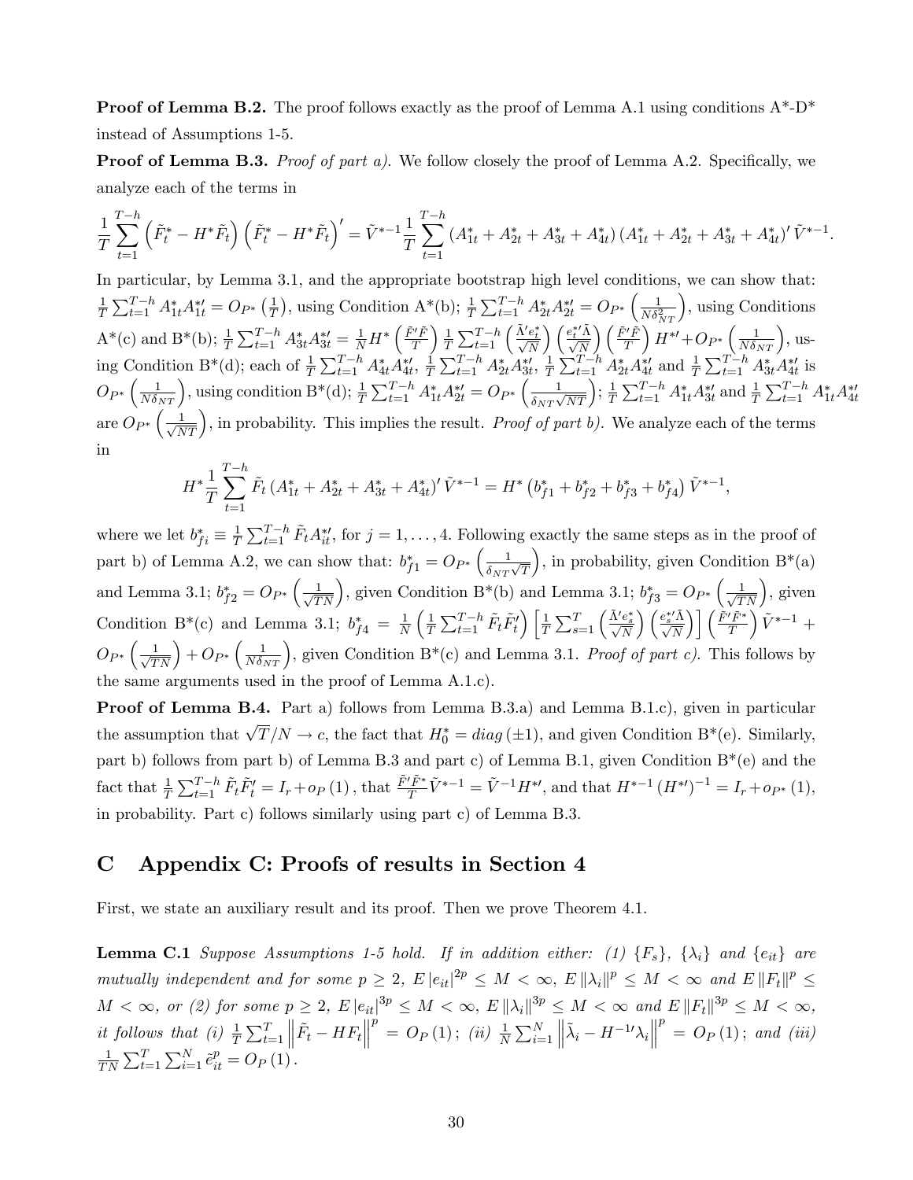**Proof of Lemma B.2.** The proof follows exactly as the proof of Lemma A.1 using conditions A*-D* instead of Assumptions 1-5.

**Proof of Lemma B.3.** *Proof of part a).* We follow closely the proof of Lemma A.2. Specifically, we analyze each of the terms in

$$\frac{1}{T}\sum_{t=1}^{T-h}\left(\tilde{F}_t^* - H^*\tilde{F}_t\right)\left(\tilde{F}_t^* - H^*\tilde{F}_t\right)' = \tilde{V}^{*-1}\frac{1}{T}\sum_{t=1}^{T-h}\left(A_{1t}^* + A_{2t}^* + A_{3t}^* + A_{4t}^*\right)\left(A_{1t}^* + A_{2t}^* + A_{3t}^* + A_{4t}^*\right)'\tilde{V}^{*-1}.$$

In particular, by Lemma 3.1, and the appropriate bootstrap high level conditions, we can show that: $\frac{1}{T}\sum_{t=1}^{T-h}A_{1t}^*A_{1t}^{*\prime} = O_{P^*}\left(\frac{1}{T}\right)$, using Condition A*(b); $\frac{1}{T}\sum_{t=1}^{T-h}A_{2t}^*A_{2t}^{*\prime} = O_{P^*}\left(\frac{1}{N\delta_{NT}^2}\right)$, using Conditions A*(c) and B*(b); $\frac{1}{T}\sum_{t=1}^{T-h}A_{3t}^*A_{3t}^{*\prime} = \frac{1}{N}H^*\left(\frac{\tilde{F}'\tilde{F}}{T}\right)\frac{1}{T}\sum_{t=1}^{T-h}\left(\frac{\tilde{\Lambda}'e_t^*}{\sqrt{N}}\right)\left(\frac{e_t^{*\prime}\tilde{\Lambda}}{\sqrt{N}}\right)\left(\frac{\tilde{F}'\tilde{F}}{T}\right)H^{*\prime} + O_{P^*}\left(\frac{1}{N\delta_{NT}}\right)$, using Condition B*(d); each of $\frac{1}{T}\sum_{t=1}^{T-h}A_{4t}^*A_{4t}^{*\prime}$, $\frac{1}{T}\sum_{t=1}^{T-h}A_{2t}^*A_{3t}^{*\prime}$, $\frac{1}{T}\sum_{t=1}^{T-h}A_{2t}^*A_{4t}^{*\prime}$ and $\frac{1}{T}\sum_{t=1}^{T-h}A_{3t}^*A_{4t}^{*\prime}$ is $O_{P^*}\left(\frac{1}{N\delta_{NT}}\right)$, using condition B*(d); $\frac{1}{T}\sum_{t=1}^{T-h}A_{1t}^*A_{2t}^{*\prime} = O_{P^*}\left(\frac{1}{\delta_{NT}\sqrt{NT}}\right)$; $\frac{1}{T}\sum_{t=1}^{T-h}A_{1t}^*A_{3t}^{*\prime}$ and $\frac{1}{T}\sum_{t=1}^{T-h}A_{1t}^*A_{4t}^{*\prime}$ are $O_{P^*}\left(\frac{1}{\sqrt{NT}}\right)$, in probability. This implies the result. *Proof of part b).* We analyze each of the terms in

$$H^*\frac{1}{T}\sum_{t=1}^{T-h}\tilde{F}_t\left(A_{1t}^* + A_{2t}^* + A_{3t}^* + A_{4t}^*\right)'\tilde{V}^{*-1} = H^*\left(b_{f1}^* + b_{f2}^* + b_{f3}^* + b_{f4}^*\right)\tilde{V}^{*-1},$$

where we let $b_{fi}^* \equiv \frac{1}{T}\sum_{t=1}^{T-h}\tilde{F}_tA_{it}^{*\prime}$, for $j = 1, \ldots, 4$. Following exactly the same steps as in the proof of part b) of Lemma A.2, we can show that: $b_{f1}^* = O_{P^*}\left(\frac{1}{\delta_{NT}\sqrt{NT}}\right)$, in probability, given Condition B*(a) and Lemma 3.1; $b_{f2}^* = O_{P^*}\left(\frac{1}{\sqrt{TN}}\right)$, given Condition B*(b) and Lemma 3.1; $b_{f3}^* = O_{P^*}\left(\frac{1}{\sqrt{TN}}\right)$, given Condition B*(c) and Lemma 3.1; $b_{f4}^* = \frac{1}{N}\left(\frac{1}{T}\sum_{t=1}^{T-h}\tilde{F}_t\tilde{F}_t'\right)\left[\frac{1}{T}\sum_{s=1}^{T}\left(\frac{\tilde{\Lambda}'e_s^*}{\sqrt{N}}\right)\left(\frac{e_s^{*\prime}\tilde{\Lambda}}{\sqrt{N}}\right)\right]\left(\frac{\tilde{F}'\tilde{F}^*}{T}\right)\tilde{V}^{*-1} + O_{P^*}\left(\frac{1}{\sqrt{TN}}\right) + O_{P^*}\left(\frac{1}{N\delta_{NT}}\right)$, given Condition B*(c) and Lemma 3.1. *Proof of part c).* This follows by the same arguments used in the proof of Lemma A.1.c).

**Proof of Lemma B.4.** Part a) follows from Lemma B.3.a) and Lemma B.1.c), given in particular the assumption that $\sqrt{T}/N \to c$, the fact that $H_0^* = diag\left(\pm 1\right)$, and given Condition B*(e). Similarly, part b) follows from part b) of Lemma B.3 and part c) of Lemma B.1, given Condition B*(e) and the fact that $\frac{1}{T}\sum_{t=1}^{T-h}\tilde{F}_t\tilde{F}_t' = I_r + o_P\left(1\right)$, that $\frac{\tilde{F}'\tilde{F}^*}{T}\tilde{V}^{*-1} = \tilde{V}^{-1}H^{*\prime}$, and that $H^{*-1}\left(H^{*\prime}\right)^{-1} = I_r + o_{P^*}\left(1\right)$, in probability. Part c) follows similarly using part c) of Lemma B.3.

# C Appendix C: Proofs of results in Section 4

First, we state an auxiliary result and its proof. Then we prove Theorem 4.1.

**Lemma C.1** *Suppose Assumptions 1-5 hold. If in addition either: (1) $\{F_s\}$, $\{\lambda_i\}$ and $\{e_{it}\}$ are mutually independent and for some $p \geq 2$, $E\left|e_{it}\right|^{2p} \leq M < \infty$, $E\left\|\lambda_i\right\|^p \leq M < \infty$ and $E\left\|F_t\right\|^p \leq M < \infty$, or (2) for some $p \geq 2$, $E\left|e_{it}\right|^{3p} \leq M < \infty$, $E\left\|\lambda_i\right\|^{3p} \leq M < \infty$ and $E\left\|F_t\right\|^{3p} \leq M < \infty$, it follows that (i) $\frac{1}{T}\sum_{t=1}^{T}\left\|\tilde{F}_t - HF_t\right\|^p = O_P\left(1\right)$; (ii) $\frac{1}{N}\sum_{i=1}^{N}\left\|\tilde{\lambda}_i - H^{-1\prime}\lambda_i\right\|^p = O_P\left(1\right)$; and (iii) $\frac{1}{TN}\sum_{t=1}^{T}\sum_{i=1}^{N}\tilde{e}_{it}^p = O_P\left(1\right)$.*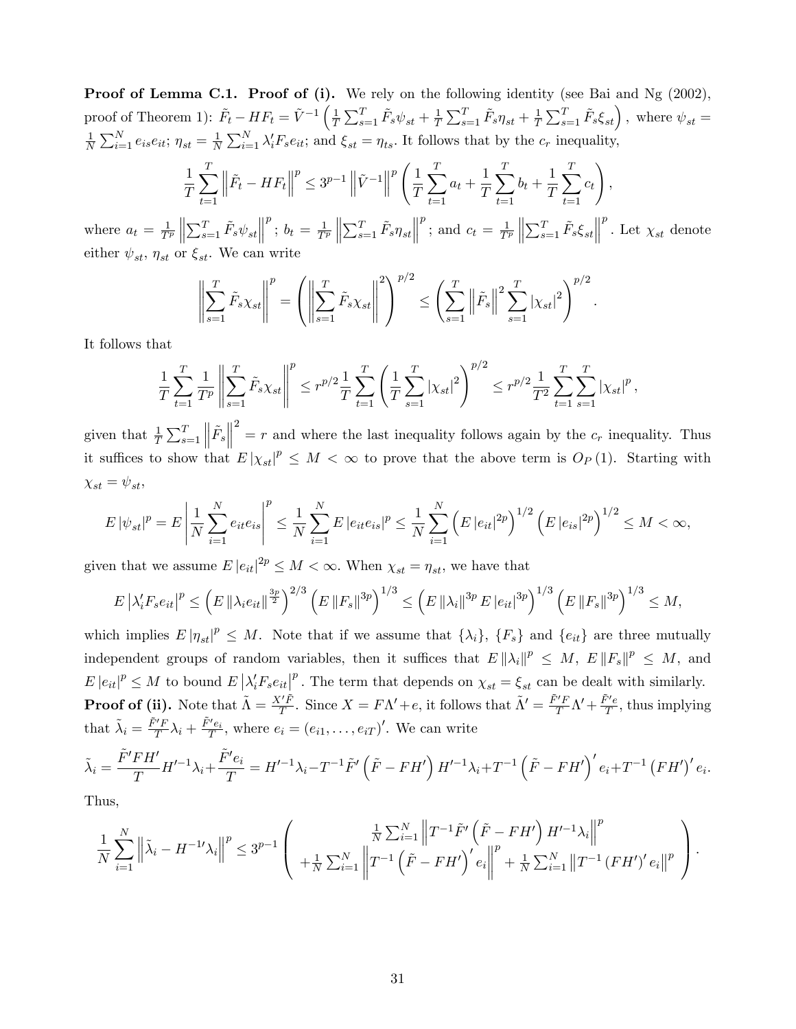**Proof of Lemma C.1. Proof of (i).** We rely on the following identity (see Bai and Ng (2002), proof of Theorem 1): $\tilde{F}_t - HF_t = \tilde{V}^{-1}\left(\frac{1}{T}\sum_{s=1}^T \tilde{F}_s\psi_{st} + \frac{1}{T}\sum_{s=1}^T \tilde{F}_s\eta_{st} + \frac{1}{T}\sum_{s=1}^T \tilde{F}_s\xi_{st}\right)$, where $\psi_{st} = \frac{1}{N}\sum_{i=1}^N e_{is}e_{it}$; $\eta_{st} = \frac{1}{N}\sum_{i=1}^N \lambda_i' F_s e_{it}$; and $\xi_{st} = \eta_{ts}$. It follows that by the $c_r$ inequality,

$$\frac{1}{T}\sum_{t=1}^T \left\|\tilde{F}_t - HF_t\right\|^p \leq 3^{p-1}\left\|\tilde{V}^{-1}\right\|^p \left(\frac{1}{T}\sum_{t=1}^T a_t + \frac{1}{T}\sum_{t=1}^T b_t + \frac{1}{T}\sum_{t=1}^T c_t\right),$$

where $a_t = \frac{1}{T^p}\left\|\sum_{s=1}^T \tilde{F}_s\psi_{st}\right\|^p$; $b_t = \frac{1}{T^p}\left\|\sum_{s=1}^T \tilde{F}_s\eta_{st}\right\|^p$; and $c_t = \frac{1}{T^p}\left\|\sum_{s=1}^T \tilde{F}_s\xi_{st}\right\|^p$. Let $\chi_{st}$ denote either $\psi_{st}$, $\eta_{st}$ or $\xi_{st}$. We can write

$$\left\|\sum_{s=1}^T \tilde{F}_s\chi_{st}\right\|^p = \left(\left\|\sum_{s=1}^T \tilde{F}_s\chi_{st}\right\|^2\right)^{p/2} \leq \left(\sum_{s=1}^T \left\|\tilde{F}_s\right\|^2 \sum_{s=1}^T |\chi_{st}|^2\right)^{p/2}.$$

It follows that

$$\frac{1}{T}\sum_{t=1}^T \frac{1}{T^p}\left\|\sum_{s=1}^T \tilde{F}_s\chi_{st}\right\|^p \leq r^{p/2}\frac{1}{T}\sum_{t=1}^T\left(\frac{1}{T}\sum_{s=1}^T |\chi_{st}|^2\right)^{p/2} \leq r^{p/2}\frac{1}{T^2}\sum_{t=1}^T\sum_{s=1}^T |\chi_{st}|^p,$$

given that $\frac{1}{T}\sum_{s=1}^T \left\|\tilde{F}_s\right\|^2 = r$ and where the last inequality follows again by the $c_r$ inequality. Thus it suffices to show that $E|\chi_{st}|^p \leq M < \infty$ to prove that the above term is $O_P(1)$. Starting with $\chi_{st} = \psi_{st}$,

$$E|\psi_{st}|^p = E\left|\frac{1}{N}\sum_{i=1}^N e_{it}e_{is}\right|^p \leq \frac{1}{N}\sum_{i=1}^N E|e_{it}e_{is}|^p \leq \frac{1}{N}\sum_{i=1}^N \left(E|e_{it}|^{2p}\right)^{1/2}\left(E|e_{is}|^{2p}\right)^{1/2} \leq M < \infty,$$

given that we assume $E|e_{it}|^{2p} \leq M < \infty$. When $\chi_{st} = \eta_{st}$, we have that

$$E\left|\lambda_i' F_s e_{it}\right|^p \leq \left(E\left\|\lambda_i e_{it}\right\|^{\frac{3p}{2}}\right)^{2/3}\left(E\left\|F_s\right\|^{3p}\right)^{1/3} \leq \left(E\left\|\lambda_i\right\|^{3p} E|e_{it}|^{3p}\right)^{1/3}\left(E\left\|F_s\right\|^{3p}\right)^{1/3} \leq M,$$

which implies $E|\eta_{st}|^p \leq M$. Note that if we assume that $\{\lambda_i\}$, $\{F_s\}$ and $\{e_{it}\}$ are three mutually independent groups of random variables, then it suffices that $E\|\lambda_i\|^p \leq M$, $E\|F_s\|^p \leq M$, and $E|e_{it}|^p \leq M$ to bound $E\left|\lambda_i' F_s e_{it}\right|^p$. The term that depends on $\chi_{st} = \xi_{st}$ can be dealt with similarly.

**Proof of (ii).** Note that $\tilde{\Lambda} = \frac{X'\tilde{F}}{T}$. Since $X = F\Lambda' + e$, it follows that $\tilde{\Lambda}' = \frac{\tilde{F}'F}{T}\Lambda' + \frac{\tilde{F}'e}{T}$, thus implying that $\tilde{\lambda}_i = \frac{\tilde{F}'F}{T}\lambda_i + \frac{\tilde{F}'e_i}{T}$, where $e_i = (e_{i1},\ldots,e_{iT})'$. We can write

$$\tilde{\lambda}_i = \frac{\tilde{F}'FH'}{T}H'^{-1}\lambda_i + \frac{\tilde{F}'e_i}{T} = H'^{-1}\lambda_i - T^{-1}\tilde{F}'\left(\tilde{F} - FH'\right)H'^{-1}\lambda_i + T^{-1}\left(\tilde{F} - FH'\right)'e_i + T^{-1}\left(FH'\right)'e_i.$$

Thus,

$$\frac{1}{N}\sum_{i=1}^N \left\|\tilde{\lambda}_i - H^{-1\prime}\lambda_i\right\|^p \leq 3^{p-1}\left(\begin{array}{c}\frac{1}{N}\sum_{i=1}^N \left\|T^{-1}\tilde{F}'\left(\tilde{F} - FH'\right)H'^{-1}\lambda_i\right\|^p \\ +\frac{1}{N}\sum_{i=1}^N \left\|T^{-1}\left(\tilde{F} - FH'\right)'e_i\right\|^p + \frac{1}{N}\sum_{i=1}^N \left\|T^{-1}\left(FH'\right)'e_i\right\|^p\end{array}\right).$$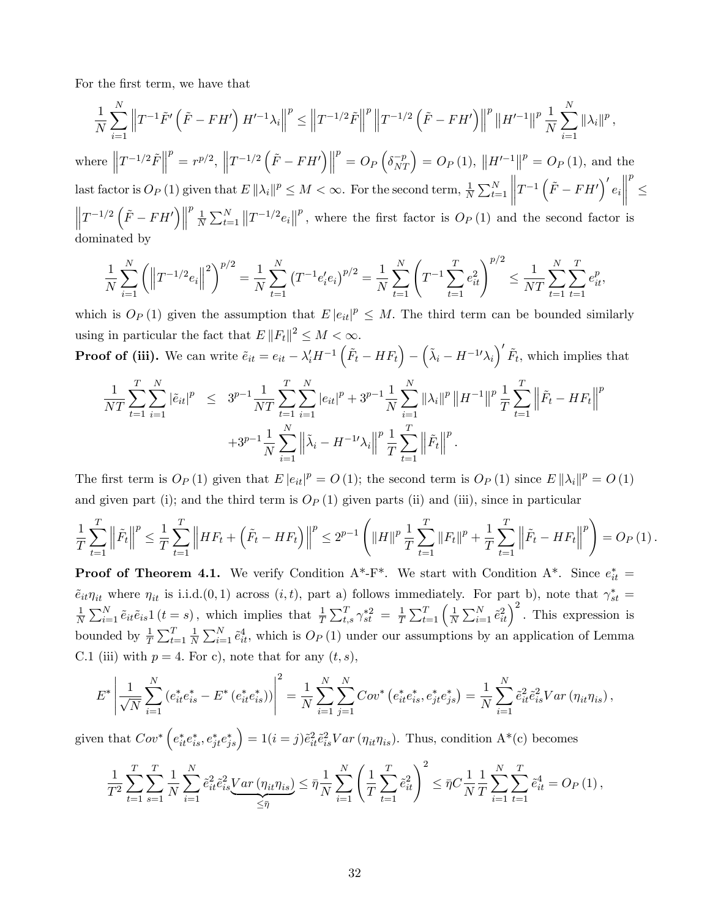For the first term, we have that

$$\frac{1}{N}\sum_{i=1}^{N}\left\|T^{-1}\tilde{F}'\left(\tilde{F}-FH'\right)H'^{-1}\lambda_i\right\|^p \leq \left\|T^{-1/2}\tilde{F}\right\|^p\left\|T^{-1/2}\left(\tilde{F}-FH'\right)\right\|^p\left\|H'^{-1}\right\|^p\frac{1}{N}\sum_{i=1}^{N}\left\|\lambda_i\right\|^p,$$

where $\left\|T^{-1/2}\tilde{F}\right\|^p = r^{p/2}$, $\left\|T^{-1/2}\left(\tilde{F}-FH'\right)\right\|^p = O_P\left(\delta_{NT}^{-p}\right) = O_P(1)$, $\left\|H'^{-1}\right\|^p = O_P(1)$, and the last factor is $O_P(1)$ given that $E\left\|\lambda_i\right\|^p \leq M < \infty$. For the second term, $\frac{1}{N}\sum_{t=1}^{N}\left\|T^{-1}\left(\tilde{F}-FH'\right)'e_i\right\|^p \leq \left\|T^{-1/2}\left(\tilde{F}-FH'\right)\right\|^p\frac{1}{N}\sum_{t=1}^{N}\left\|T^{-1/2}e_i\right\|^p$, where the first factor is $O_P(1)$ and the second factor is dominated by

$$\frac{1}{N}\sum_{i=1}^{N}\left(\left\|T^{-1/2}e_i\right\|^2\right)^{p/2} = \frac{1}{N}\sum_{t=1}^{N}\left(T^{-1}e_i'e_i\right)^{p/2} = \frac{1}{N}\sum_{t=1}^{N}\left(T^{-1}\sum_{t=1}^{T}e_{it}^2\right)^{p/2} \leq \frac{1}{NT}\sum_{t=1}^{N}\sum_{t=1}^{T}e_{it}^p,$$

which is $O_P(1)$ given the assumption that $E\left|e_{it}\right|^p \leq M$. The third term can be bounded similarly using in particular the fact that $E\left\|F_t\right\|^2 \leq M < \infty$.

**Proof of (iii).** We can write $\tilde{e}_{it} = e_{it} - \lambda_i'H^{-1}\left(\tilde{F}_t - HF_t\right) - \left(\tilde{\lambda}_i - H^{-1\prime}\lambda_i\right)'\tilde{F}_t$, which implies that

$$\begin{aligned}\frac{1}{NT}\sum_{t=1}^{T}\sum_{i=1}^{N}\left|\tilde{e}_{it}\right|^p &\leq 3^{p-1}\frac{1}{NT}\sum_{t=1}^{T}\sum_{i=1}^{N}\left|e_{it}\right|^p + 3^{p-1}\frac{1}{N}\sum_{i=1}^{N}\left\|\lambda_i\right\|^p\left\|H^{-1}\right\|^p\frac{1}{T}\sum_{t=1}^{T}\left\|\tilde{F}_t - HF_t\right\|^p \\ &\quad + 3^{p-1}\frac{1}{N}\sum_{i=1}^{N}\left\|\tilde{\lambda}_i - H^{-1\prime}\lambda_i\right\|^p\frac{1}{T}\sum_{t=1}^{T}\left\|\tilde{F}_t\right\|^p.\end{aligned}$$

The first term is $O_P(1)$ given that $E\left|e_{it}\right|^p = O(1)$; the second term is $O_P(1)$ since $E\left\|\lambda_i\right\|^p = O(1)$ and given part (i); and the third term is $O_P(1)$ given parts (ii) and (iii), since in particular

$$\frac{1}{T}\sum_{t=1}^{T}\left\|\tilde{F}_t\right\|^p \leq \frac{1}{T}\sum_{t=1}^{T}\left\|HF_t + \left(\tilde{F}_t - HF_t\right)\right\|^p \leq 2^{p-1}\left(\left\|H\right\|^p\frac{1}{T}\sum_{t=1}^{T}\left\|F_t\right\|^p + \frac{1}{T}\sum_{t=1}^{T}\left\|\tilde{F}_t - HF_t\right\|^p\right) = O_P(1).$$

**Proof of Theorem 4.1.** We verify Condition A\*-F\*. We start with Condition A\*. Since $e_{it}^* = \tilde{e}_{it}\eta_{it}$ where $\eta_{it}$ is i.i.d.(0, 1) across $(i,t)$, part a) follows immediately. For part b), note that $\gamma_{st}^* = \frac{1}{N}\sum_{i=1}^{N}\tilde{e}_{it}\tilde{e}_{is}1(t=s)$, which implies that $\frac{1}{T}\sum_{t,s}^{T}\gamma_{st}^{*2} = \frac{1}{T}\sum_{t=1}^{T}\left(\frac{1}{N}\sum_{i=1}^{N}\tilde{e}_{it}^2\right)^2$. This expression is bounded by $\frac{1}{T}\sum_{t=1}^{T}\frac{1}{N}\sum_{i=1}^{N}\tilde{e}_{it}^4$, which is $O_P(1)$ under our assumptions by an application of Lemma C.1 (iii) with $p=4$. For c), note that for any $(t,s)$,

$$E^*\left|\frac{1}{\sqrt{N}}\sum_{i=1}^{N}\left(e_{it}^*e_{is}^* - E^*\left(e_{it}^*e_{is}^*\right)\right)\right|^2 = \frac{1}{N}\sum_{i=1}^{N}\sum_{j=1}^{N}Cov^*\left(e_{it}^*e_{is}^*, e_{jt}^*e_{js}^*\right) = \frac{1}{N}\sum_{i=1}^{N}\tilde{e}_{it}^2\tilde{e}_{is}^2Var\left(\eta_{it}\eta_{is}\right),$$

given that $Cov^*\left(e_{it}^*e_{is}^*, e_{jt}^*e_{js}^*\right) = 1(i=j)\tilde{e}_{it}^2\tilde{e}_{is}^2Var\left(\eta_{it}\eta_{is}\right)$. Thus, condition A\*(c) becomes

$$\frac{1}{T^2}\sum_{t=1}^{T}\sum_{s=1}^{T}\frac{1}{N}\sum_{i=1}^{N}\tilde{e}_{it}^2\tilde{e}_{is}^2\underbrace{Var\left(\eta_{it}\eta_{is}\right)}_{\leq\bar{\eta}} \leq \bar{\eta}\frac{1}{N}\sum_{i=1}^{N}\left(\frac{1}{T}\sum_{t=1}^{T}\tilde{e}_{it}^2\right)^2 \leq \bar{\eta}C\frac{1}{N}\frac{1}{T}\sum_{i=1}^{N}\sum_{t=1}^{T}\tilde{e}_{it}^4 = O_P(1),$$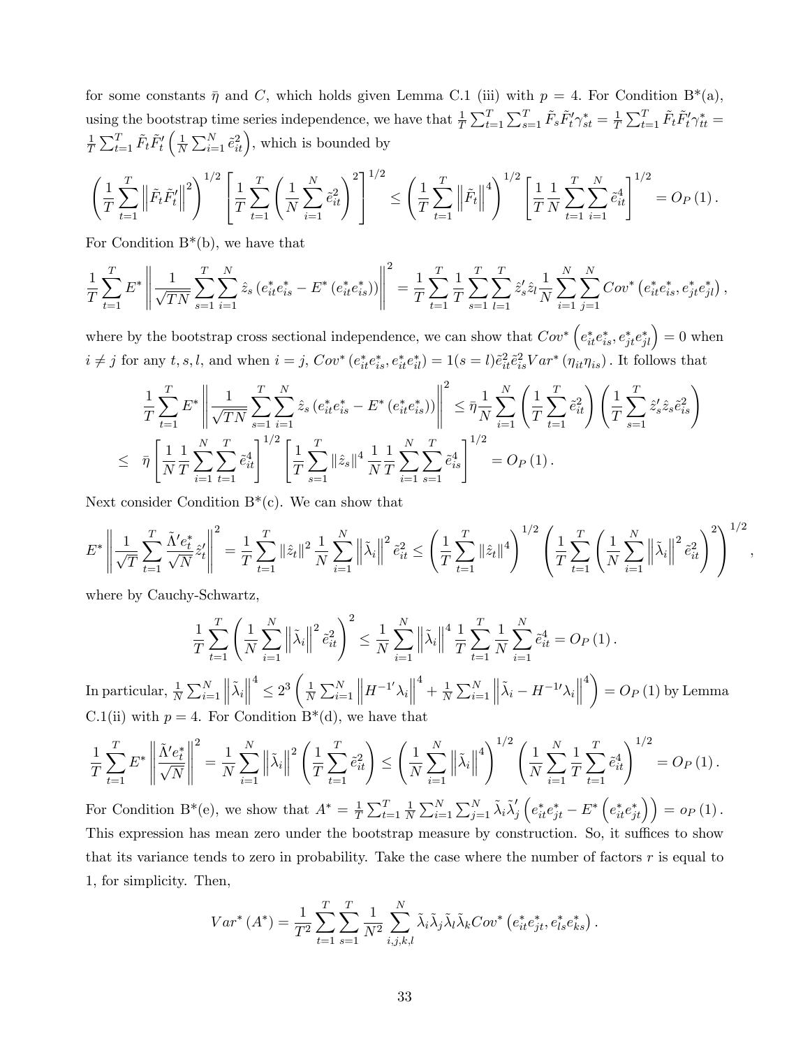for some constants $\bar{\eta}$ and $C$, which holds given Lemma C.1 (iii) with $p = 4$. For Condition B*(a), using the bootstrap time series independence, we have that $\frac{1}{T}\sum_{t=1}^{T}\sum_{s=1}^{T}\tilde{F}_s\tilde{F}_t'\gamma_{st}^* = \frac{1}{T}\sum_{t=1}^{T}\tilde{F}_t\tilde{F}_t'\gamma_{tt}^* = \frac{1}{T}\sum_{t=1}^{T}\tilde{F}_t\tilde{F}_t'\left(\frac{1}{N}\sum_{i=1}^{N}\tilde{e}_{it}^2\right)$, which is bounded by

$$\left(\frac{1}{T}\sum_{t=1}^{T}\left\|\tilde{F}_t\tilde{F}_t'\right\|^2\right)^{1/2}\left[\frac{1}{T}\sum_{t=1}^{T}\left(\frac{1}{N}\sum_{i=1}^{N}\tilde{e}_{it}^2\right)^2\right]^{1/2} \leq \left(\frac{1}{T}\sum_{t=1}^{T}\left\|\tilde{F}_t\right\|^4\right)^{1/2}\left[\frac{1}{T}\frac{1}{N}\sum_{t=1}^{T}\sum_{i=1}^{N}\tilde{e}_{it}^4\right]^{1/2} = O_P(1).$$

For Condition B*(b), we have that

$$\frac{1}{T}\sum_{t=1}^{T}E^*\left\|\frac{1}{\sqrt{TN}}\sum_{s=1}^{T}\sum_{i=1}^{N}\hat{z}_s\left(e_{it}^*e_{is}^* - E^*\left(e_{it}^*e_{is}^*\right)\right)\right\|^2 = \frac{1}{T}\sum_{t=1}^{T}\frac{1}{T}\sum_{s=1}^{T}\sum_{l=1}^{T}\hat{z}_s'\hat{z}_l\frac{1}{N}\sum_{i=1}^{N}\sum_{j=1}^{N}Cov^*\left(e_{it}^*e_{is}^*, e_{jt}^*e_{jl}^*\right),$$

where by the bootstrap cross sectional independence, we can show that $Cov^*\left(e_{it}^*e_{is}^*, e_{jt}^*e_{jl}^*\right) = 0$ when $i \neq j$ for any $t, s, l$, and when $i = j$, $Cov^*\left(e_{it}^*e_{is}^*, e_{it}^*e_{il}^*\right) = 1(s = l)\tilde{e}_{it}^2\tilde{e}_{is}^2 Var^*\left(\eta_{it}\eta_{is}\right)$. It follows that

$$\begin{aligned}
\frac{1}{T}\sum_{t=1}^{T}E^*\left\|\frac{1}{\sqrt{TN}}\sum_{s=1}^{T}\sum_{i=1}^{N}\hat{z}_s\left(e_{it}^*e_{is}^* - E^*\left(e_{it}^*e_{is}^*\right)\right)\right\|^2 &\leq \bar{\eta}\frac{1}{N}\sum_{i=1}^{N}\left(\frac{1}{T}\sum_{t=1}^{T}\tilde{e}_{it}^2\right)\left(\frac{1}{T}\sum_{s=1}^{T}\hat{z}_s'\hat{z}_s\tilde{e}_{is}^2\right) \\
\leq \bar{\eta}\left[\frac{1}{N}\frac{1}{T}\sum_{i=1}^{N}\sum_{t=1}^{T}\tilde{e}_{it}^4\right]^{1/2}\left[\frac{1}{T}\sum_{s=1}^{T}\left\|\hat{z}_s\right\|^4\frac{1}{N}\frac{1}{T}\sum_{i=1}^{N}\sum_{s=1}^{T}\tilde{e}_{is}^4\right]^{1/2} &= O_P(1).
\end{aligned}$$

Next consider Condition B*(c). We can show that

$$E^*\left\|\frac{1}{\sqrt{T}}\sum_{t=1}^{T}\frac{\tilde{\Lambda}'e_t^*}{\sqrt{N}}\hat{z}_t'\right\|^2 = \frac{1}{T}\sum_{t=1}^{T}\left\|\hat{z}_t\right\|^2\frac{1}{N}\sum_{i=1}^{N}\left\|\tilde{\lambda}_i\right\|^2\tilde{e}_{it}^2 \leq \left(\frac{1}{T}\sum_{t=1}^{T}\left\|\hat{z}_t\right\|^4\right)^{1/2}\left(\frac{1}{T}\sum_{t=1}^{T}\left(\frac{1}{N}\sum_{i=1}^{N}\left\|\tilde{\lambda}_i\right\|^2\tilde{e}_{it}^2\right)^2\right)^{1/2},$$

where by Cauchy-Schwartz,

$$\frac{1}{T}\sum_{t=1}^{T}\left(\frac{1}{N}\sum_{i=1}^{N}\left\|\tilde{\lambda}_i\right\|^2\tilde{e}_{it}^2\right)^2 \leq \frac{1}{N}\sum_{i=1}^{N}\left\|\tilde{\lambda}_i\right\|^4\frac{1}{T}\sum_{t=1}^{T}\frac{1}{N}\sum_{i=1}^{N}\tilde{e}_{it}^4 = O_P(1).$$

In particular, $\frac{1}{N}\sum_{i=1}^{N}\left\|\tilde{\lambda}_i\right\|^4 \leq 2^3\left(\frac{1}{N}\sum_{i=1}^{N}\left\|H^{-1\prime}\lambda_i\right\|^4 + \frac{1}{N}\sum_{i=1}^{N}\left\|\tilde{\lambda}_i - H^{-1\prime}\lambda_i\right\|^4\right) = O_P(1)$ by Lemma C.1(ii) with $p = 4$. For Condition B*(d), we have that

$$\frac{1}{T}\sum_{t=1}^{T}E^*\left\|\frac{\tilde{\Lambda}'e_t^*}{\sqrt{N}}\right\|^2 = \frac{1}{N}\sum_{i=1}^{N}\left\|\tilde{\lambda}_i\right\|^2\left(\frac{1}{T}\sum_{t=1}^{T}\tilde{e}_{it}^2\right) \leq \left(\frac{1}{N}\sum_{i=1}^{N}\left\|\tilde{\lambda}_i\right\|^4\right)^{1/2}\left(\frac{1}{N}\sum_{i=1}^{N}\frac{1}{T}\sum_{t=1}^{T}\tilde{e}_{it}^4\right)^{1/2} = O_P(1).$$

For Condition B*(e), we show that $A^* = \frac{1}{T}\sum_{t=1}^{T}\frac{1}{N}\sum_{i=1}^{N}\sum_{j=1}^{N}\tilde{\lambda}_i\tilde{\lambda}_j'\left(e_{it}^*e_{jt}^* - E^*\left(e_{it}^*e_{jt}^*\right)\right) = o_P(1)$. This expression has mean zero under the bootstrap measure by construction. So, it suffices to show that its variance tends to zero in probability. Take the case where the number of factors $r$ is equal to 1, for simplicity. Then,

$$Var^*\left(A^*\right) = \frac{1}{T^2}\sum_{t=1}^{T}\sum_{s=1}^{T}\frac{1}{N^2}\sum_{i,j,k,l}^{N}\tilde{\lambda}_i\tilde{\lambda}_j\tilde{\lambda}_l\tilde{\lambda}_k Cov^*\left(e_{it}^*e_{jt}^*, e_{ls}^*e_{ks}^*\right).$$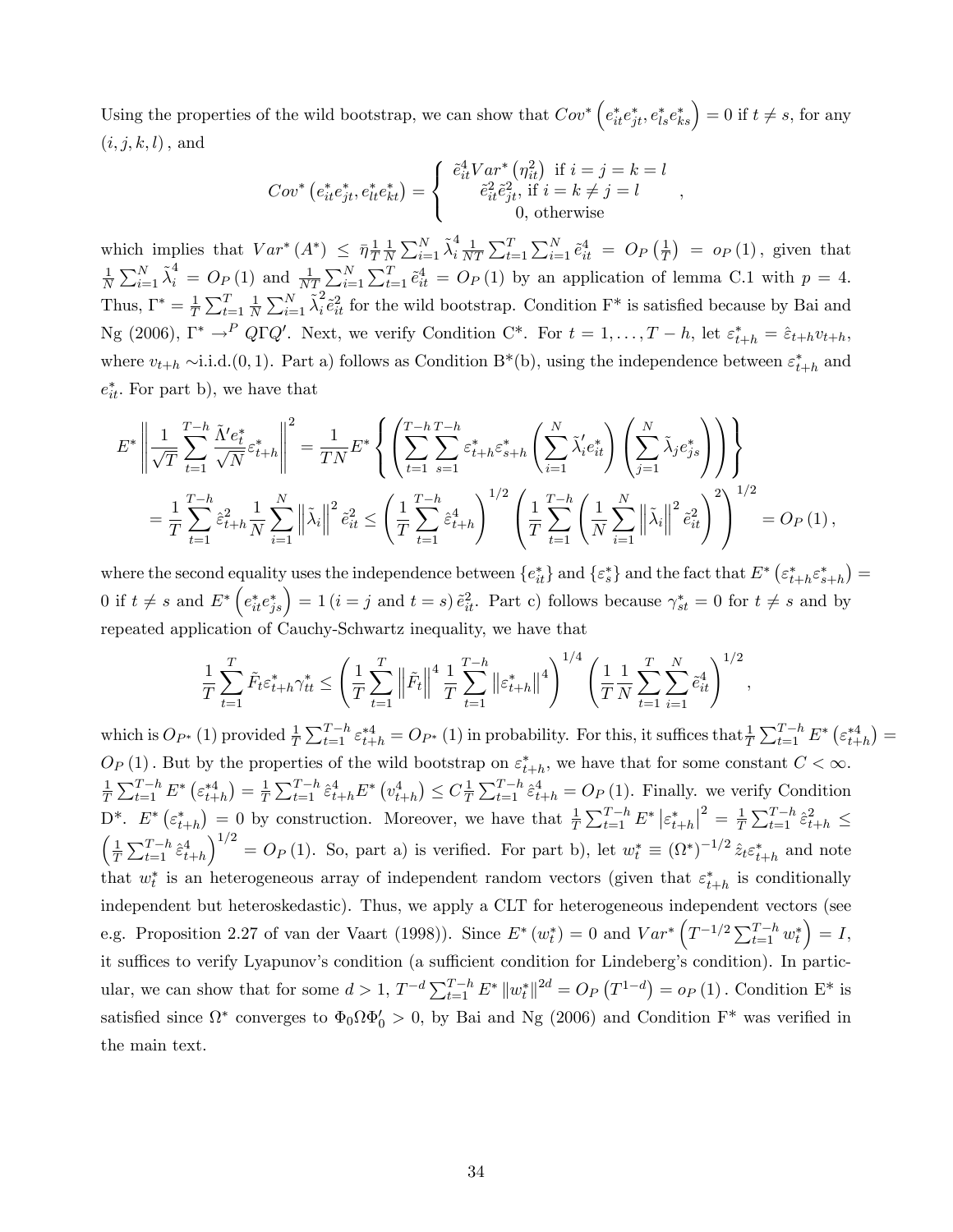Using the properties of the wild bootstrap, we can show that $Cov^*\left(e^*_{it}e^*_{jt}, e^*_{ls}e^*_{ks}\right) = 0$ if $t \neq s$, for any $(i, j, k, l)$, and

$$
Cov^*\left(e^*_{it}e^*_{jt}, e^*_{lt}e^*_{kt}\right) = \begin{cases} \tilde{e}^4_{it} Var^*\left(\eta^2_{it}\right) \text{ if } i = j = k = l \\ \tilde{e}^2_{it}\tilde{e}^2_{jt}, \text{ if } i = k \neq j = l \\ 0, \text{otherwise} \end{cases},
$$

which implies that $Var^*(A^*) \leq \bar{\eta}\frac{1}{T}\frac{1}{N}\sum_{i=1}^N \tilde{\lambda}_i^4 \frac{1}{NT}\sum_{t=1}^T\sum_{i=1}^N \tilde{e}^4_{it} = O_P\left(\frac{1}{T}\right) = o_P(1)$, given that $\frac{1}{N}\sum_{i=1}^N \tilde{\lambda}_i^4 = O_P(1)$ and $\frac{1}{NT}\sum_{i=1}^N\sum_{t=1}^T \tilde{e}^4_{it} = O_P(1)$ by an application of lemma C.1 with $p = 4$. Thus, $\Gamma^* = \frac{1}{T}\sum_{t=1}^T \frac{1}{N}\sum_{i=1}^N \tilde{\lambda}_i^2 \tilde{e}^2_{it}$ for the wild bootstrap. Condition F* is satisfied because by Bai and Ng (2006), $\Gamma^* \to^P Q\Gamma Q'$. Next, we verify Condition C*. For $t = 1, \ldots, T-h$, let $\varepsilon^*_{t+h} = \hat{\varepsilon}_{t+h}v_{t+h}$, where $v_{t+h} \sim$i.i.d.$(0,1)$. Part a) follows as Condition B*(b), using the independence between $\varepsilon^*_{t+h}$ and $e^*_{it}$. For part b), we have that

$$
\begin{aligned}
E^*\left\|\frac{1}{\sqrt{T}}\sum_{t=1}^{T-h}\frac{\tilde{\Lambda}'e^*_t}{\sqrt{N}}\varepsilon^*_{t+h}\right\|^2 &= \frac{1}{TN}E^*\left\{\left(\sum_{t=1}^{T-h}\sum_{s=1}^{T-h}\varepsilon^*_{t+h}\varepsilon^*_{s+h}\left(\sum_{i=1}^N \tilde{\lambda}'_i e^*_{it}\right)\left(\sum_{j=1}^N \tilde{\lambda}_j e^*_{js}\right)\right)\right\} \\
&= \frac{1}{T}\sum_{t=1}^{T-h}\hat{\varepsilon}^2_{t+h}\frac{1}{N}\sum_{i=1}^N\left\|\tilde{\lambda}_i\right\|^2\tilde{e}^2_{it} \leq \left(\frac{1}{T}\sum_{t=1}^{T-h}\hat{\varepsilon}^4_{t+h}\right)^{1/2}\left(\frac{1}{T}\sum_{t=1}^{T-h}\left(\frac{1}{N}\sum_{i=1}^N\left\|\tilde{\lambda}_i\right\|^2\tilde{e}^2_{it}\right)^2\right)^{1/2} = O_P(1),
\end{aligned}
$$

where the second equality uses the independence between $\{e^*_{it}\}$ and $\{\varepsilon^*_s\}$ and the fact that $E^*\left(\varepsilon^*_{t+h}\varepsilon^*_{s+h}\right) = 0$ if $t \neq s$ and $E^*\left(e^*_{it}e^*_{js}\right) = 1\left(i = j \text{ and } t = s\right)\tilde{e}^2_{it}$. Part c) follows because $\gamma^*_{st} = 0$ for $t \neq s$ and by repeated application of Cauchy-Schwartz inequality, we have that

$$
\frac{1}{T}\sum_{t=1}^T \tilde{F}_t\varepsilon^*_{t+h}\gamma^*_{tt} \leq \left(\frac{1}{T}\sum_{t=1}^T\left\|\tilde{F}_t\right\|^4\frac{1}{T}\sum_{t=1}^{T-h}\left\|\varepsilon^*_{t+h}\right\|^4\right)^{1/4}\left(\frac{1}{T}\frac{1}{N}\sum_{t=1}^T\sum_{i=1}^N\tilde{e}^4_{it}\right)^{1/2},
$$

which is $O_{P^*}(1)$ provided $\frac{1}{T}\sum_{t=1}^{T-h}\varepsilon^{*4}_{t+h} = O_{P^*}(1)$ in probability. For this, it suffices that $\frac{1}{T}\sum_{t=1}^{T-h}E^*\left(\varepsilon^{*4}_{t+h}\right) = O_P(1)$. But by the properties of the wild bootstrap on $\varepsilon^*_{t+h}$, we have that for some constant $C < \infty$. $\frac{1}{T}\sum_{t=1}^{T-h}E^*\left(\varepsilon^{*4}_{t+h}\right) = \frac{1}{T}\sum_{t=1}^{T-h}\hat{\varepsilon}^4_{t+h}E^*\left(v^4_{t+h}\right) \leq C\frac{1}{T}\sum_{t=1}^{T-h}\hat{\varepsilon}^4_{t+h} = O_P(1)$. Finally. we verify Condition D*. $E^*\left(\varepsilon^*_{t+h}\right) = 0$ by construction. Moreover, we have that $\frac{1}{T}\sum_{t=1}^{T-h}E^*\left|\varepsilon^*_{t+h}\right|^2 = \frac{1}{T}\sum_{t=1}^{T-h}\hat{\varepsilon}^2_{t+h} \leq \left(\frac{1}{T}\sum_{t=1}^{T-h}\hat{\varepsilon}^4_{t+h}\right)^{1/2} = O_P(1)$. So, part a) is verified. For part b), let $w^*_t \equiv \left(\Omega^*\right)^{-1/2}\hat{z}_t\varepsilon^*_{t+h}$ and note that $w^*_t$ is an heterogeneous array of independent random vectors (given that $\varepsilon^*_{t+h}$ is conditionally independent but heteroskedastic). Thus, we apply a CLT for heterogeneous independent vectors (see e.g. Proposition 2.27 of van der Vaart (1998)). Since $E^*\left(w^*_t\right) = 0$ and $Var^*\left(T^{-1/2}\sum_{t=1}^{T-h}w^*_t\right) = I$, it suffices to verify Lyapunov's condition (a sufficient condition for Lindeberg's condition). In particular, we can show that for some $d > 1$, $T^{-d}\sum_{t=1}^{T-h}E^*\left\|w^*_t\right\|^{2d} = O_P\left(T^{1-d}\right) = o_P(1)$. Condition E* is satisfied since $\Omega^*$ converges to $\Phi_0\Omega\Phi'_0 > 0$, by Bai and Ng (2006) and Condition F* was verified in the main text.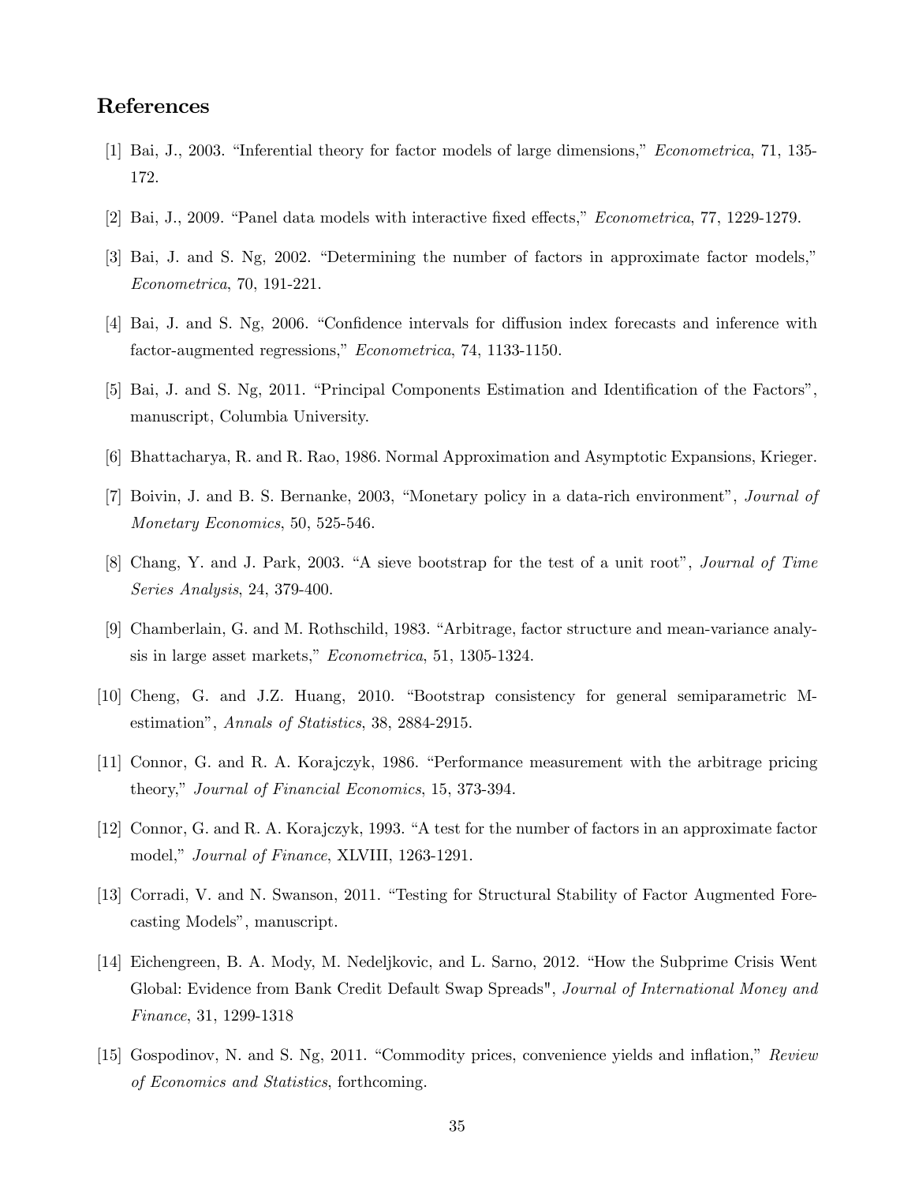# References

[1] Bai, J., 2003. "Inferential theory for factor models of large dimensions," *Econometrica*, 71, 135-172.

[2] Bai, J., 2009. "Panel data models with interactive fixed effects," *Econometrica*, 77, 1229-1279.

[3] Bai, J. and S. Ng, 2002. "Determining the number of factors in approximate factor models," *Econometrica*, 70, 191-221.

[4] Bai, J. and S. Ng, 2006. "Confidence intervals for diffusion index forecasts and inference with factor-augmented regressions," *Econometrica*, 74, 1133-1150.

[5] Bai, J. and S. Ng, 2011. "Principal Components Estimation and Identification of the Factors", manuscript, Columbia University.

[6] Bhattacharya, R. and R. Rao, 1986. Normal Approximation and Asymptotic Expansions, Krieger.

[7] Boivin, J. and B. S. Bernanke, 2003, "Monetary policy in a data-rich environment", *Journal of Monetary Economics*, 50, 525-546.

[8] Chang, Y. and J. Park, 2003. "A sieve bootstrap for the test of a unit root", *Journal of Time Series Analysis*, 24, 379-400.

[9] Chamberlain, G. and M. Rothschild, 1983. "Arbitrage, factor structure and mean-variance analysis in large asset markets," *Econometrica*, 51, 1305-1324.

[10] Cheng, G. and J.Z. Huang, 2010. "Bootstrap consistency for general semiparametric M-estimation", *Annals of Statistics*, 38, 2884-2915.

[11] Connor, G. and R. A. Korajczyk, 1986. "Performance measurement with the arbitrage pricing theory," *Journal of Financial Economics*, 15, 373-394.

[12] Connor, G. and R. A. Korajczyk, 1993. "A test for the number of factors in an approximate factor model," *Journal of Finance*, XLVIII, 1263-1291.

[13] Corradi, V. and N. Swanson, 2011. "Testing for Structural Stability of Factor Augmented Forecasting Models", manuscript.

[14] Eichengreen, B. A. Mody, M. Nedeljkovic, and L. Sarno, 2012. "How the Subprime Crisis Went Global: Evidence from Bank Credit Default Swap Spreads", *Journal of International Money and Finance*, 31, 1299-1318

[15] Gospodinov, N. and S. Ng, 2011. "Commodity prices, convenience yields and inflation," *Review of Economics and Statistics*, forthcoming.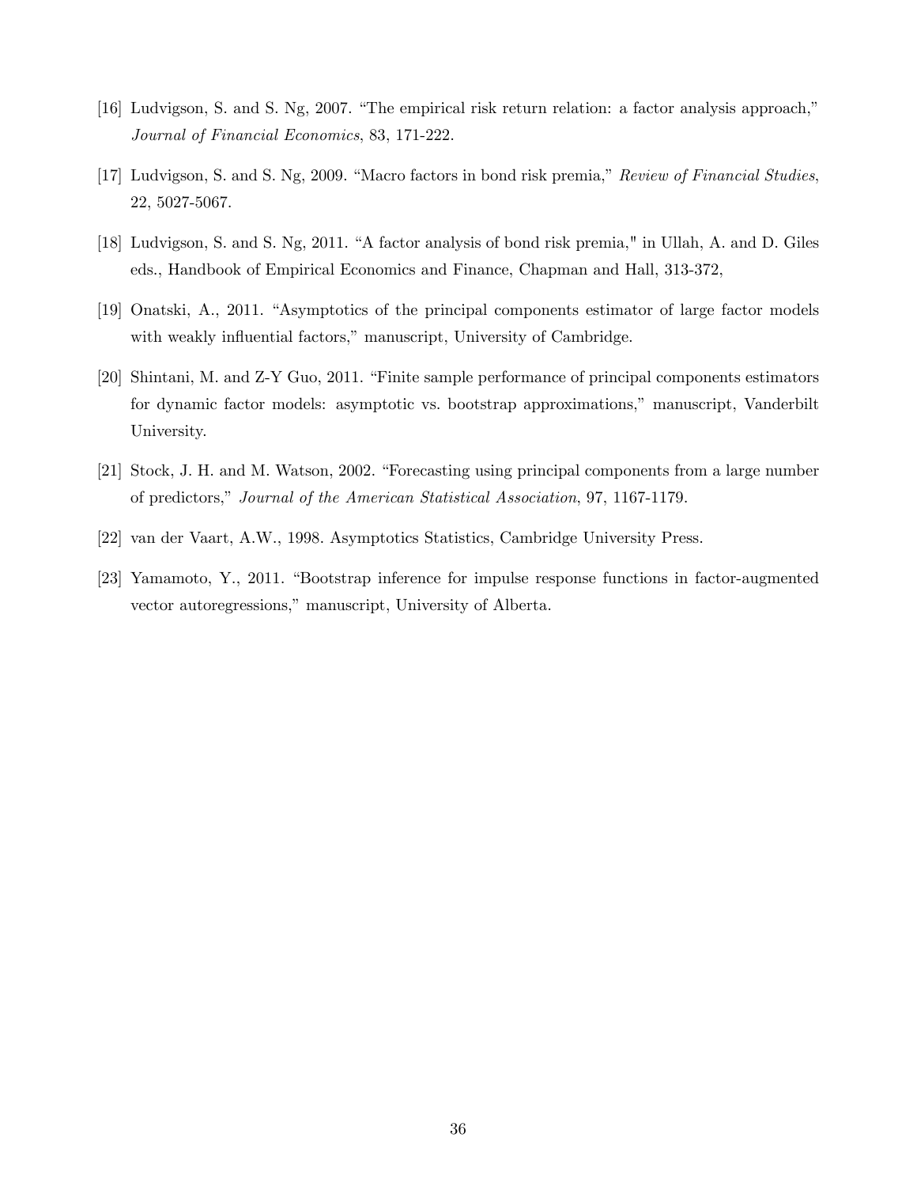[16] Ludvigson, S. and S. Ng, 2007. "The empirical risk return relation: a factor analysis approach," *Journal of Financial Economics*, 83, 171-222.

[17] Ludvigson, S. and S. Ng, 2009. "Macro factors in bond risk premia," *Review of Financial Studies*, 22, 5027-5067.

[18] Ludvigson, S. and S. Ng, 2011. "A factor analysis of bond risk premia," in Ullah, A. and D. Giles eds., Handbook of Empirical Economics and Finance, Chapman and Hall, 313-372,

[19] Onatski, A., 2011. "Asymptotics of the principal components estimator of large factor models with weakly influential factors," manuscript, University of Cambridge.

[20] Shintani, M. and Z-Y Guo, 2011. "Finite sample performance of principal components estimators for dynamic factor models: asymptotic vs. bootstrap approximations," manuscript, Vanderbilt University.

[21] Stock, J. H. and M. Watson, 2002. "Forecasting using principal components from a large number of predictors," *Journal of the American Statistical Association*, 97, 1167-1179.

[22] van der Vaart, A.W., 1998. Asymptotics Statistics, Cambridge University Press.

[23] Yamamoto, Y., 2011. "Bootstrap inference for impulse response functions in factor-augmented vector autoregressions," manuscript, University of Alberta.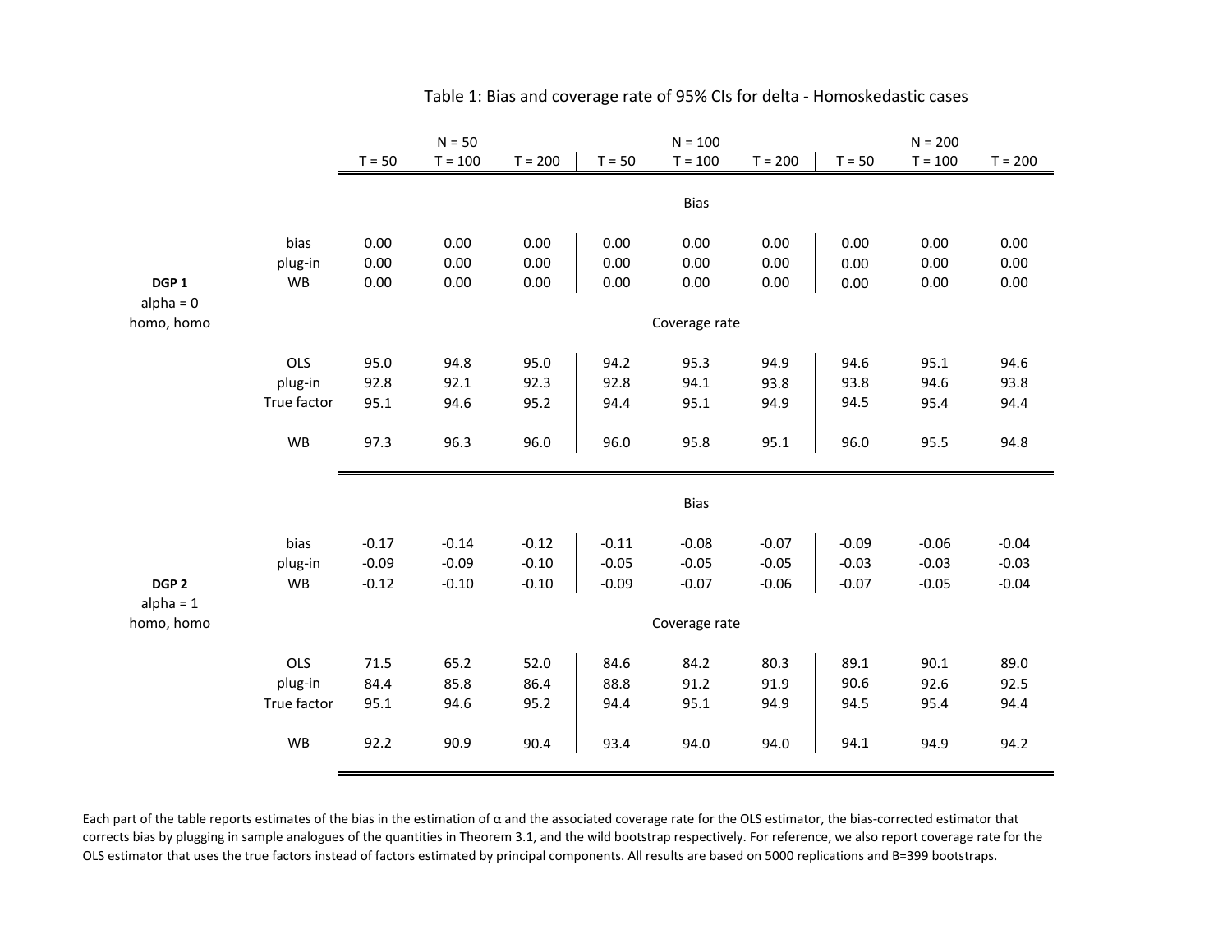Table 1: Bias and coverage rate of 95% CIs for delta - Homoskedastic cases

| | | N = 50 | | | N = 100 | | | N = 200 | | |
|---|---|---|---|---|---|---|---|---|---|---|
| | | T = 50 | T = 100 | T = 200 | T = 50 | T = 100 | T = 200 | T = 50 | T = 100 | T = 200 |
| | | **Bias** | | | | | | | | |
| **DGP 1** alpha = 0 homo, homo | bias | 0.00 | 0.00 | 0.00 | 0.00 | 0.00 | 0.00 | 0.00 | 0.00 | 0.00 |
| | plug-in | 0.00 | 0.00 | 0.00 | 0.00 | 0.00 | 0.00 | 0.00 | 0.00 | 0.00 |
| | WB | 0.00 | 0.00 | 0.00 | 0.00 | 0.00 | 0.00 | 0.00 | 0.00 | 0.00 |
| | | **Coverage rate** | | | | | | | | |
| | OLS | 95.0 | 94.8 | 95.0 | 94.2 | 95.3 | 94.9 | 94.6 | 95.1 | 94.6 |
| | plug-in | 92.8 | 92.1 | 92.3 | 92.8 | 94.1 | 93.8 | 93.8 | 94.6 | 93.8 |
| | True factor | 95.1 | 94.6 | 95.2 | 94.4 | 95.1 | 94.9 | 94.5 | 95.4 | 94.4 |
| | WB | 97.3 | 96.3 | 96.0 | 96.0 | 95.8 | 95.1 | 96.0 | 95.5 | 94.8 |
| | | **Bias** | | | | | | | | |
| **DGP 2** alpha = 1 homo, homo | bias | -0.17 | -0.14 | -0.12 | -0.11 | -0.08 | -0.07 | -0.09 | -0.06 | -0.04 |
| | plug-in | -0.09 | -0.09 | -0.10 | -0.05 | -0.05 | -0.05 | -0.03 | -0.03 | -0.03 |
| | WB | -0.12 | -0.10 | -0.10 | -0.09 | -0.07 | -0.06 | -0.07 | -0.05 | -0.04 |
| | | **Coverage rate** | | | | | | | | |
| | OLS | 71.5 | 65.2 | 52.0 | 84.6 | 84.2 | 80.3 | 89.1 | 90.1 | 89.0 |
| | plug-in | 84.4 | 85.8 | 86.4 | 88.8 | 91.2 | 91.9 | 90.6 | 92.6 | 92.5 |
| | True factor | 95.1 | 94.6 | 95.2 | 94.4 | 95.1 | 94.9 | 94.5 | 95.4 | 94.4 |
| | WB | 92.2 | 90.9 | 90.4 | 93.4 | 94.0 | 94.0 | 94.1 | 94.9 | 94.2 |

Each part of the table reports estimates of the bias in the estimation of α and the associated coverage rate for the OLS estimator, the bias-corrected estimator that corrects bias by plugging in sample analogues of the quantities in Theorem 3.1, and the wild bootstrap respectively. For reference, we also report coverage rate for the OLS estimator that uses the true factors instead of factors estimated by principal components. All results are based on 5000 replications and B=399 bootstraps.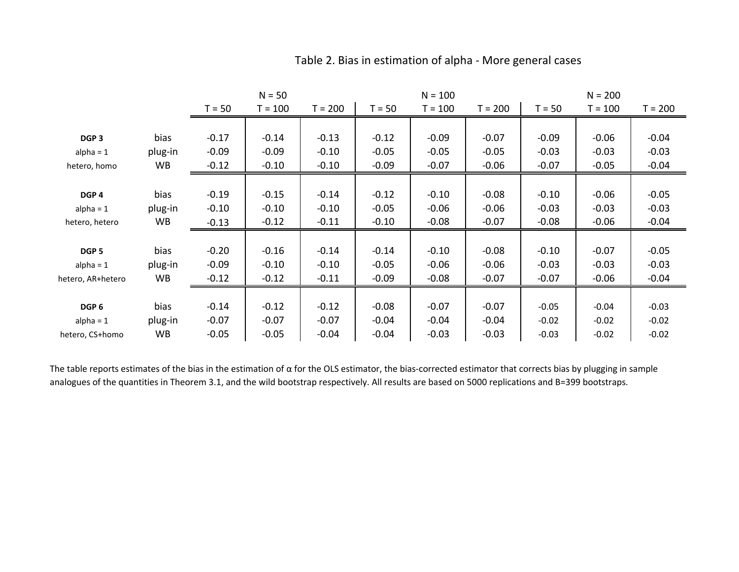# Table 2. Bias in estimation of alpha - More general cases

| | | N = 50 | | | N = 100 | | | N = 200 | | |
|---|---|---|---|---|---|---|---|---|---|---|
| | | T = 50 | T = 100 | T = 200 | T = 50 | T = 100 | T = 200 | T = 50 | T = 100 | T = 200 |
| **DGP 3** | bias | -0.17 | -0.14 | -0.13 | -0.12 | -0.09 | -0.07 | -0.09 | -0.06 | -0.04 |
| alpha = 1 | plug-in | -0.09 | -0.09 | -0.10 | -0.05 | -0.05 | -0.05 | -0.03 | -0.03 | -0.03 |
| hetero, homo | WB | -0.12 | -0.10 | -0.10 | -0.09 | -0.07 | -0.06 | -0.07 | -0.05 | -0.04 |
| **DGP 4** | bias | -0.19 | -0.15 | -0.14 | -0.12 | -0.10 | -0.08 | -0.10 | -0.06 | -0.05 |
| alpha = 1 | plug-in | -0.10 | -0.10 | -0.10 | -0.05 | -0.06 | -0.06 | -0.03 | -0.03 | -0.03 |
| hetero, hetero | WB | -0.13 | -0.12 | -0.11 | -0.10 | -0.08 | -0.07 | -0.08 | -0.06 | -0.04 |
| **DGP 5** | bias | -0.20 | -0.16 | -0.14 | -0.14 | -0.10 | -0.08 | -0.10 | -0.07 | -0.05 |
| alpha = 1 | plug-in | -0.09 | -0.10 | -0.10 | -0.05 | -0.06 | -0.06 | -0.03 | -0.03 | -0.03 |
| hetero, AR+hetero | WB | -0.12 | -0.12 | -0.11 | -0.09 | -0.08 | -0.07 | -0.07 | -0.06 | -0.04 |
| **DGP 6** | bias | -0.14 | -0.12 | -0.12 | -0.08 | -0.07 | -0.07 | -0.05 | -0.04 | -0.03 |
| alpha = 1 | plug-in | -0.07 | -0.07 | -0.07 | -0.04 | -0.04 | -0.04 | -0.02 | -0.02 | -0.02 |
| hetero, CS+homo | WB | -0.05 | -0.05 | -0.04 | -0.04 | -0.03 | -0.03 | -0.03 | -0.02 | -0.02 |

The table reports estimates of the bias in the estimation of α for the OLS estimator, the bias-corrected estimator that corrects bias by plugging in sample analogues of the quantities in Theorem 3.1, and the wild bootstrap respectively. All results are based on 5000 replications and B=399 bootstraps.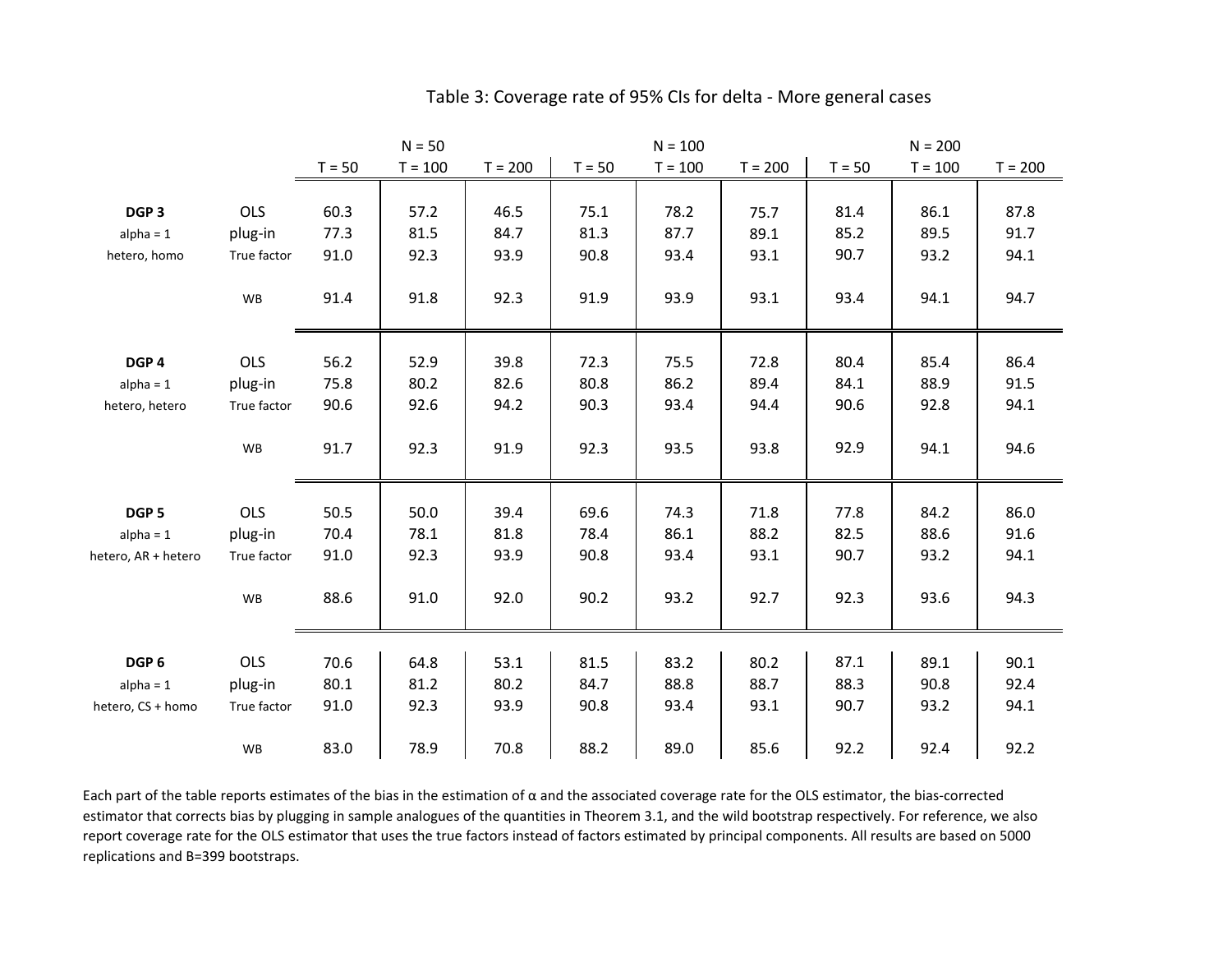Table 3: Coverage rate of 95% CIs for delta - More general cases

| | | N = 50 | | | N = 100 | | | N = 200 | | |
|---|---|---|---|---|---|---|---|---|---|---|
| | | T = 50 | T = 100 | T = 200 | T = 50 | T = 100 | T = 200 | T = 50 | T = 100 | T = 200 |
| **DGP 3** | OLS | 60.3 | 57.2 | 46.5 | 75.1 | 78.2 | 75.7 | 81.4 | 86.1 | 87.8 |
| alpha = 1 | plug-in | 77.3 | 81.5 | 84.7 | 81.3 | 87.7 | 89.1 | 85.2 | 89.5 | 91.7 |
| hetero, homo | True factor | 91.0 | 92.3 | 93.9 | 90.8 | 93.4 | 93.1 | 90.7 | 93.2 | 94.1 |
| | WB | 91.4 | 91.8 | 92.3 | 91.9 | 93.9 | 93.1 | 93.4 | 94.1 | 94.7 |
| **DGP 4** | OLS | 56.2 | 52.9 | 39.8 | 72.3 | 75.5 | 72.8 | 80.4 | 85.4 | 86.4 |
| alpha = 1 | plug-in | 75.8 | 80.2 | 82.6 | 80.8 | 86.2 | 89.4 | 84.1 | 88.9 | 91.5 |
| hetero, hetero | True factor | 90.6 | 92.6 | 94.2 | 90.3 | 93.4 | 94.4 | 90.6 | 92.8 | 94.1 |
| | WB | 91.7 | 92.3 | 91.9 | 92.3 | 93.5 | 93.8 | 92.9 | 94.1 | 94.6 |
| **DGP 5** | OLS | 50.5 | 50.0 | 39.4 | 69.6 | 74.3 | 71.8 | 77.8 | 84.2 | 86.0 |
| alpha = 1 | plug-in | 70.4 | 78.1 | 81.8 | 78.4 | 86.1 | 88.2 | 82.5 | 88.6 | 91.6 |
| hetero, AR + hetero | True factor | 91.0 | 92.3 | 93.9 | 90.8 | 93.4 | 93.1 | 90.7 | 93.2 | 94.1 |
| | WB | 88.6 | 91.0 | 92.0 | 90.2 | 93.2 | 92.7 | 92.3 | 93.6 | 94.3 |
| **DGP 6** | OLS | 70.6 | 64.8 | 53.1 | 81.5 | 83.2 | 80.2 | 87.1 | 89.1 | 90.1 |
| alpha = 1 | plug-in | 80.1 | 81.2 | 80.2 | 84.7 | 88.8 | 88.7 | 88.3 | 90.8 | 92.4 |
| hetero, CS + homo | True factor | 91.0 | 92.3 | 93.9 | 90.8 | 93.4 | 93.1 | 90.7 | 93.2 | 94.1 |
| | WB | 83.0 | 78.9 | 70.8 | 88.2 | 89.0 | 85.6 | 92.2 | 92.4 | 92.2 |

Each part of the table reports estimates of the bias in the estimation of α and the associated coverage rate for the OLS estimator, the bias-corrected estimator that corrects bias by plugging in sample analogues of the quantities in Theorem 3.1, and the wild bootstrap respectively. For reference, we also report coverage rate for the OLS estimator that uses the true factors instead of factors estimated by principal components. All results are based on 5000 replications and B=399 bootstraps.